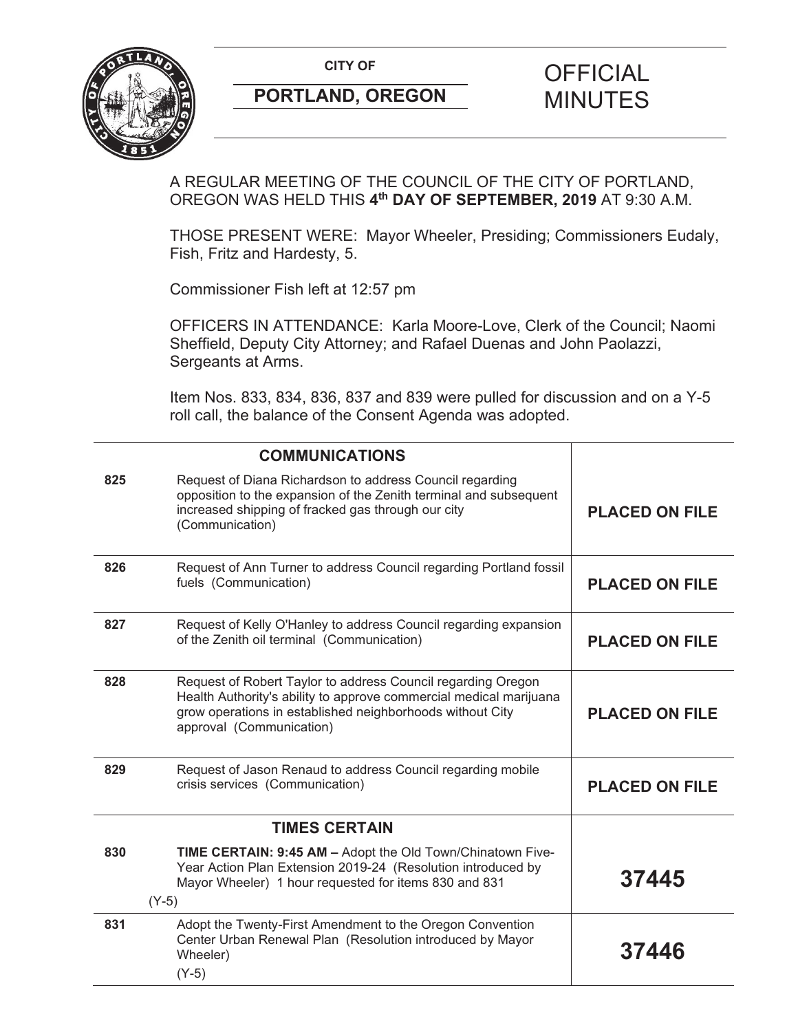**CITY OF**

**PORTLAND, OREGON**

# OFFICIAL MINUTES

A REGULAR MEETING OF THE COUNCIL OF THE CITY OF PORTLAND, OREGON WAS HELD THIS **4th DAY OF SEPTEMBER, 2019** AT 9:30 A.M.

THOSE PRESENT WERE: Mayor Wheeler, Presiding; Commissioners Eudaly, Fish, Fritz and Hardesty, 5.

Commissioner Fish left at 12:57 pm

OFFICERS IN ATTENDANCE: Karla Moore-Love, Clerk of the Council; Naomi Sheffield, Deputy City Attorney; and Rafael Duenas and John Paolazzi, Sergeants at Arms.

Item Nos. 833, 834, 836, 837 and 839 were pulled for discussion and on a Y-5 roll call, the balance of the Consent Agenda was adopted.

| | **COMMUNICATIONS** | |
|---|---|---|
| **825** | Request of Diana Richardson to address Council regarding opposition to the expansion of the Zenith terminal and subsequent increased shipping of fracked gas through our city (Communication) | **PLACED ON FILE** |
| **826** | Request of Ann Turner to address Council regarding Portland fossil fuels (Communication) | **PLACED ON FILE** |
| **827** | Request of Kelly O'Hanley to address Council regarding expansion of the Zenith oil terminal (Communication) | **PLACED ON FILE** |
| **828** | Request of Robert Taylor to address Council regarding Oregon Health Authority's ability to approve commercial medical marijuana grow operations in established neighborhoods without City approval (Communication) | **PLACED ON FILE** |
| **829** | Request of Jason Renaud to address Council regarding mobile crisis services (Communication) | **PLACED ON FILE** |
| | **TIMES CERTAIN** | |
| **830** | **TIME CERTAIN: 9:45 AM –** Adopt the Old Town/Chinatown Five-Year Action Plan Extension 2019-24 (Resolution introduced by Mayor Wheeler) 1 hour requested for items 830 and 831<br>(Y-5) | **37445** |
| **831** | Adopt the Twenty-First Amendment to the Oregon Convention Center Urban Renewal Plan (Resolution introduced by Mayor Wheeler)<br>(Y-5) | **37446** |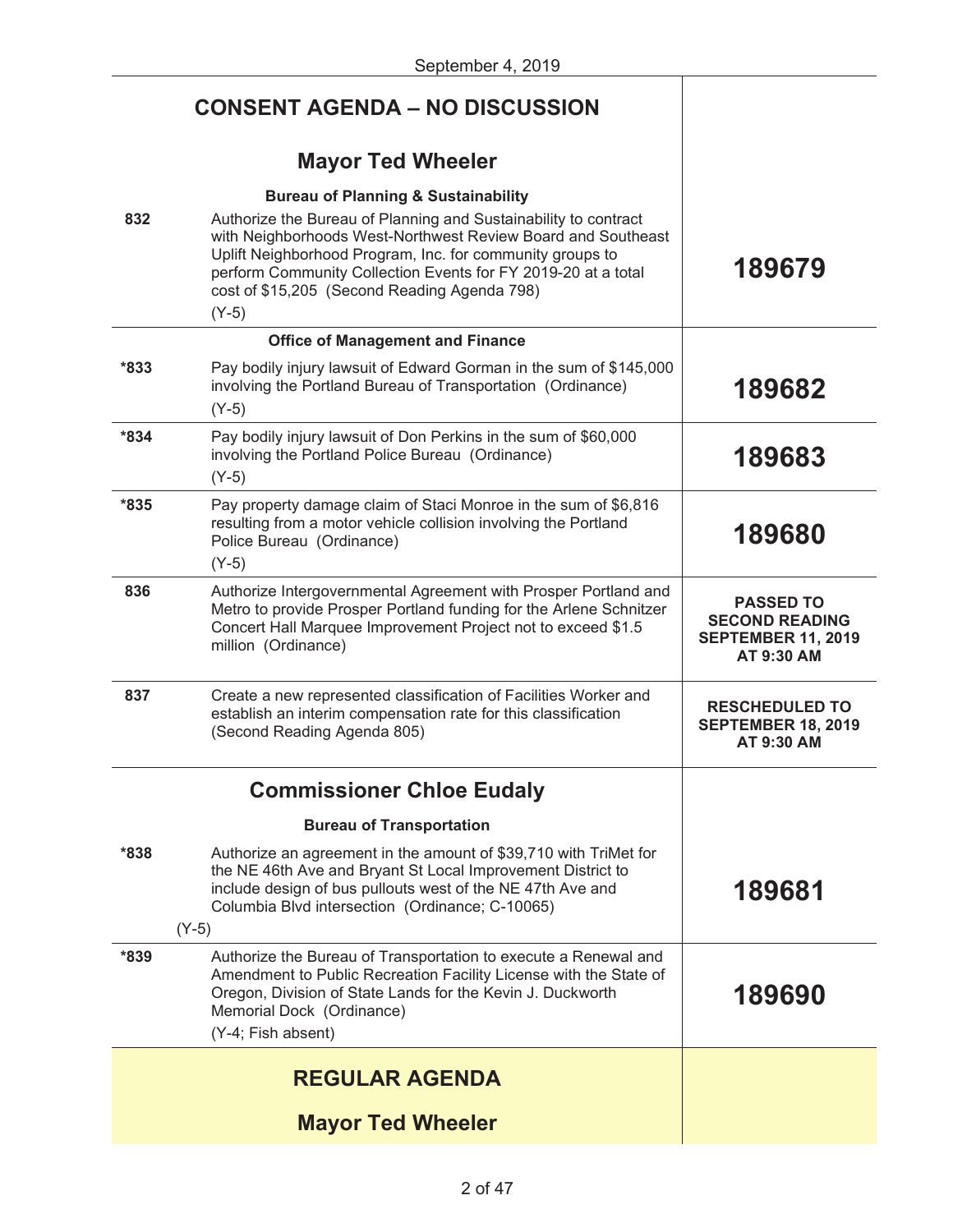September 4, 2019

## CONSENT AGENDA – NO DISCUSSION

### Mayor Ted Wheeler

**Bureau of Planning & Sustainability**

| | | |
|---|---|---|
| 832 | Authorize the Bureau of Planning and Sustainability to contract with Neighborhoods West-Northwest Review Board and Southeast Uplift Neighborhood Program, Inc. for community groups to perform Community Collection Events for FY 2019-20 at a total cost of $15,205 (Second Reading Agenda 798)<br>(Y-5) | **189679** |

**Office of Management and Finance**

| | | |
|---|---|---|
| *833 | Pay bodily injury lawsuit of Edward Gorman in the sum of $145,000 involving the Portland Bureau of Transportation (Ordinance)<br>(Y-5) | **189682** |
| *834 | Pay bodily injury lawsuit of Don Perkins in the sum of $60,000 involving the Portland Police Bureau (Ordinance)<br>(Y-5) | **189683** |
| *835 | Pay property damage claim of Staci Monroe in the sum of $6,816 resulting from a motor vehicle collision involving the Portland Police Bureau (Ordinance)<br>(Y-5) | **189680** |
| 836 | Authorize Intergovernmental Agreement with Prosper Portland and Metro to provide Prosper Portland funding for the Arlene Schnitzer Concert Hall Marquee Improvement Project not to exceed $1.5 million (Ordinance) | **PASSED TO SECOND READING SEPTEMBER 11, 2019 AT 9:30 AM** |
| 837 | Create a new represented classification of Facilities Worker and establish an interim compensation rate for this classification (Second Reading Agenda 805) | **RESCHEDULED TO SEPTEMBER 18, 2019 AT 9:30 AM** |

### Commissioner Chloe Eudaly

**Bureau of Transportation**

| | | |
|---|---|---|
| *838 | Authorize an agreement in the amount of $39,710 with TriMet for the NE 46th Ave and Bryant St Local Improvement District to include design of bus pullouts west of the NE 47th Ave and Columbia Blvd intersection (Ordinance; C-10065)<br>(Y-5) | **189681** |
| *839 | Authorize the Bureau of Transportation to execute a Renewal and Amendment to Public Recreation Facility License with the State of Oregon, Division of State Lands for the Kevin J. Duckworth Memorial Dock (Ordinance)<br>(Y-4; Fish absent) | **189690** |

## REGULAR AGENDA

### Mayor Ted Wheeler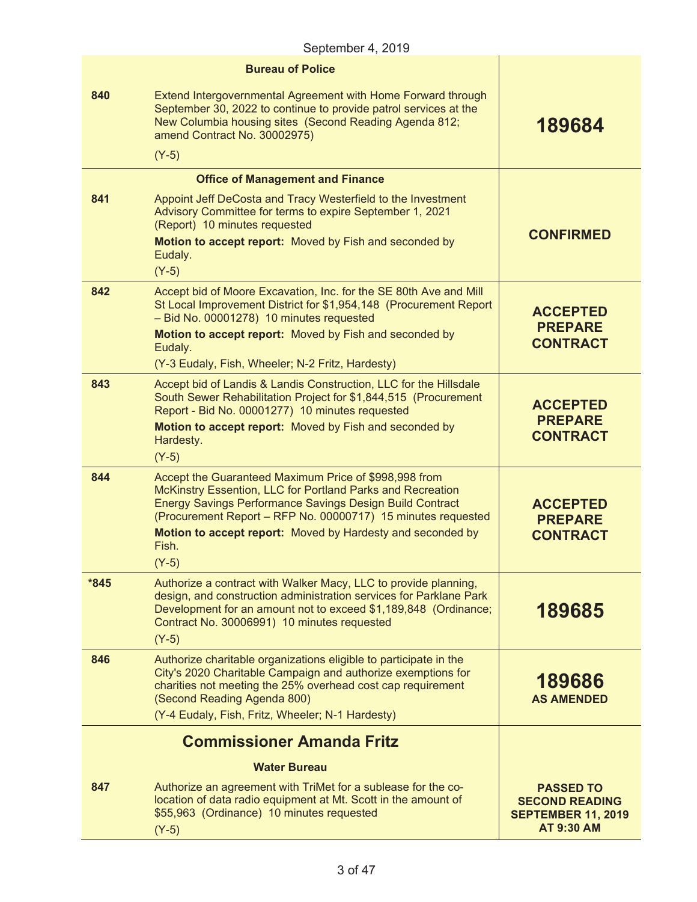September 4, 2019

| | | |
|---|---|---|
| | **Bureau of Police** | |
| 840 | Extend Intergovernmental Agreement with Home Forward through September 30, 2022 to continue to provide patrol services at the New Columbia housing sites (Second Reading Agenda 812; amend Contract No. 30002975)<br>(Y-5) | **189684** |
| | **Office of Management and Finance** | |
| 841 | Appoint Jeff DeCosta and Tracy Westerfield to the Investment Advisory Committee for terms to expire September 1, 2021 (Report) 10 minutes requested<br>**Motion to accept report:** Moved by Fish and seconded by Eudaly.<br>(Y-5) | **CONFIRMED** |
| 842 | Accept bid of Moore Excavation, Inc. for the SE 80th Ave and Mill St Local Improvement District for $1,954,148 (Procurement Report – Bid No. 00001278) 10 minutes requested<br>**Motion to accept report:** Moved by Fish and seconded by Eudaly.<br>(Y-3 Eudaly, Fish, Wheeler; N-2 Fritz, Hardesty) | **ACCEPTED PREPARE CONTRACT** |
| 843 | Accept bid of Landis & Landis Construction, LLC for the Hillsdale South Sewer Rehabilitation Project for $1,844,515 (Procurement Report - Bid No. 00001277) 10 minutes requested<br>**Motion to accept report:** Moved by Fish and seconded by Hardesty.<br>(Y-5) | **ACCEPTED PREPARE CONTRACT** |
| 844 | Accept the Guaranteed Maximum Price of $998,998 from McKinstry Essention, LLC for Portland Parks and Recreation Energy Savings Performance Savings Design Build Contract (Procurement Report – RFP No. 00000717) 15 minutes requested<br>**Motion to accept report:** Moved by Hardesty and seconded by Fish.<br>(Y-5) | **ACCEPTED PREPARE CONTRACT** |
| *845 | Authorize a contract with Walker Macy, LLC to provide planning, design, and construction administration services for Parklane Park Development for an amount not to exceed $1,189,848 (Ordinance; Contract No. 30006991) 10 minutes requested<br>(Y-5) | **189685** |
| 846 | Authorize charitable organizations eligible to participate in the City's 2020 Charitable Campaign and authorize exemptions for charities not meeting the 25% overhead cost cap requirement (Second Reading Agenda 800)<br>(Y-4 Eudaly, Fish, Fritz, Wheeler; N-1 Hardesty) | **189686 AS AMENDED** |
| | **Commissioner Amanda Fritz** | |
| | **Water Bureau** | |
| 847 | Authorize an agreement with TriMet for a sublease for the co-location of data radio equipment at Mt. Scott in the amount of $55,963 (Ordinance) 10 minutes requested<br>(Y-5) | **PASSED TO SECOND READING SEPTEMBER 11, 2019 AT 9:30 AM** |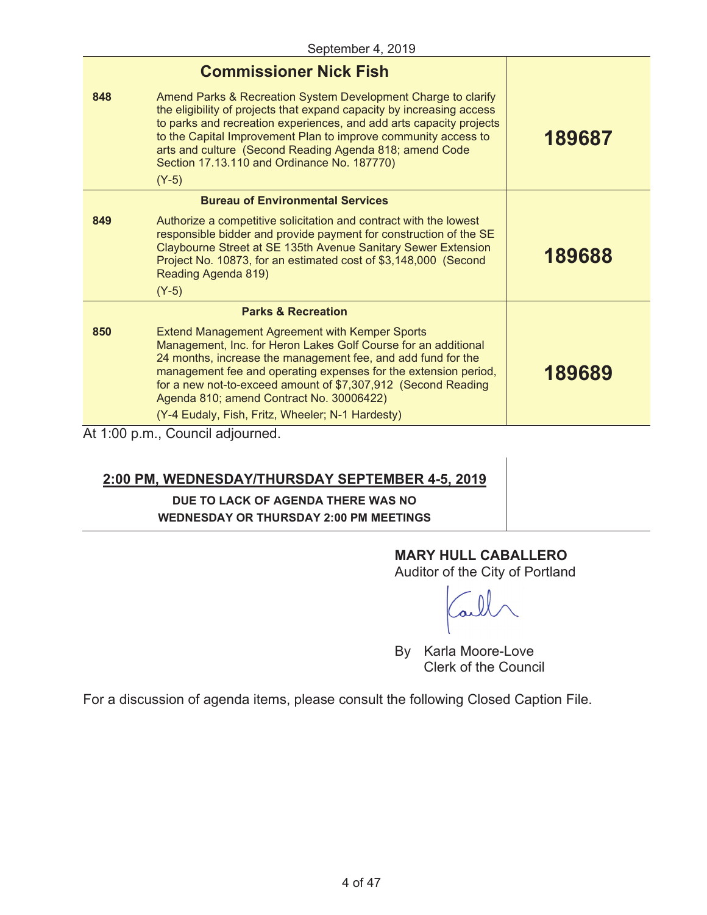September 4, 2019

| | Commissioner Nick Fish | |
|---|---|---|
| 848 | Amend Parks & Recreation System Development Charge to clarify the eligibility of projects that expand capacity by increasing access to parks and recreation experiences, and add arts capacity projects to the Capital Improvement Plan to improve community access to arts and culture (Second Reading Agenda 818; amend Code Section 17.13.110 and Ordinance No. 187770) (Y-5) | **189687** |
| | **Bureau of Environmental Services** | |
| 849 | Authorize a competitive solicitation and contract with the lowest responsible bidder and provide payment for construction of the SE Claybourne Street at SE 135th Avenue Sanitary Sewer Extension Project No. 10873, for an estimated cost of $3,148,000 (Second Reading Agenda 819) (Y-5) | **189688** |
| | **Parks & Recreation** | |
| 850 | Extend Management Agreement with Kemper Sports Management, Inc. for Heron Lakes Golf Course for an additional 24 months, increase the management fee, and add fund for the management fee and operating expenses for the extension period, for a new not-to-exceed amount of $7,307,912 (Second Reading Agenda 810; amend Contract No. 30006422) (Y-4 Eudaly, Fish, Fritz, Wheeler; N-1 Hardesty) | **189689** |

At 1:00 p.m., Council adjourned.

## 2:00 PM, WEDNESDAY/THURSDAY SEPTEMBER 4-5, 2019

**DUE TO LACK OF AGENDA THERE WAS NO WEDNESDAY OR THURSDAY 2:00 PM MEETINGS**

**MARY HULL CABALLERO**
Auditor of the City of Portland

By Karla Moore-Love
Clerk of the Council

For a discussion of agenda items, please consult the following Closed Caption File.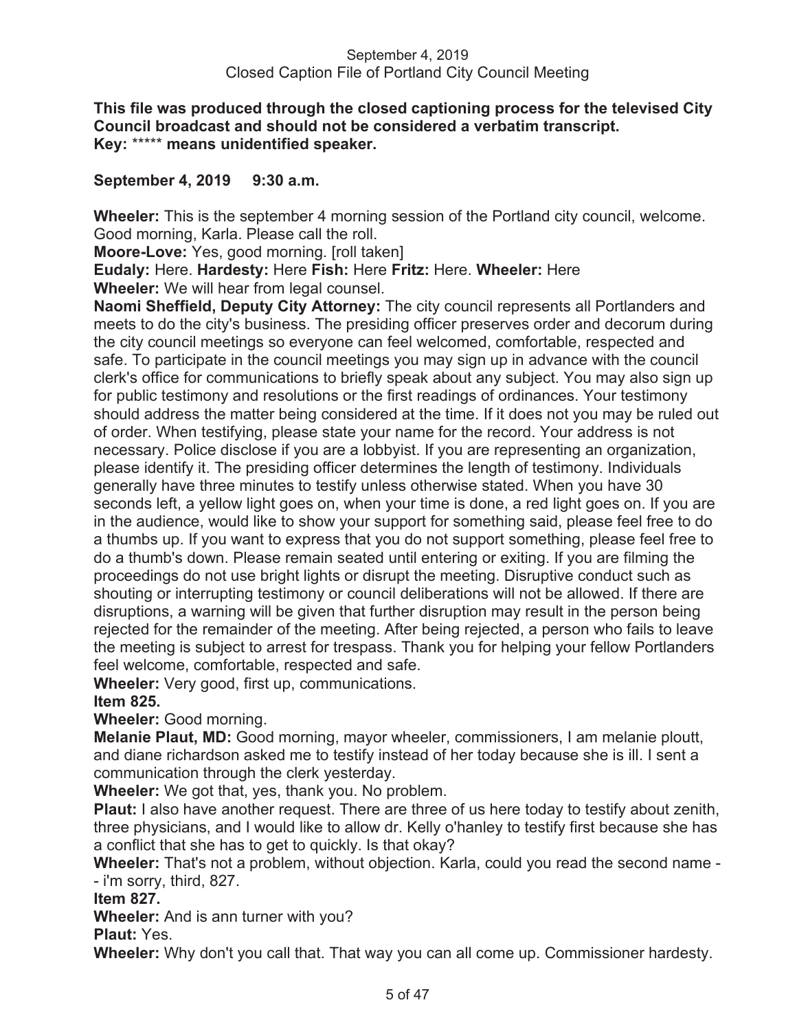September 4, 2019
Closed Caption File of Portland City Council Meeting

**This file was produced through the closed captioning process for the televised City Council broadcast and should not be considered a verbatim transcript.**
**Key: ***** means unidentified speaker.**

**September 4, 2019 9:30 a.m.**

**Wheeler:** This is the september 4 morning session of the Portland city council, welcome. Good morning, Karla. Please call the roll.
**Moore-Love:** Yes, good morning. [roll taken]
**Eudaly:** Here. **Hardesty:** Here **Fish:** Here **Fritz:** Here. **Wheeler:** Here
**Wheeler:** We will hear from legal counsel.
**Naomi Sheffield, Deputy City Attorney:** The city council represents all Portlanders and meets to do the city's business. The presiding officer preserves order and decorum during the city council meetings so everyone can feel welcomed, comfortable, respected and safe. To participate in the council meetings you may sign up in advance with the council clerk's office for communications to briefly speak about any subject. You may also sign up for public testimony and resolutions or the first readings of ordinances. Your testimony should address the matter being considered at the time. If it does not you may be ruled out of order. When testifying, please state your name for the record. Your address is not necessary. Police disclose if you are a lobbyist. If you are representing an organization, please identify it. The presiding officer determines the length of testimony. Individuals generally have three minutes to testify unless otherwise stated. When you have 30 seconds left, a yellow light goes on, when your time is done, a red light goes on. If you are in the audience, would like to show your support for something said, please feel free to do a thumbs up. If you want to express that you do not support something, please feel free to do a thumb's down. Please remain seated until entering or exiting. If you are filming the proceedings do not use bright lights or disrupt the meeting. Disruptive conduct such as shouting or interrupting testimony or council deliberations will not be allowed. If there are disruptions, a warning will be given that further disruption may result in the person being rejected for the remainder of the meeting. After being rejected, a person who fails to leave the meeting is subject to arrest for trespass. Thank you for helping your fellow Portlanders feel welcome, comfortable, respected and safe.
**Wheeler:** Very good, first up, communications.
**Item 825.**
**Wheeler:** Good morning.
**Melanie Plaut, MD:** Good morning, mayor wheeler, commissioners, I am melanie ploutt, and diane richardson asked me to testify instead of her today because she is ill. I sent a communication through the clerk yesterday.
**Wheeler:** We got that, yes, thank you. No problem.
**Plaut:** I also have another request. There are three of us here today to testify about zenith, three physicians, and I would like to allow dr. Kelly o'hanley to testify first because she has a conflict that she has to get to quickly. Is that okay?
**Wheeler:** That's not a problem, without objection. Karla, could you read the second name -- i'm sorry, third, 827.
**Item 827.**
**Wheeler:** And is ann turner with you?
**Plaut:** Yes.
**Wheeler:** Why don't you call that. That way you can all come up. Commissioner hardesty.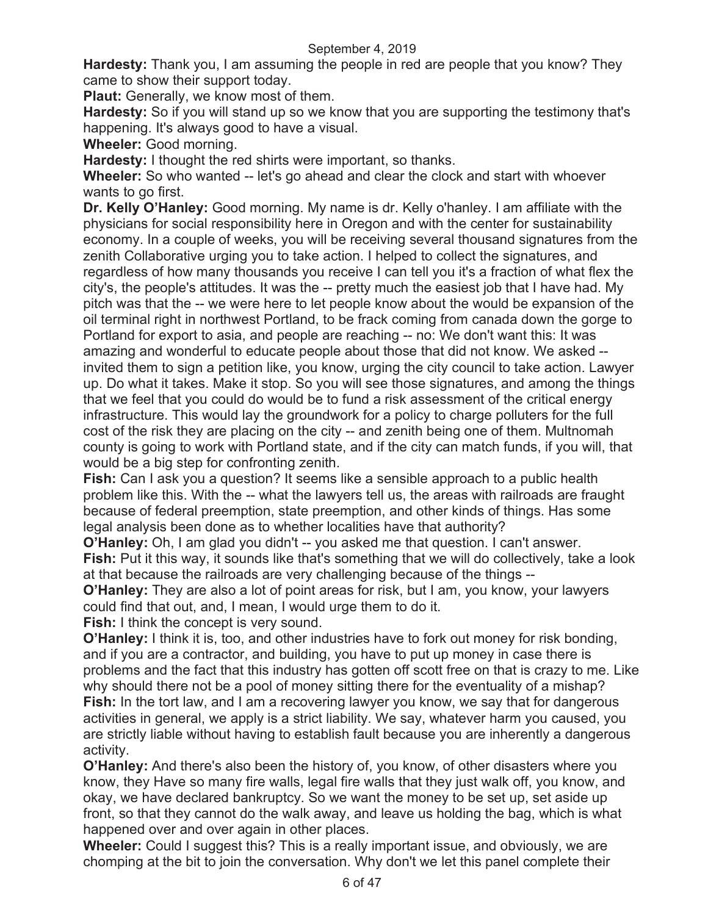**Hardesty:** Thank you, I am assuming the people in red are people that you know? They came to show their support today.

**Plaut:** Generally, we know most of them.

**Hardesty:** So if you will stand up so we know that you are supporting the testimony that's happening. It's always good to have a visual.

**Wheeler:** Good morning.

**Hardesty:** I thought the red shirts were important, so thanks.

**Wheeler:** So who wanted -- let's go ahead and clear the clock and start with whoever wants to go first.

**Dr. Kelly O'Hanley:** Good morning. My name is dr. Kelly o'hanley. I am affiliate with the physicians for social responsibility here in Oregon and with the center for sustainability economy. In a couple of weeks, you will be receiving several thousand signatures from the zenith Collaborative urging you to take action. I helped to collect the signatures, and regardless of how many thousands you receive I can tell you it's a fraction of what flex the city's, the people's attitudes. It was the -- pretty much the easiest job that I have had. My pitch was that the -- we were here to let people know about the would be expansion of the oil terminal right in northwest Portland, to be frack coming from canada down the gorge to Portland for export to asia, and people are reaching -- no: We don't want this: It was amazing and wonderful to educate people about those that did not know. We asked -- invited them to sign a petition like, you know, urging the city council to take action. Lawyer up. Do what it takes. Make it stop. So you will see those signatures, and among the things that we feel that you could do would be to fund a risk assessment of the critical energy infrastructure. This would lay the groundwork for a policy to charge polluters for the full cost of the risk they are placing on the city -- and zenith being one of them. Multnomah county is going to work with Portland state, and if the city can match funds, if you will, that would be a big step for confronting zenith.

**Fish:** Can I ask you a question? It seems like a sensible approach to a public health problem like this. With the -- what the lawyers tell us, the areas with railroads are fraught because of federal preemption, state preemption, and other kinds of things. Has some legal analysis been done as to whether localities have that authority?

**O'Hanley:** Oh, I am glad you didn't -- you asked me that question. I can't answer.

**Fish:** Put it this way, it sounds like that's something that we will do collectively, take a look at that because the railroads are very challenging because of the things --

**O'Hanley:** They are also a lot of point areas for risk, but I am, you know, your lawyers could find that out, and, I mean, I would urge them to do it.

**Fish:** I think the concept is very sound.

**O'Hanley:** I think it is, too, and other industries have to fork out money for risk bonding, and if you are a contractor, and building, you have to put up money in case there is problems and the fact that this industry has gotten off scott free on that is crazy to me. Like why should there not be a pool of money sitting there for the eventuality of a mishap?

**Fish:** In the tort law, and I am a recovering lawyer you know, we say that for dangerous activities in general, we apply is a strict liability. We say, whatever harm you caused, you are strictly liable without having to establish fault because you are inherently a dangerous activity.

**O'Hanley:** And there's also been the history of, you know, of other disasters where you know, they Have so many fire walls, legal fire walls that they just walk off, you know, and okay, we have declared bankruptcy. So we want the money to be set up, set aside up front, so that they cannot do the walk away, and leave us holding the bag, which is what happened over and over again in other places.

**Wheeler:** Could I suggest this? This is a really important issue, and obviously, we are chomping at the bit to join the conversation. Why don't we let this panel complete their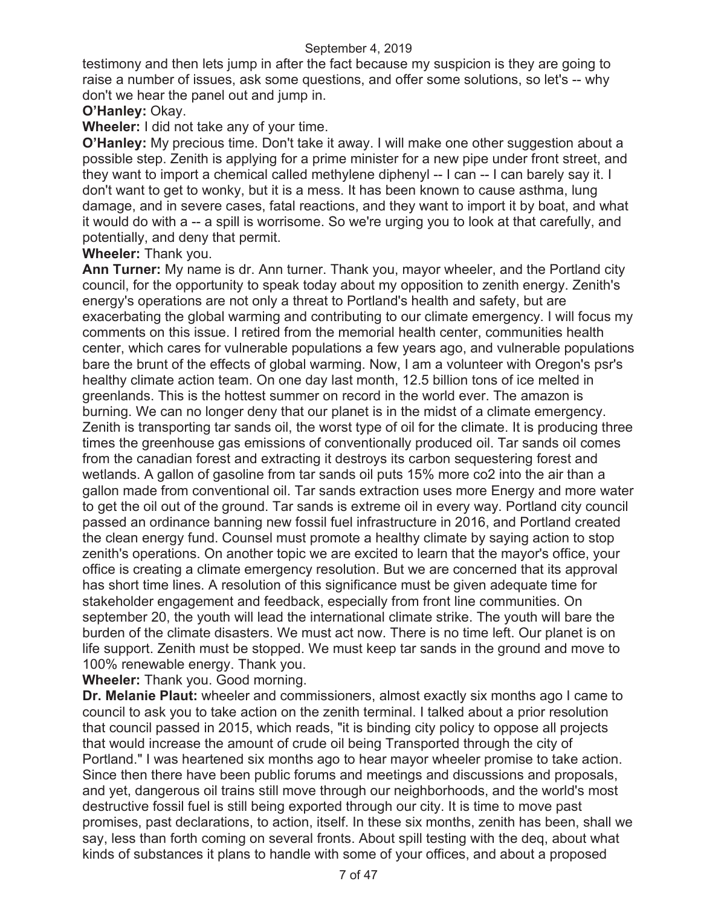testimony and then lets jump in after the fact because my suspicion is they are going to raise a number of issues, ask some questions, and offer some solutions, so let's -- why don't we hear the panel out and jump in.

**O'Hanley:** Okay.

**Wheeler:** I did not take any of your time.

**O'Hanley:** My precious time. Don't take it away. I will make one other suggestion about a possible step. Zenith is applying for a prime minister for a new pipe under front street, and they want to import a chemical called methylene diphenyl -- I can -- I can barely say it. I don't want to get to wonky, but it is a mess. It has been known to cause asthma, lung damage, and in severe cases, fatal reactions, and they want to import it by boat, and what it would do with a -- a spill is worrisome. So we're urging you to look at that carefully, and potentially, and deny that permit.

**Wheeler:** Thank you.

**Ann Turner:** My name is dr. Ann turner. Thank you, mayor wheeler, and the Portland city council, for the opportunity to speak today about my opposition to zenith energy. Zenith's energy's operations are not only a threat to Portland's health and safety, but are exacerbating the global warming and contributing to our climate emergency. I will focus my comments on this issue. I retired from the memorial health center, communities health center, which cares for vulnerable populations a few years ago, and vulnerable populations bare the brunt of the effects of global warming. Now, I am a volunteer with Oregon's psr's healthy climate action team. On one day last month, 12.5 billion tons of ice melted in greenlands. This is the hottest summer on record in the world ever. The amazon is burning. We can no longer deny that our planet is in the midst of a climate emergency. Zenith is transporting tar sands oil, the worst type of oil for the climate. It is producing three times the greenhouse gas emissions of conventionally produced oil. Tar sands oil comes from the canadian forest and extracting it destroys its carbon sequestering forest and wetlands. A gallon of gasoline from tar sands oil puts 15% more co2 into the air than a gallon made from conventional oil. Tar sands extraction uses more Energy and more water to get the oil out of the ground. Tar sands is extreme oil in every way. Portland city council passed an ordinance banning new fossil fuel infrastructure in 2016, and Portland created the clean energy fund. Counsel must promote a healthy climate by saying action to stop zenith's operations. On another topic we are excited to learn that the mayor's office, your office is creating a climate emergency resolution. But we are concerned that its approval has short time lines. A resolution of this significance must be given adequate time for stakeholder engagement and feedback, especially from front line communities. On september 20, the youth will lead the international climate strike. The youth will bare the burden of the climate disasters. We must act now. There is no time left. Our planet is on life support. Zenith must be stopped. We must keep tar sands in the ground and move to 100% renewable energy. Thank you.

**Wheeler:** Thank you. Good morning.

**Dr. Melanie Plaut:** wheeler and commissioners, almost exactly six months ago I came to council to ask you to take action on the zenith terminal. I talked about a prior resolution that council passed in 2015, which reads, "it is binding city policy to oppose all projects that would increase the amount of crude oil being Transported through the city of Portland." I was heartened six months ago to hear mayor wheeler promise to take action. Since then there have been public forums and meetings and discussions and proposals, and yet, dangerous oil trains still move through our neighborhoods, and the world's most destructive fossil fuel is still being exported through our city. It is time to move past promises, past declarations, to action, itself. In these six months, zenith has been, shall we say, less than forth coming on several fronts. About spill testing with the deq, about what kinds of substances it plans to handle with some of your offices, and about a proposed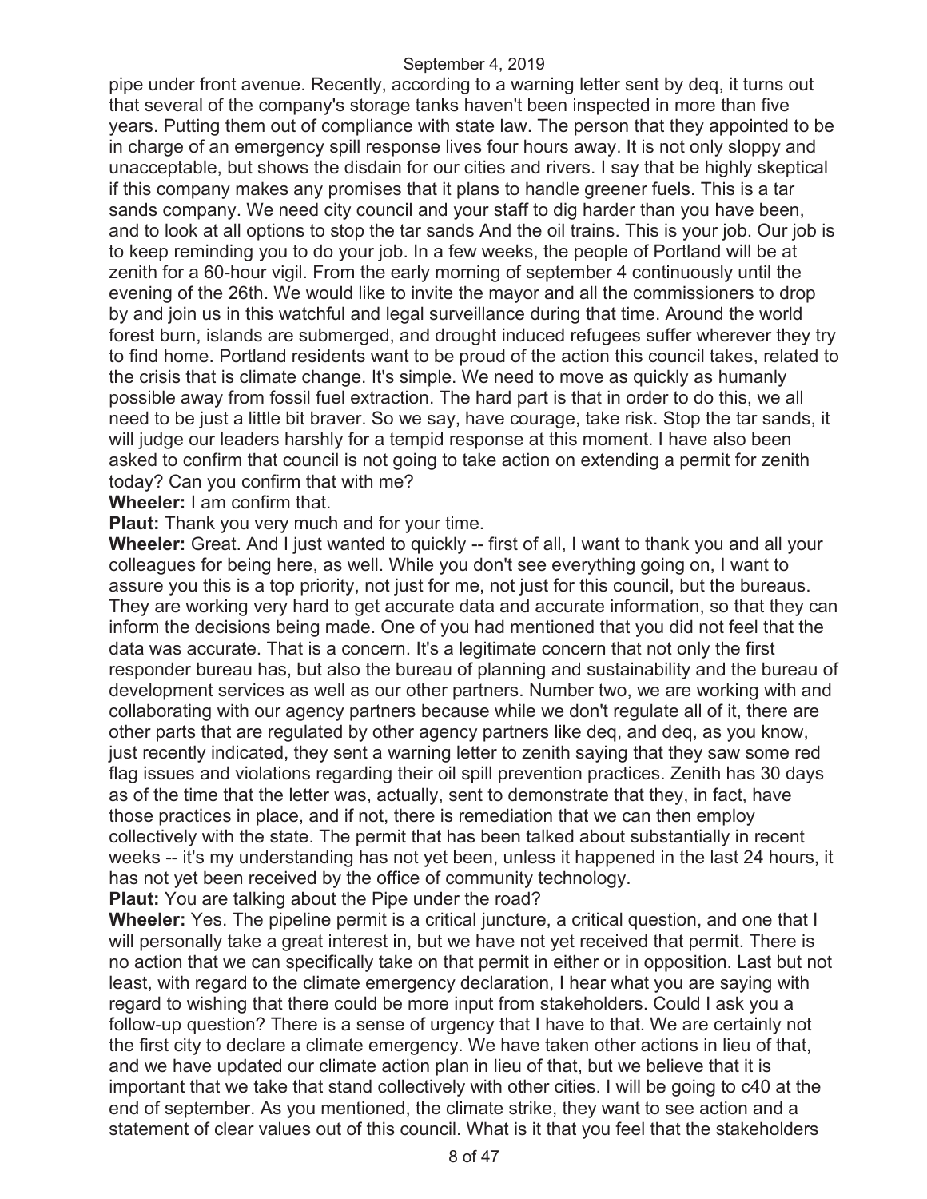pipe under front avenue. Recently, according to a warning letter sent by deq, it turns out that several of the company's storage tanks haven't been inspected in more than five years. Putting them out of compliance with state law. The person that they appointed to be in charge of an emergency spill response lives four hours away. It is not only sloppy and unacceptable, but shows the disdain for our cities and rivers. I say that be highly skeptical if this company makes any promises that it plans to handle greener fuels. This is a tar sands company. We need city council and your staff to dig harder than you have been, and to look at all options to stop the tar sands And the oil trains. This is your job. Our job is to keep reminding you to do your job. In a few weeks, the people of Portland will be at zenith for a 60-hour vigil. From the early morning of september 4 continuously until the evening of the 26th. We would like to invite the mayor and all the commissioners to drop by and join us in this watchful and legal surveillance during that time. Around the world forest burn, islands are submerged, and drought induced refugees suffer wherever they try to find home. Portland residents want to be proud of the action this council takes, related to the crisis that is climate change. It's simple. We need to move as quickly as humanly possible away from fossil fuel extraction. The hard part is that in order to do this, we all need to be just a little bit braver. So we say, have courage, take risk. Stop the tar sands, it will judge our leaders harshly for a tempid response at this moment. I have also been asked to confirm that council is not going to take action on extending a permit for zenith today? Can you confirm that with me?

**Wheeler:** I am confirm that.

**Plaut:** Thank you very much and for your time.

**Wheeler:** Great. And I just wanted to quickly -- first of all, I want to thank you and all your colleagues for being here, as well. While you don't see everything going on, I want to assure you this is a top priority, not just for me, not just for this council, but the bureaus. They are working very hard to get accurate data and accurate information, so that they can inform the decisions being made. One of you had mentioned that you did not feel that the data was accurate. That is a concern. It's a legitimate concern that not only the first responder bureau has, but also the bureau of planning and sustainability and the bureau of development services as well as our other partners. Number two, we are working with and collaborating with our agency partners because while we don't regulate all of it, there are other parts that are regulated by other agency partners like deq, and deq, as you know, just recently indicated, they sent a warning letter to zenith saying that they saw some red flag issues and violations regarding their oil spill prevention practices. Zenith has 30 days as of the time that the letter was, actually, sent to demonstrate that they, in fact, have those practices in place, and if not, there is remediation that we can then employ collectively with the state. The permit that has been talked about substantially in recent weeks -- it's my understanding has not yet been, unless it happened in the last 24 hours, it has not yet been received by the office of community technology.

**Plaut:** You are talking about the Pipe under the road?

**Wheeler:** Yes. The pipeline permit is a critical juncture, a critical question, and one that I will personally take a great interest in, but we have not yet received that permit. There is no action that we can specifically take on that permit in either or in opposition. Last but not least, with regard to the climate emergency declaration, I hear what you are saying with regard to wishing that there could be more input from stakeholders. Could I ask you a follow-up question? There is a sense of urgency that I have to that. We are certainly not the first city to declare a climate emergency. We have taken other actions in lieu of that, and we have updated our climate action plan in lieu of that, but we believe that it is important that we take that stand collectively with other cities. I will be going to c40 at the end of september. As you mentioned, the climate strike, they want to see action and a statement of clear values out of this council. What is it that you feel that the stakeholders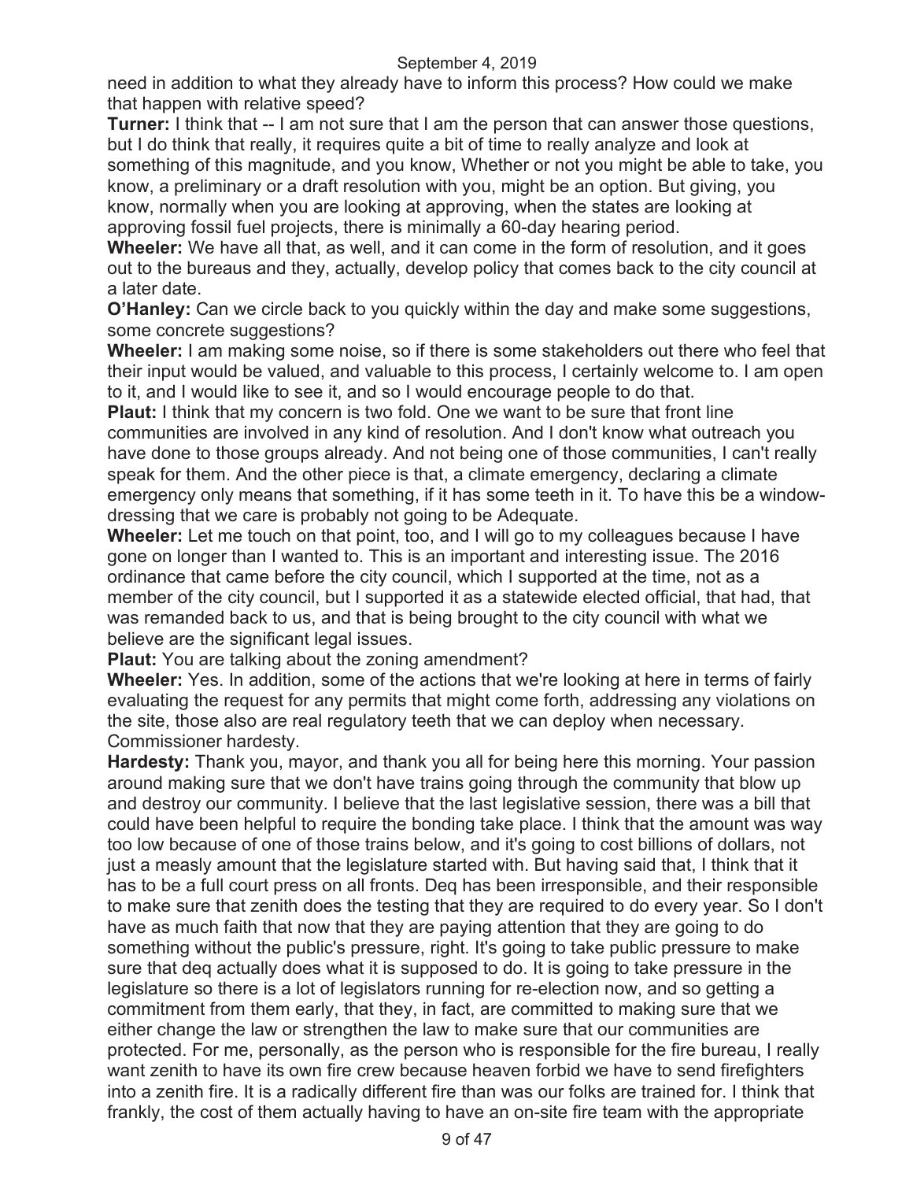need in addition to what they already have to inform this process? How could we make that happen with relative speed?

**Turner:** I think that -- I am not sure that I am the person that can answer those questions, but I do think that really, it requires quite a bit of time to really analyze and look at something of this magnitude, and you know, Whether or not you might be able to take, you know, a preliminary or a draft resolution with you, might be an option. But giving, you know, normally when you are looking at approving, when the states are looking at approving fossil fuel projects, there is minimally a 60-day hearing period.

**Wheeler:** We have all that, as well, and it can come in the form of resolution, and it goes out to the bureaus and they, actually, develop policy that comes back to the city council at a later date.

**O'Hanley:** Can we circle back to you quickly within the day and make some suggestions, some concrete suggestions?

**Wheeler:** I am making some noise, so if there is some stakeholders out there who feel that their input would be valued, and valuable to this process, I certainly welcome to. I am open to it, and I would like to see it, and so I would encourage people to do that.

**Plaut:** I think that my concern is two fold. One we want to be sure that front line communities are involved in any kind of resolution. And I don't know what outreach you have done to those groups already. And not being one of those communities, I can't really speak for them. And the other piece is that, a climate emergency, declaring a climate emergency only means that something, if it has some teeth in it. To have this be a window-dressing that we care is probably not going to be Adequate.

**Wheeler:** Let me touch on that point, too, and I will go to my colleagues because I have gone on longer than I wanted to. This is an important and interesting issue. The 2016 ordinance that came before the city council, which I supported at the time, not as a member of the city council, but I supported it as a statewide elected official, that had, that was remanded back to us, and that is being brought to the city council with what we believe are the significant legal issues.

**Plaut:** You are talking about the zoning amendment?

**Wheeler:** Yes. In addition, some of the actions that we're looking at here in terms of fairly evaluating the request for any permits that might come forth, addressing any violations on the site, those also are real regulatory teeth that we can deploy when necessary. Commissioner hardesty.

**Hardesty:** Thank you, mayor, and thank you all for being here this morning. Your passion around making sure that we don't have trains going through the community that blow up and destroy our community. I believe that the last legislative session, there was a bill that could have been helpful to require the bonding take place. I think that the amount was way too low because of one of those trains below, and it's going to cost billions of dollars, not just a measly amount that the legislature started with. But having said that, I think that it has to be a full court press on all fronts. Deq has been irresponsible, and their responsible to make sure that zenith does the testing that they are required to do every year. So I don't have as much faith that now that they are paying attention that they are going to do something without the public's pressure, right. It's going to take public pressure to make sure that deq actually does what it is supposed to do. It is going to take pressure in the legislature so there is a lot of legislators running for re-election now, and so getting a commitment from them early, that they, in fact, are committed to making sure that we either change the law or strengthen the law to make sure that our communities are protected. For me, personally, as the person who is responsible for the fire bureau, I really want zenith to have its own fire crew because heaven forbid we have to send firefighters into a zenith fire. It is a radically different fire than was our folks are trained for. I think that frankly, the cost of them actually having to have an on-site fire team with the appropriate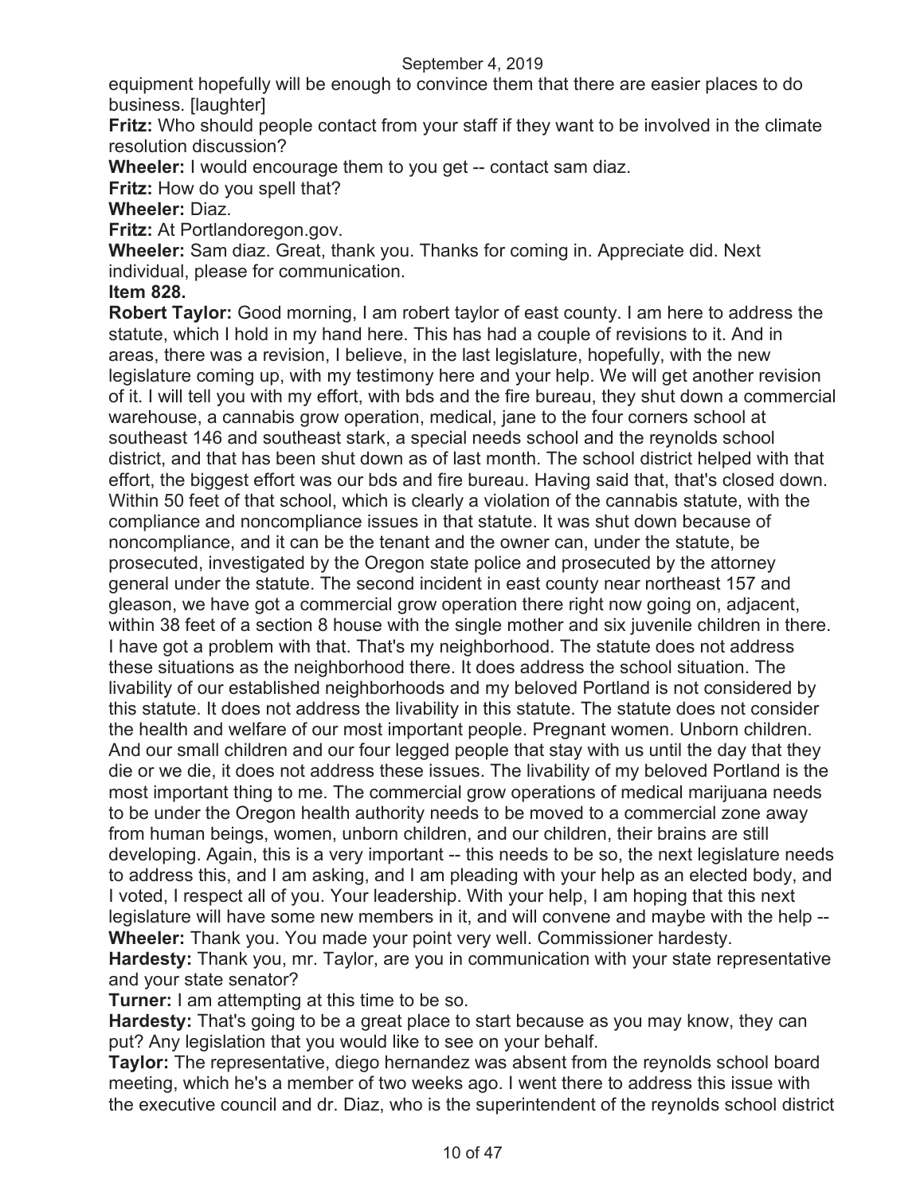equipment hopefully will be enough to convince them that there are easier places to do business. [laughter]

**Fritz:** Who should people contact from your staff if they want to be involved in the climate resolution discussion?

**Wheeler:** I would encourage them to you get -- contact sam diaz.

**Fritz:** How do you spell that?

**Wheeler:** Diaz.

**Fritz:** At Portlandoregon.gov.

**Wheeler:** Sam diaz. Great, thank you. Thanks for coming in. Appreciate did. Next individual, please for communication.

**Item 828.**

**Robert Taylor:** Good morning, I am robert taylor of east county. I am here to address the statute, which I hold in my hand here. This has had a couple of revisions to it. And in areas, there was a revision, I believe, in the last legislature, hopefully, with the new legislature coming up, with my testimony here and your help. We will get another revision of it. I will tell you with my effort, with bds and the fire bureau, they shut down a commercial warehouse, a cannabis grow operation, medical, jane to the four corners school at southeast 146 and southeast stark, a special needs school and the reynolds school district, and that has been shut down as of last month. The school district helped with that effort, the biggest effort was our bds and fire bureau. Having said that, that's closed down. Within 50 feet of that school, which is clearly a violation of the cannabis statute, with the compliance and noncompliance issues in that statute. It was shut down because of noncompliance, and it can be the tenant and the owner can, under the statute, be prosecuted, investigated by the Oregon state police and prosecuted by the attorney general under the statute. The second incident in east county near northeast 157 and gleason, we have got a commercial grow operation there right now going on, adjacent, within 38 feet of a section 8 house with the single mother and six juvenile children in there. I have got a problem with that. That's my neighborhood. The statute does not address these situations as the neighborhood there. It does address the school situation. The livability of our established neighborhoods and my beloved Portland is not considered by this statute. It does not address the livability in this statute. The statute does not consider the health and welfare of our most important people. Pregnant women. Unborn children. And our small children and our four legged people that stay with us until the day that they die or we die, it does not address these issues. The livability of my beloved Portland is the most important thing to me. The commercial grow operations of medical marijuana needs to be under the Oregon health authority needs to be moved to a commercial zone away from human beings, women, unborn children, and our children, their brains are still developing. Again, this is a very important -- this needs to be so, the next legislature needs to address this, and I am asking, and I am pleading with your help as an elected body, and I voted, I respect all of you. Your leadership. With your help, I am hoping that this next legislature will have some new members in it, and will convene and maybe with the help --

**Wheeler:** Thank you. You made your point very well. Commissioner hardesty.

**Hardesty:** Thank you, mr. Taylor, are you in communication with your state representative and your state senator?

**Turner:** I am attempting at this time to be so.

**Hardesty:** That's going to be a great place to start because as you may know, they can put? Any legislation that you would like to see on your behalf.

**Taylor:** The representative, diego hernandez was absent from the reynolds school board meeting, which he's a member of two weeks ago. I went there to address this issue with the executive council and dr. Diaz, who is the superintendent of the reynolds school district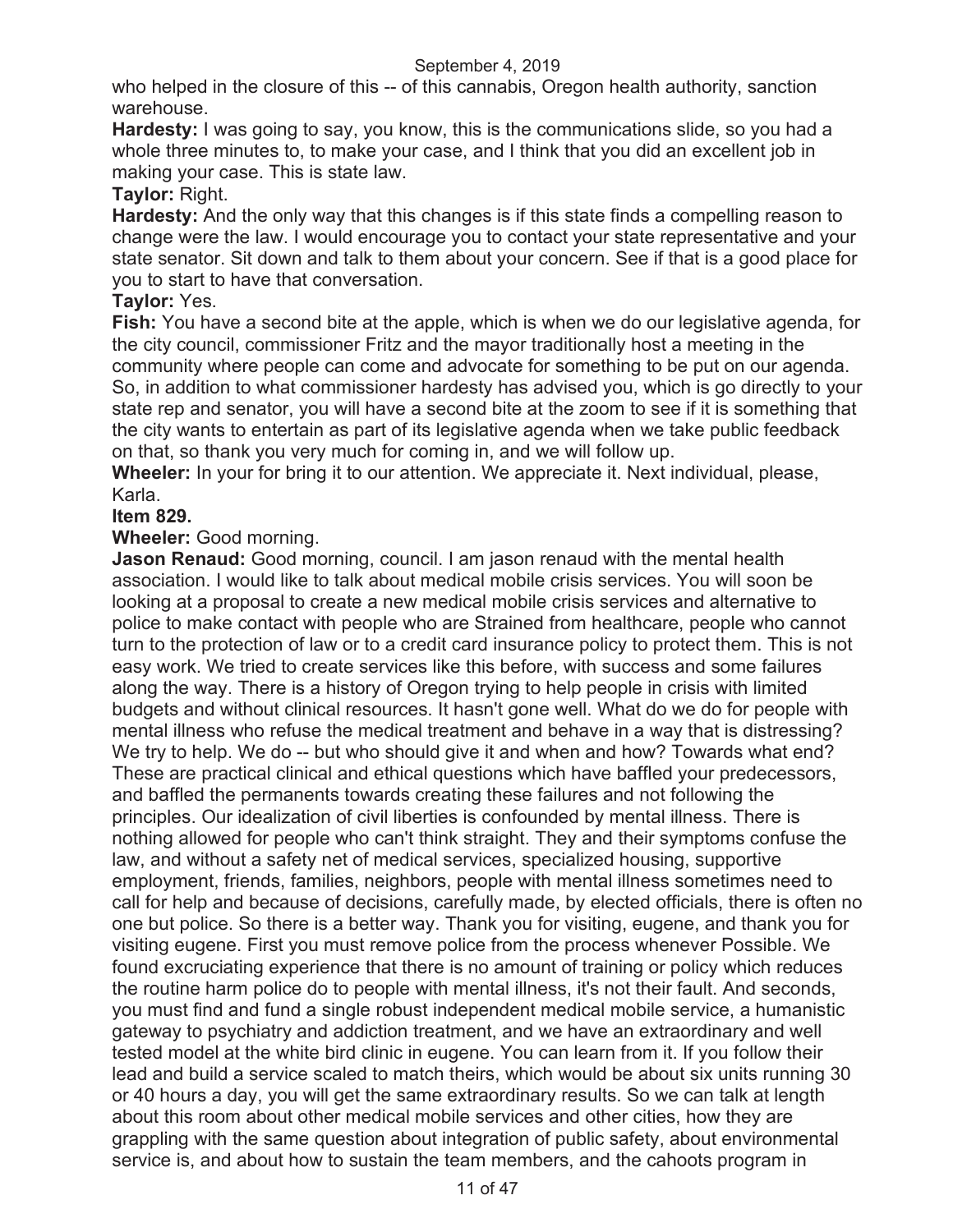who helped in the closure of this -- of this cannabis, Oregon health authority, sanction warehouse.

**Hardesty:** I was going to say, you know, this is the communications slide, so you had a whole three minutes to, to make your case, and I think that you did an excellent job in making your case. This is state law.

**Taylor:** Right.

**Hardesty:** And the only way that this changes is if this state finds a compelling reason to change were the law. I would encourage you to contact your state representative and your state senator. Sit down and talk to them about your concern. See if that is a good place for you to start to have that conversation.

**Taylor:** Yes.

**Fish:** You have a second bite at the apple, which is when we do our legislative agenda, for the city council, commissioner Fritz and the mayor traditionally host a meeting in the community where people can come and advocate for something to be put on our agenda. So, in addition to what commissioner hardesty has advised you, which is go directly to your state rep and senator, you will have a second bite at the zoom to see if it is something that the city wants to entertain as part of its legislative agenda when we take public feedback on that, so thank you very much for coming in, and we will follow up.

**Wheeler:** In your for bring it to our attention. We appreciate it. Next individual, please, Karla.

**Item 829.**

**Wheeler:** Good morning.

**Jason Renaud:** Good morning, council. I am jason renaud with the mental health association. I would like to talk about medical mobile crisis services. You will soon be looking at a proposal to create a new medical mobile crisis services and alternative to police to make contact with people who are Strained from healthcare, people who cannot turn to the protection of law or to a credit card insurance policy to protect them. This is not easy work. We tried to create services like this before, with success and some failures along the way. There is a history of Oregon trying to help people in crisis with limited budgets and without clinical resources. It hasn't gone well. What do we do for people with mental illness who refuse the medical treatment and behave in a way that is distressing? We try to help. We do -- but who should give it and when and how? Towards what end? These are practical clinical and ethical questions which have baffled your predecessors, and baffled the permanents towards creating these failures and not following the principles. Our idealization of civil liberties is confounded by mental illness. There is nothing allowed for people who can't think straight. They and their symptoms confuse the law, and without a safety net of medical services, specialized housing, supportive employment, friends, families, neighbors, people with mental illness sometimes need to call for help and because of decisions, carefully made, by elected officials, there is often no one but police. So there is a better way. Thank you for visiting, eugene, and thank you for visiting eugene. First you must remove police from the process whenever Possible. We found excruciating experience that there is no amount of training or policy which reduces the routine harm police do to people with mental illness, it's not their fault. And seconds, you must find and fund a single robust independent medical mobile service, a humanistic gateway to psychiatry and addiction treatment, and we have an extraordinary and well tested model at the white bird clinic in eugene. You can learn from it. If you follow their lead and build a service scaled to match theirs, which would be about six units running 30 or 40 hours a day, you will get the same extraordinary results. So we can talk at length about this room about other medical mobile services and other cities, how they are grappling with the same question about integration of public safety, about environmental service is, and about how to sustain the team members, and the cahoots program in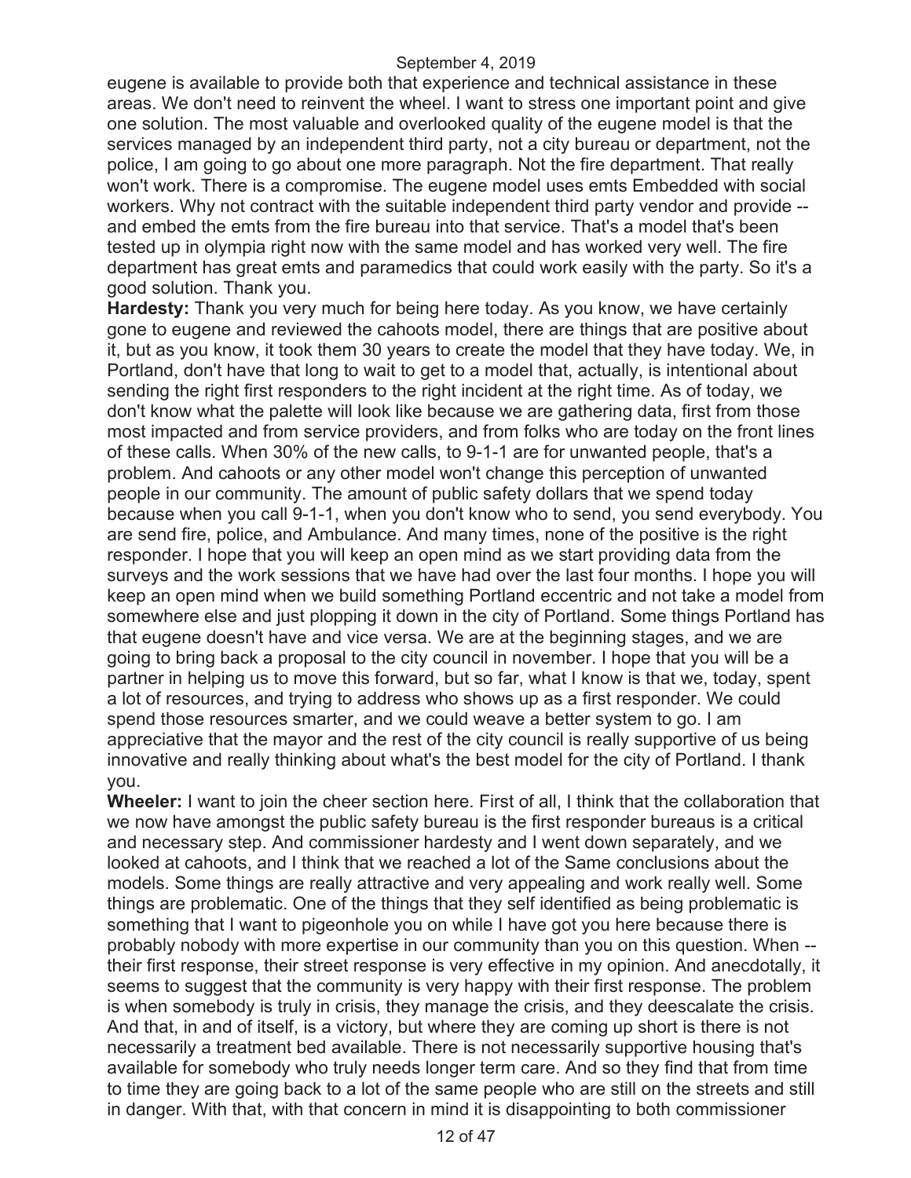eugene is available to provide both that experience and technical assistance in these areas. We don't need to reinvent the wheel. I want to stress one important point and give one solution. The most valuable and overlooked quality of the eugene model is that the services managed by an independent third party, not a city bureau or department, not the police, I am going to go about one more paragraph. Not the fire department. That really won't work. There is a compromise. The eugene model uses emts Embedded with social workers. Why not contract with the suitable independent third party vendor and provide -- and embed the emts from the fire bureau into that service. That's a model that's been tested up in olympia right now with the same model and has worked very well. The fire department has great emts and paramedics that could work easily with the party. So it's a good solution. Thank you.

**Hardesty:** Thank you very much for being here today. As you know, we have certainly gone to eugene and reviewed the cahoots model, there are things that are positive about it, but as you know, it took them 30 years to create the model that they have today. We, in Portland, don't have that long to wait to get to a model that, actually, is intentional about sending the right first responders to the right incident at the right time. As of today, we don't know what the palette will look like because we are gathering data, first from those most impacted and from service providers, and from folks who are today on the front lines of these calls. When 30% of the new calls, to 9-1-1 are for unwanted people, that's a problem. And cahoots or any other model won't change this perception of unwanted people in our community. The amount of public safety dollars that we spend today because when you call 9-1-1, when you don't know who to send, you send everybody. You are send fire, police, and Ambulance. And many times, none of the positive is the right responder. I hope that you will keep an open mind as we start providing data from the surveys and the work sessions that we have had over the last four months. I hope you will keep an open mind when we build something Portland eccentric and not take a model from somewhere else and just plopping it down in the city of Portland. Some things Portland has that eugene doesn't have and vice versa. We are at the beginning stages, and we are going to bring back a proposal to the city council in november. I hope that you will be a partner in helping us to move this forward, but so far, what I know is that we, today, spent a lot of resources, and trying to address who shows up as a first responder. We could spend those resources smarter, and we could weave a better system to go. I am appreciative that the mayor and the rest of the city council is really supportive of us being innovative and really thinking about what's the best model for the city of Portland. I thank you.

**Wheeler:** I want to join the cheer section here. First of all, I think that the collaboration that we now have amongst the public safety bureau is the first responder bureaus is a critical and necessary step. And commissioner hardesty and I went down separately, and we looked at cahoots, and I think that we reached a lot of the Same conclusions about the models. Some things are really attractive and very appealing and work really well. Some things are problematic. One of the things that they self identified as being problematic is something that I want to pigeonhole you on while I have got you here because there is probably nobody with more expertise in our community than you on this question. When -- their first response, their street response is very effective in my opinion. And anecdotally, it seems to suggest that the community is very happy with their first response. The problem is when somebody is truly in crisis, they manage the crisis, and they deescalate the crisis. And that, in and of itself, is a victory, but where they are coming up short is there is not necessarily a treatment bed available. There is not necessarily supportive housing that's available for somebody who truly needs longer term care. And so they find that from time to time they are going back to a lot of the same people who are still on the streets and still in danger. With that, with that concern in mind it is disappointing to both commissioner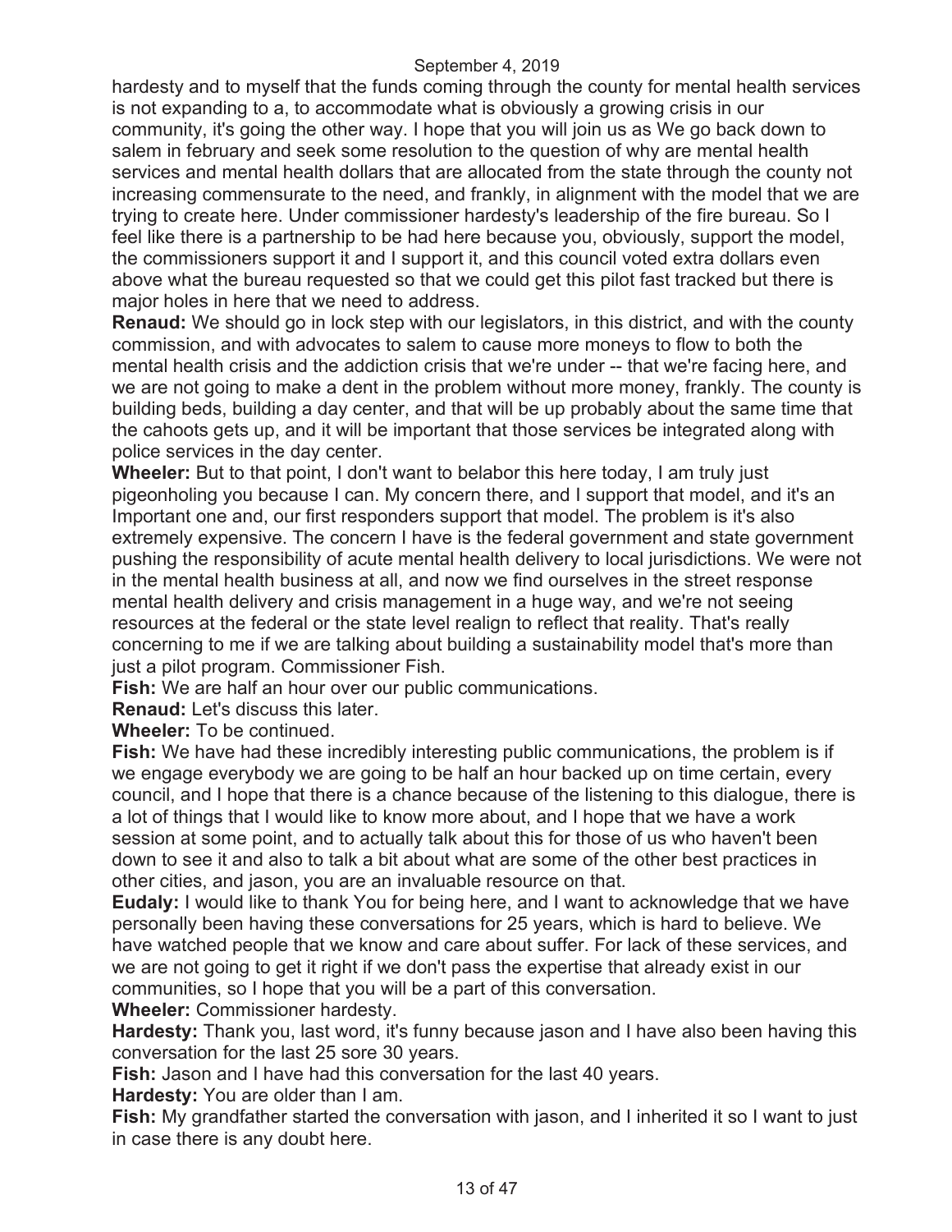hardesty and to myself that the funds coming through the county for mental health services is not expanding to a, to accommodate what is obviously a growing crisis in our community, it's going the other way. I hope that you will join us as We go back down to salem in february and seek some resolution to the question of why are mental health services and mental health dollars that are allocated from the state through the county not increasing commensurate to the need, and frankly, in alignment with the model that we are trying to create here. Under commissioner hardesty's leadership of the fire bureau. So I feel like there is a partnership to be had here because you, obviously, support the model, the commissioners support it and I support it, and this council voted extra dollars even above what the bureau requested so that we could get this pilot fast tracked but there is major holes in here that we need to address.

**Renaud:** We should go in lock step with our legislators, in this district, and with the county commission, and with advocates to salem to cause more moneys to flow to both the mental health crisis and the addiction crisis that we're under -- that we're facing here, and we are not going to make a dent in the problem without more money, frankly. The county is building beds, building a day center, and that will be up probably about the same time that the cahoots gets up, and it will be important that those services be integrated along with police services in the day center.

**Wheeler:** But to that point, I don't want to belabor this here today, I am truly just pigeonholing you because I can. My concern there, and I support that model, and it's an Important one and, our first responders support that model. The problem is it's also extremely expensive. The concern I have is the federal government and state government pushing the responsibility of acute mental health delivery to local jurisdictions. We were not in the mental health business at all, and now we find ourselves in the street response mental health delivery and crisis management in a huge way, and we're not seeing resources at the federal or the state level realign to reflect that reality. That's really concerning to me if we are talking about building a sustainability model that's more than just a pilot program. Commissioner Fish.

**Fish:** We are half an hour over our public communications.

**Renaud:** Let's discuss this later.

**Wheeler:** To be continued.

**Fish:** We have had these incredibly interesting public communications, the problem is if we engage everybody we are going to be half an hour backed up on time certain, every council, and I hope that there is a chance because of the listening to this dialogue, there is a lot of things that I would like to know more about, and I hope that we have a work session at some point, and to actually talk about this for those of us who haven't been down to see it and also to talk a bit about what are some of the other best practices in other cities, and jason, you are an invaluable resource on that.

**Eudaly:** I would like to thank You for being here, and I want to acknowledge that we have personally been having these conversations for 25 years, which is hard to believe. We have watched people that we know and care about suffer. For lack of these services, and we are not going to get it right if we don't pass the expertise that already exist in our communities, so I hope that you will be a part of this conversation.

**Wheeler:** Commissioner hardesty.

**Hardesty:** Thank you, last word, it's funny because jason and I have also been having this conversation for the last 25 sore 30 years.

**Fish:** Jason and I have had this conversation for the last 40 years.

**Hardesty:** You are older than I am.

**Fish:** My grandfather started the conversation with jason, and I inherited it so I want to just in case there is any doubt here.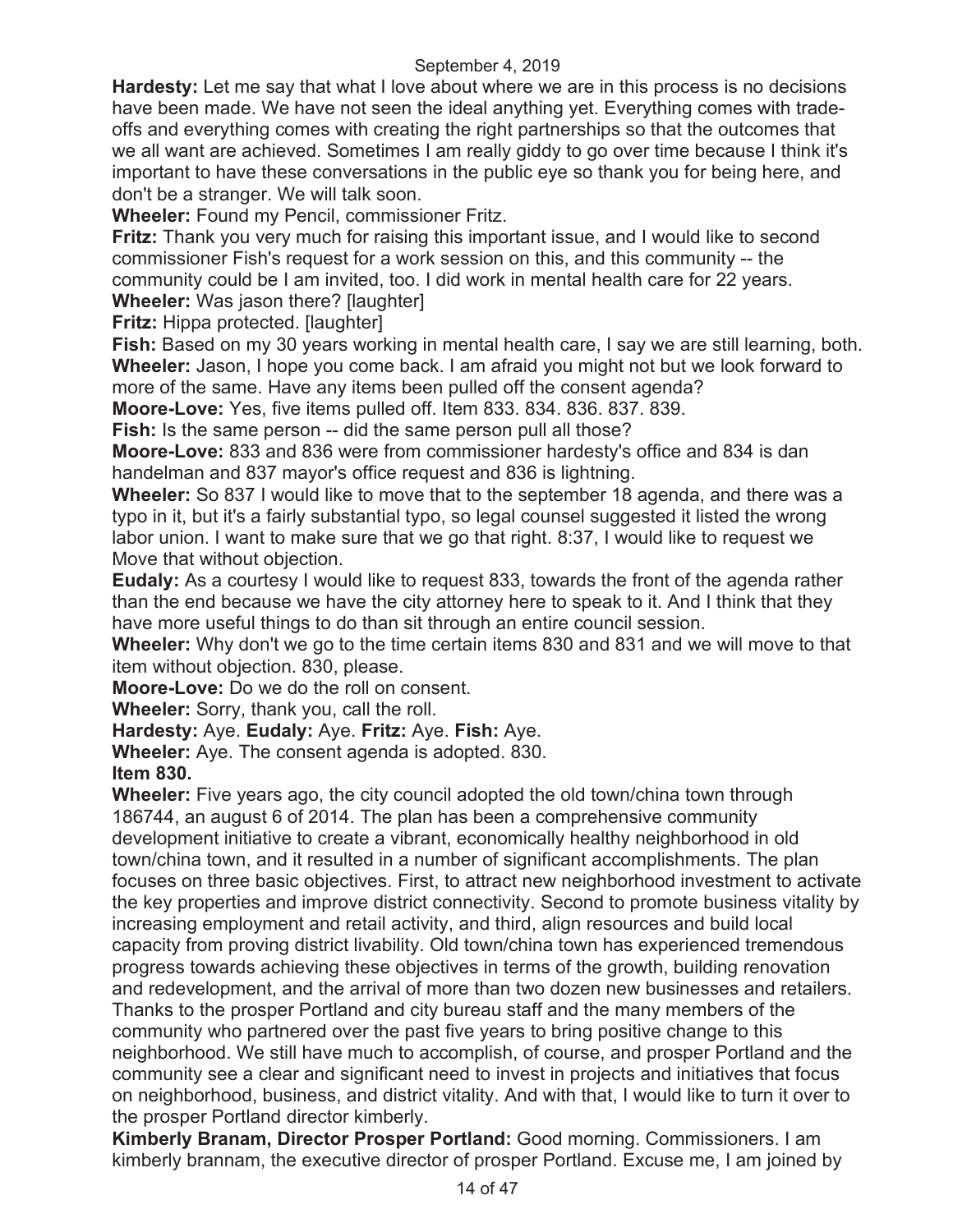**Hardesty:** Let me say that what I love about where we are in this process is no decisions have been made. We have not seen the ideal anything yet. Everything comes with trade-offs and everything comes with creating the right partnerships so that the outcomes that we all want are achieved. Sometimes I am really giddy to go over time because I think it's important to have these conversations in the public eye so thank you for being here, and don't be a stranger. We will talk soon.

**Wheeler:** Found my Pencil, commissioner Fritz.

**Fritz:** Thank you very much for raising this important issue, and I would like to second commissioner Fish's request for a work session on this, and this community -- the community could be I am invited, too. I did work in mental health care for 22 years.

**Wheeler:** Was jason there? [laughter]

**Fritz:** Hippa protected. [laughter]

**Fish:** Based on my 30 years working in mental health care, I say we are still learning, both.

**Wheeler:** Jason, I hope you come back. I am afraid you might not but we look forward to more of the same. Have any items been pulled off the consent agenda?

**Moore-Love:** Yes, five items pulled off. Item 833. 834. 836. 837. 839.

**Fish:** Is the same person -- did the same person pull all those?

**Moore-Love:** 833 and 836 were from commissioner hardesty's office and 834 is dan handelman and 837 mayor's office request and 836 is lightning.

**Wheeler:** So 837 I would like to move that to the september 18 agenda, and there was a typo in it, but it's a fairly substantial typo, so legal counsel suggested it listed the wrong labor union. I want to make sure that we go that right. 8:37, I would like to request we Move that without objection.

**Eudaly:** As a courtesy I would like to request 833, towards the front of the agenda rather than the end because we have the city attorney here to speak to it. And I think that they have more useful things to do than sit through an entire council session.

**Wheeler:** Why don't we go to the time certain items 830 and 831 and we will move to that item without objection. 830, please.

**Moore-Love:** Do we do the roll on consent.

**Wheeler:** Sorry, thank you, call the roll.

**Hardesty:** Aye. **Eudaly:** Aye. **Fritz:** Aye. **Fish:** Aye.

**Wheeler:** Aye. The consent agenda is adopted. 830.

**Item 830.**

**Wheeler:** Five years ago, the city council adopted the old town/china town through 186744, an august 6 of 2014. The plan has been a comprehensive community development initiative to create a vibrant, economically healthy neighborhood in old town/china town, and it resulted in a number of significant accomplishments. The plan focuses on three basic objectives. First, to attract new neighborhood investment to activate the key properties and improve district connectivity. Second to promote business vitality by increasing employment and retail activity, and third, align resources and build local capacity from proving district livability. Old town/china town has experienced tremendous progress towards achieving these objectives in terms of the growth, building renovation and redevelopment, and the arrival of more than two dozen new businesses and retailers. Thanks to the prosper Portland and city bureau staff and the many members of the community who partnered over the past five years to bring positive change to this neighborhood. We still have much to accomplish, of course, and prosper Portland and the community see a clear and significant need to invest in projects and initiatives that focus on neighborhood, business, and district vitality. And with that, I would like to turn it over to the prosper Portland director kimberly.

**Kimberly Branam, Director Prosper Portland:** Good morning. Commissioners. I am kimberly brannam, the executive director of prosper Portland. Excuse me, I am joined by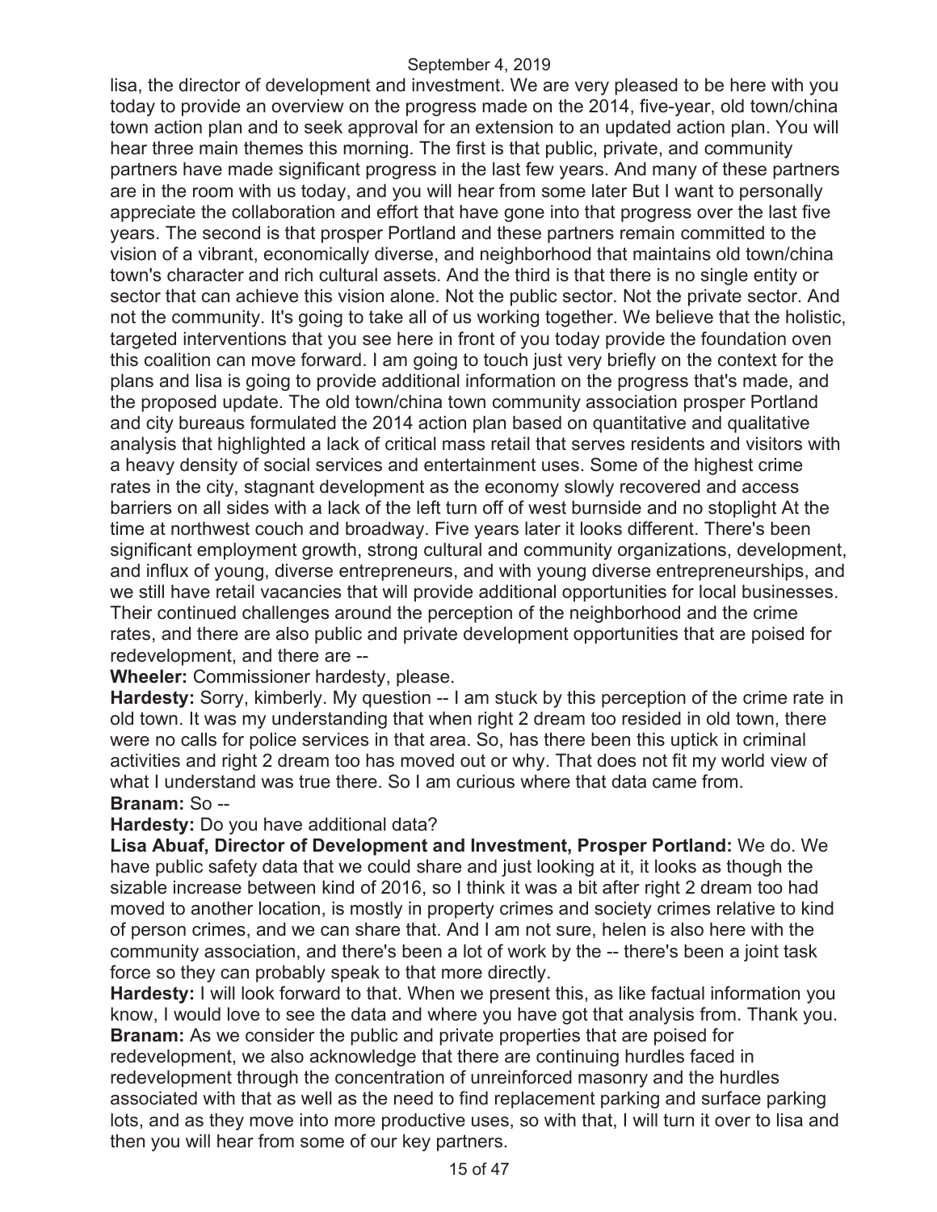lisa, the director of development and investment. We are very pleased to be here with you today to provide an overview on the progress made on the 2014, five-year, old town/china town action plan and to seek approval for an extension to an updated action plan. You will hear three main themes this morning. The first is that public, private, and community partners have made significant progress in the last few years. And many of these partners are in the room with us today, and you will hear from some later But I want to personally appreciate the collaboration and effort that have gone into that progress over the last five years. The second is that prosper Portland and these partners remain committed to the vision of a vibrant, economically diverse, and neighborhood that maintains old town/china town's character and rich cultural assets. And the third is that there is no single entity or sector that can achieve this vision alone. Not the public sector. Not the private sector. And not the community. It's going to take all of us working together. We believe that the holistic, targeted interventions that you see here in front of you today provide the foundation oven this coalition can move forward. I am going to touch just very briefly on the context for the plans and lisa is going to provide additional information on the progress that's made, and the proposed update. The old town/china town community association prosper Portland and city bureaus formulated the 2014 action plan based on quantitative and qualitative analysis that highlighted a lack of critical mass retail that serves residents and visitors with a heavy density of social services and entertainment uses. Some of the highest crime rates in the city, stagnant development as the economy slowly recovered and access barriers on all sides with a lack of the left turn off of west burnside and no stoplight At the time at northwest couch and broadway. Five years later it looks different. There's been significant employment growth, strong cultural and community organizations, development, and influx of young, diverse entrepreneurs, and with young diverse entrepreneurships, and we still have retail vacancies that will provide additional opportunities for local businesses. Their continued challenges around the perception of the neighborhood and the crime rates, and there are also public and private development opportunities that are poised for redevelopment, and there are --

**Wheeler:** Commissioner hardesty, please.

**Hardesty:** Sorry, kimberly. My question -- I am stuck by this perception of the crime rate in old town. It was my understanding that when right 2 dream too resided in old town, there were no calls for police services in that area. So, has there been this uptick in criminal activities and right 2 dream too has moved out or why. That does not fit my world view of what I understand was true there. So I am curious where that data came from.

**Branam:** So --

**Hardesty:** Do you have additional data?

**Lisa Abuaf, Director of Development and Investment, Prosper Portland:** We do. We have public safety data that we could share and just looking at it, it looks as though the sizable increase between kind of 2016, so I think it was a bit after right 2 dream too had moved to another location, is mostly in property crimes and society crimes relative to kind of person crimes, and we can share that. And I am not sure, helen is also here with the community association, and there's been a lot of work by the -- there's been a joint task force so they can probably speak to that more directly.

**Hardesty:** I will look forward to that. When we present this, as like factual information you know, I would love to see the data and where you have got that analysis from. Thank you.

**Branam:** As we consider the public and private properties that are poised for redevelopment, we also acknowledge that there are continuing hurdles faced in redevelopment through the concentration of unreinforced masonry and the hurdles associated with that as well as the need to find replacement parking and surface parking lots, and as they move into more productive uses, so with that, I will turn it over to lisa and then you will hear from some of our key partners.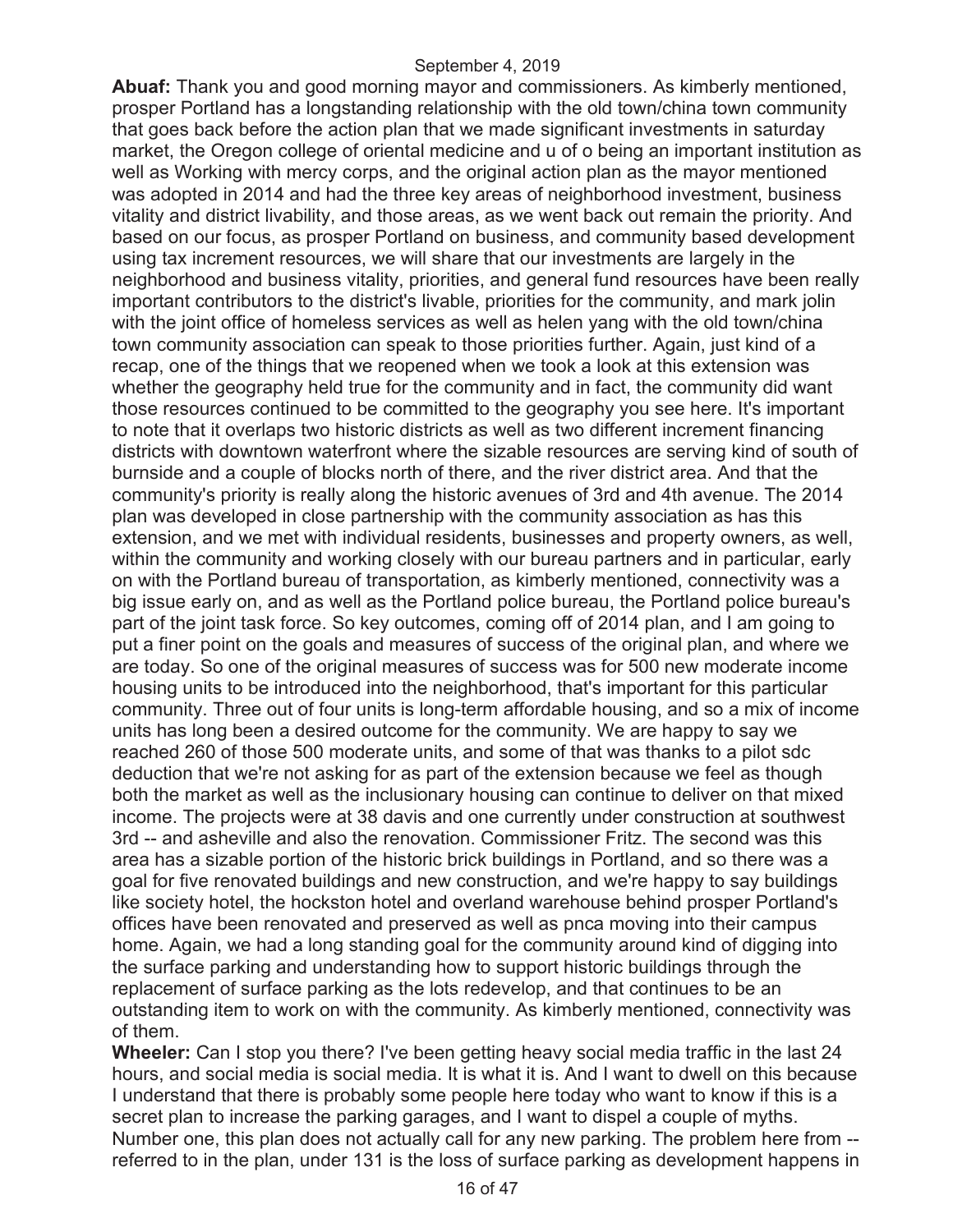**Abuaf:** Thank you and good morning mayor and commissioners. As kimberly mentioned, prosper Portland has a longstanding relationship with the old town/china town community that goes back before the action plan that we made significant investments in saturday market, the Oregon college of oriental medicine and u of o being an important institution as well as Working with mercy corps, and the original action plan as the mayor mentioned was adopted in 2014 and had the three key areas of neighborhood investment, business vitality and district livability, and those areas, as we went back out remain the priority. And based on our focus, as prosper Portland on business, and community based development using tax increment resources, we will share that our investments are largely in the neighborhood and business vitality, priorities, and general fund resources have been really important contributors to the district's livable, priorities for the community, and mark jolin with the joint office of homeless services as well as helen yang with the old town/china town community association can speak to those priorities further. Again, just kind of a recap, one of the things that we reopened when we took a look at this extension was whether the geography held true for the community and in fact, the community did want those resources continued to be committed to the geography you see here. It's important to note that it overlaps two historic districts as well as two different increment financing districts with downtown waterfront where the sizable resources are serving kind of south of burnside and a couple of blocks north of there, and the river district area. And that the community's priority is really along the historic avenues of 3rd and 4th avenue. The 2014 plan was developed in close partnership with the community association as has this extension, and we met with individual residents, businesses and property owners, as well, within the community and working closely with our bureau partners and in particular, early on with the Portland bureau of transportation, as kimberly mentioned, connectivity was a big issue early on, and as well as the Portland police bureau, the Portland police bureau's part of the joint task force. So key outcomes, coming off of 2014 plan, and I am going to put a finer point on the goals and measures of success of the original plan, and where we are today. So one of the original measures of success was for 500 new moderate income housing units to be introduced into the neighborhood, that's important for this particular community. Three out of four units is long-term affordable housing, and so a mix of income units has long been a desired outcome for the community. We are happy to say we reached 260 of those 500 moderate units, and some of that was thanks to a pilot sdc deduction that we're not asking for as part of the extension because we feel as though both the market as well as the inclusionary housing can continue to deliver on that mixed income. The projects were at 38 davis and one currently under construction at southwest 3rd -- and asheville and also the renovation. Commissioner Fritz. The second was this area has a sizable portion of the historic brick buildings in Portland, and so there was a goal for five renovated buildings and new construction, and we're happy to say buildings like society hotel, the hockston hotel and overland warehouse behind prosper Portland's offices have been renovated and preserved as well as pnca moving into their campus home. Again, we had a long standing goal for the community around kind of digging into the surface parking and understanding how to support historic buildings through the replacement of surface parking as the lots redevelop, and that continues to be an outstanding item to work on with the community. As kimberly mentioned, connectivity was of them.

**Wheeler:** Can I stop you there? I've been getting heavy social media traffic in the last 24 hours, and social media is social media. It is what it is. And I want to dwell on this because I understand that there is probably some people here today who want to know if this is a secret plan to increase the parking garages, and I want to dispel a couple of myths. Number one, this plan does not actually call for any new parking. The problem here from -- referred to in the plan, under 131 is the loss of surface parking as development happens in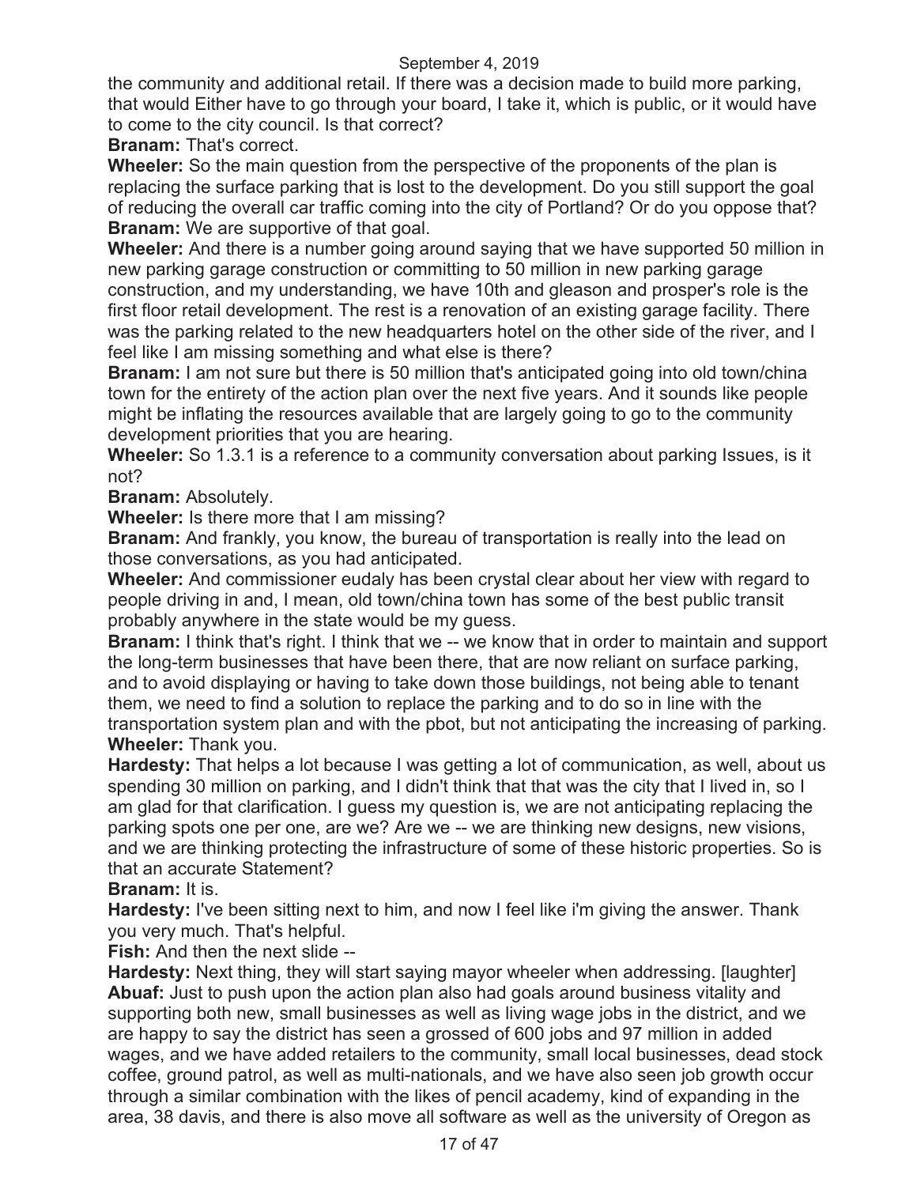the community and additional retail. If there was a decision made to build more parking, that would Either have to go through your board, I take it, which is public, or it would have to come to the city council. Is that correct?

**Branam:** That's correct.

**Wheeler:** So the main question from the perspective of the proponents of the plan is replacing the surface parking that is lost to the development. Do you still support the goal of reducing the overall car traffic coming into the city of Portland? Or do you oppose that?

**Branam:** We are supportive of that goal.

**Wheeler:** And there is a number going around saying that we have supported 50 million in new parking garage construction or committing to 50 million in new parking garage construction, and my understanding, we have 10th and gleason and prosper's role is the first floor retail development. The rest is a renovation of an existing garage facility. There was the parking related to the new headquarters hotel on the other side of the river, and I feel like I am missing something and what else is there?

**Branam:** I am not sure but there is 50 million that's anticipated going into old town/china town for the entirety of the action plan over the next five years. And it sounds like people might be inflating the resources available that are largely going to go to the community development priorities that you are hearing.

**Wheeler:** So 1.3.1 is a reference to a community conversation about parking Issues, is it not?

**Branam:** Absolutely.

**Wheeler:** Is there more that I am missing?

**Branam:** And frankly, you know, the bureau of transportation is really into the lead on those conversations, as you had anticipated.

**Wheeler:** And commissioner eudaly has been crystal clear about her view with regard to people driving in and, I mean, old town/china town has some of the best public transit probably anywhere in the state would be my guess.

**Branam:** I think that's right. I think that we -- we know that in order to maintain and support the long-term businesses that have been there, that are now reliant on surface parking, and to avoid displaying or having to take down those buildings, not being able to tenant them, we need to find a solution to replace the parking and to do so in line with the transportation system plan and with the pbot, but not anticipating the increasing of parking.

**Wheeler:** Thank you.

**Hardesty:** That helps a lot because I was getting a lot of communication, as well, about us spending 30 million on parking, and I didn't think that that was the city that I lived in, so I am glad for that clarification. I guess my question is, we are not anticipating replacing the parking spots one per one, are we? Are we -- we are thinking new designs, new visions, and we are thinking protecting the infrastructure of some of these historic properties. So is that an accurate Statement?

**Branam:** It is.

**Hardesty:** I've been sitting next to him, and now I feel like i'm giving the answer. Thank you very much. That's helpful.

**Fish:** And then the next slide --

**Hardesty:** Next thing, they will start saying mayor wheeler when addressing. [laughter]

**Abuaf:** Just to push upon the action plan also had goals around business vitality and supporting both new, small businesses as well as living wage jobs in the district, and we are happy to say the district has seen a grossed of 600 jobs and 97 million in added wages, and we have added retailers to the community, small local businesses, dead stock coffee, ground patrol, as well as multi-nationals, and we have also seen job growth occur through a similar combination with the likes of pencil academy, kind of expanding in the area, 38 davis, and there is also move all software as well as the university of Oregon as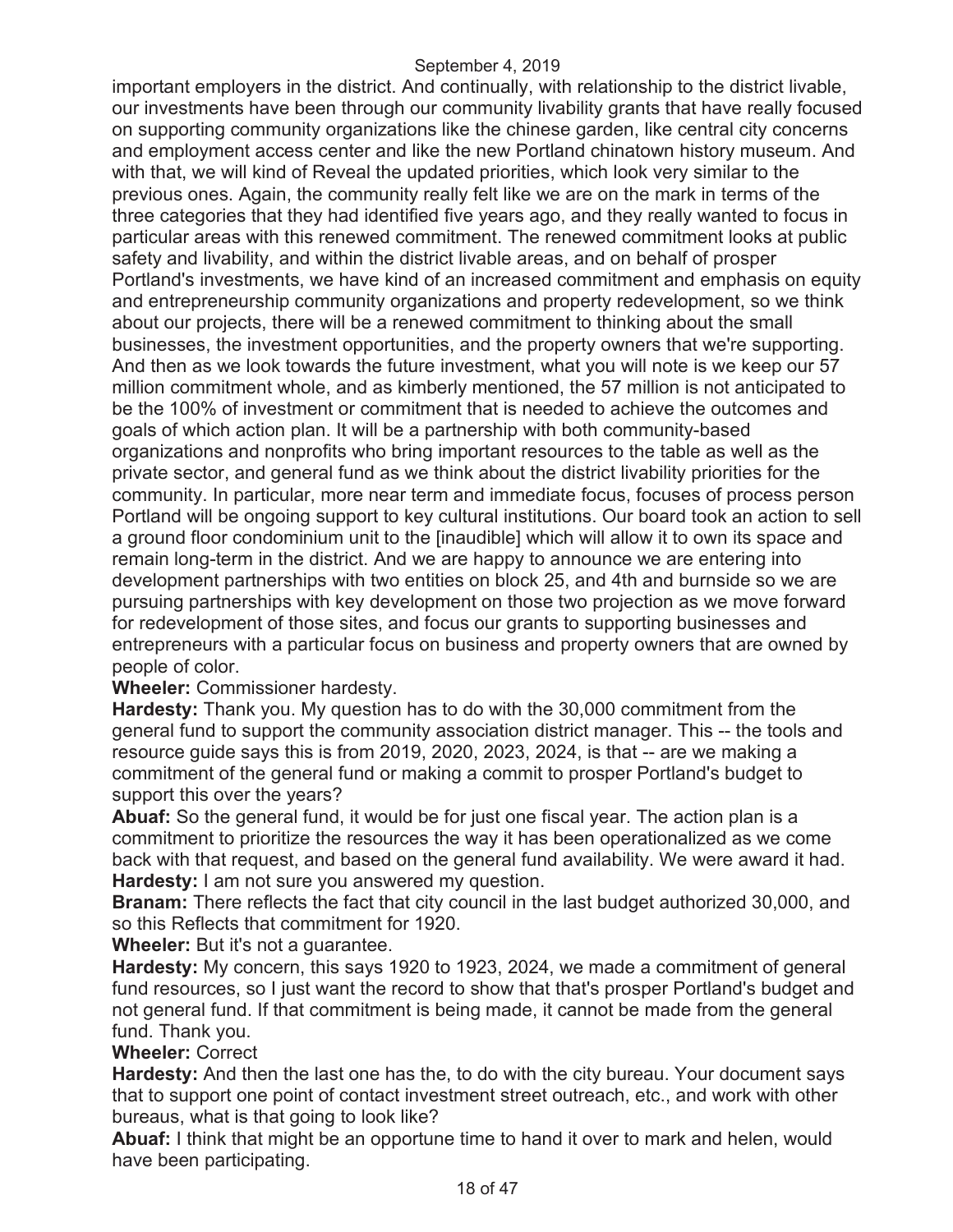important employers in the district. And continually, with relationship to the district livable, our investments have been through our community livability grants that have really focused on supporting community organizations like the chinese garden, like central city concerns and employment access center and like the new Portland chinatown history museum. And with that, we will kind of Reveal the updated priorities, which look very similar to the previous ones. Again, the community really felt like we are on the mark in terms of the three categories that they had identified five years ago, and they really wanted to focus in particular areas with this renewed commitment. The renewed commitment looks at public safety and livability, and within the district livable areas, and on behalf of prosper Portland's investments, we have kind of an increased commitment and emphasis on equity and entrepreneurship community organizations and property redevelopment, so we think about our projects, there will be a renewed commitment to thinking about the small businesses, the investment opportunities, and the property owners that we're supporting. And then as we look towards the future investment, what you will note is we keep our 57 million commitment whole, and as kimberly mentioned, the 57 million is not anticipated to be the 100% of investment or commitment that is needed to achieve the outcomes and goals of which action plan. It will be a partnership with both community-based organizations and nonprofits who bring important resources to the table as well as the private sector, and general fund as we think about the district livability priorities for the community. In particular, more near term and immediate focus, focuses of process person Portland will be ongoing support to key cultural institutions. Our board took an action to sell a ground floor condominium unit to the [inaudible] which will allow it to own its space and remain long-term in the district. And we are happy to announce we are entering into development partnerships with two entities on block 25, and 4th and burnside so we are pursuing partnerships with key development on those two projection as we move forward for redevelopment of those sites, and focus our grants to supporting businesses and entrepreneurs with a particular focus on business and property owners that are owned by people of color.

**Wheeler:** Commissioner hardesty.

**Hardesty:** Thank you. My question has to do with the 30,000 commitment from the general fund to support the community association district manager. This -- the tools and resource guide says this is from 2019, 2020, 2023, 2024, is that -- are we making a commitment of the general fund or making a commit to prosper Portland's budget to support this over the years?

**Abuaf:** So the general fund, it would be for just one fiscal year. The action plan is a commitment to prioritize the resources the way it has been operationalized as we come back with that request, and based on the general fund availability. We were award it had.

**Hardesty:** I am not sure you answered my question.

**Branam:** There reflects the fact that city council in the last budget authorized 30,000, and so this Reflects that commitment for 1920.

**Wheeler:** But it's not a guarantee.

**Hardesty:** My concern, this says 1920 to 1923, 2024, we made a commitment of general fund resources, so I just want the record to show that that's prosper Portland's budget and not general fund. If that commitment is being made, it cannot be made from the general fund. Thank you.

**Wheeler:** Correct

**Hardesty:** And then the last one has the, to do with the city bureau. Your document says that to support one point of contact investment street outreach, etc., and work with other bureaus, what is that going to look like?

**Abuaf:** I think that might be an opportune time to hand it over to mark and helen, would have been participating.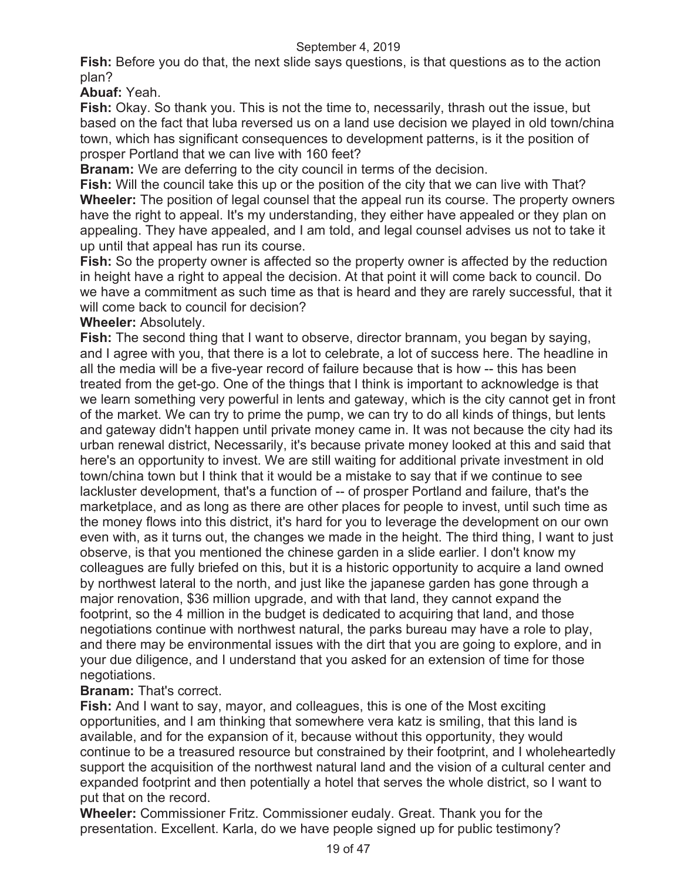**Fish:** Before you do that, the next slide says questions, is that questions as to the action plan?

**Abuaf:** Yeah.

**Fish:** Okay. So thank you. This is not the time to, necessarily, thrash out the issue, but based on the fact that luba reversed us on a land use decision we played in old town/china town, which has significant consequences to development patterns, is it the position of prosper Portland that we can live with 160 feet?

**Branam:** We are deferring to the city council in terms of the decision.

**Fish:** Will the council take this up or the position of the city that we can live with That?

**Wheeler:** The position of legal counsel that the appeal run its course. The property owners have the right to appeal. It's my understanding, they either have appealed or they plan on appealing. They have appealed, and I am told, and legal counsel advises us not to take it up until that appeal has run its course.

**Fish:** So the property owner is affected so the property owner is affected by the reduction in height have a right to appeal the decision. At that point it will come back to council. Do we have a commitment as such time as that is heard and they are rarely successful, that it will come back to council for decision?

**Wheeler:** Absolutely.

**Fish:** The second thing that I want to observe, director brannam, you began by saying, and I agree with you, that there is a lot to celebrate, a lot of success here. The headline in all the media will be a five-year record of failure because that is how -- this has been treated from the get-go. One of the things that I think is important to acknowledge is that we learn something very powerful in lents and gateway, which is the city cannot get in front of the market. We can try to prime the pump, we can try to do all kinds of things, but lents and gateway didn't happen until private money came in. It was not because the city had its urban renewal district, Necessarily, it's because private money looked at this and said that here's an opportunity to invest. We are still waiting for additional private investment in old town/china town but I think that it would be a mistake to say that if we continue to see lackluster development, that's a function of -- of prosper Portland and failure, that's the marketplace, and as long as there are other places for people to invest, until such time as the money flows into this district, it's hard for you to leverage the development on our own even with, as it turns out, the changes we made in the height. The third thing, I want to just observe, is that you mentioned the chinese garden in a slide earlier. I don't know my colleagues are fully briefed on this, but it is a historic opportunity to acquire a land owned by northwest lateral to the north, and just like the japanese garden has gone through a major renovation, $36 million upgrade, and with that land, they cannot expand the footprint, so the 4 million in the budget is dedicated to acquiring that land, and those negotiations continue with northwest natural, the parks bureau may have a role to play, and there may be environmental issues with the dirt that you are going to explore, and in your due diligence, and I understand that you asked for an extension of time for those negotiations.

**Branam:** That's correct.

**Fish:** And I want to say, mayor, and colleagues, this is one of the Most exciting opportunities, and I am thinking that somewhere vera katz is smiling, that this land is available, and for the expansion of it, because without this opportunity, they would continue to be a treasured resource but constrained by their footprint, and I wholeheartedly support the acquisition of the northwest natural land and the vision of a cultural center and expanded footprint and then potentially a hotel that serves the whole district, so I want to put that on the record.

**Wheeler:** Commissioner Fritz. Commissioner eudaly. Great. Thank you for the presentation. Excellent. Karla, do we have people signed up for public testimony?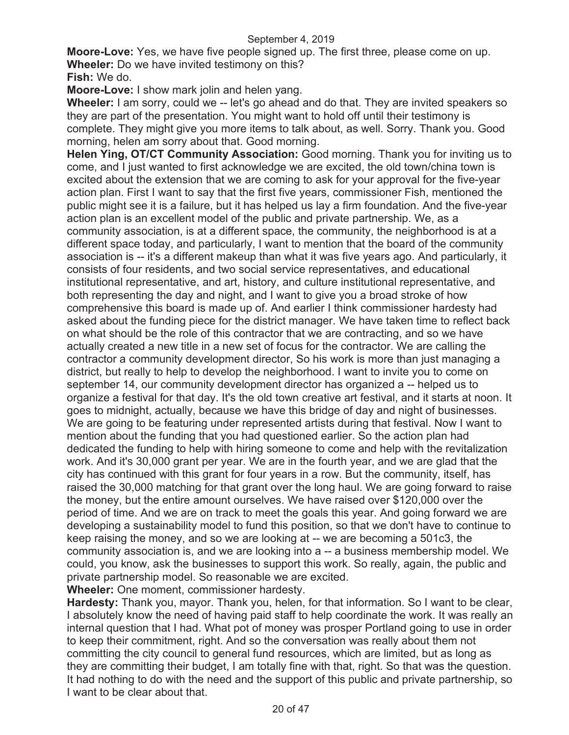**Moore-Love:** Yes, we have five people signed up. The first three, please come on up.

**Wheeler:** Do we have invited testimony on this?

**Fish:** We do.

**Moore-Love:** I show mark jolin and helen yang.

**Wheeler:** I am sorry, could we -- let's go ahead and do that. They are invited speakers so they are part of the presentation. You might want to hold off until their testimony is complete. They might give you more items to talk about, as well. Sorry. Thank you. Good morning, helen am sorry about that. Good morning.

**Helen Ying, OT/CT Community Association:** Good morning. Thank you for inviting us to come, and I just wanted to first acknowledge we are excited, the old town/china town is excited about the extension that we are coming to ask for your approval for the five-year action plan. First I want to say that the first five years, commissioner Fish, mentioned the public might see it is a failure, but it has helped us lay a firm foundation. And the five-year action plan is an excellent model of the public and private partnership. We, as a community association, is at a different space, the community, the neighborhood is at a different space today, and particularly, I want to mention that the board of the community association is -- it's a different makeup than what it was five years ago. And particularly, it consists of four residents, and two social service representatives, and educational institutional representative, and art, history, and culture institutional representative, and both representing the day and night, and I want to give you a broad stroke of how comprehensive this board is made up of. And earlier I think commissioner hardesty had asked about the funding piece for the district manager. We have taken time to reflect back on what should be the role of this contractor that we are contracting, and so we have actually created a new title in a new set of focus for the contractor. We are calling the contractor a community development director, So his work is more than just managing a district, but really to help to develop the neighborhood. I want to invite you to come on september 14, our community development director has organized a -- helped us to organize a festival for that day. It's the old town creative art festival, and it starts at noon. It goes to midnight, actually, because we have this bridge of day and night of businesses. We are going to be featuring under represented artists during that festival. Now I want to mention about the funding that you had questioned earlier. So the action plan had dedicated the funding to help with hiring someone to come and help with the revitalization work. And it's 30,000 grant per year. We are in the fourth year, and we are glad that the city has continued with this grant for four years in a row. But the community, itself, has raised the 30,000 matching for that grant over the long haul. We are going forward to raise the money, but the entire amount ourselves. We have raised over $120,000 over the period of time. And we are on track to meet the goals this year. And going forward we are developing a sustainability model to fund this position, so that we don't have to continue to keep raising the money, and so we are looking at -- we are becoming a 501c3, the community association is, and we are looking into a -- a business membership model. We could, you know, ask the businesses to support this work. So really, again, the public and private partnership model. So reasonable we are excited.

**Wheeler:** One moment, commissioner hardesty.

**Hardesty:** Thank you, mayor. Thank you, helen, for that information. So I want to be clear, I absolutely know the need of having paid staff to help coordinate the work. It was really an internal question that I had. What pot of money was prosper Portland going to use in order to keep their commitment, right. And so the conversation was really about them not committing the city council to general fund resources, which are limited, but as long as they are committing their budget, I am totally fine with that, right. So that was the question. It had nothing to do with the need and the support of this public and private partnership, so I want to be clear about that.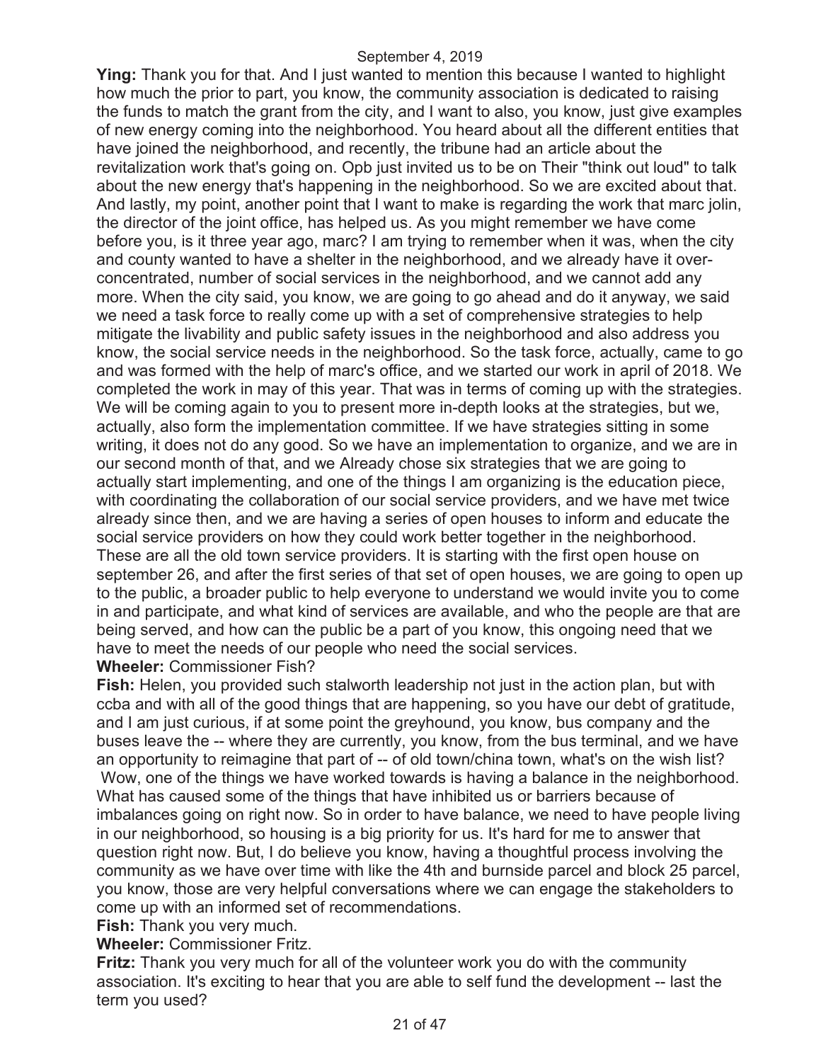**Ying:** Thank you for that. And I just wanted to mention this because I wanted to highlight how much the prior to part, you know, the community association is dedicated to raising the funds to match the grant from the city, and I want to also, you know, just give examples of new energy coming into the neighborhood. You heard about all the different entities that have joined the neighborhood, and recently, the tribune had an article about the revitalization work that's going on. Opb just invited us to be on Their "think out loud" to talk about the new energy that's happening in the neighborhood. So we are excited about that. And lastly, my point, another point that I want to make is regarding the work that marc jolin, the director of the joint office, has helped us. As you might remember we have come before you, is it three year ago, marc? I am trying to remember when it was, when the city and county wanted to have a shelter in the neighborhood, and we already have it over-concentrated, number of social services in the neighborhood, and we cannot add any more. When the city said, you know, we are going to go ahead and do it anyway, we said we need a task force to really come up with a set of comprehensive strategies to help mitigate the livability and public safety issues in the neighborhood and also address you know, the social service needs in the neighborhood. So the task force, actually, came to go and was formed with the help of marc's office, and we started our work in april of 2018. We completed the work in may of this year. That was in terms of coming up with the strategies. We will be coming again to you to present more in-depth looks at the strategies, but we, actually, also form the implementation committee. If we have strategies sitting in some writing, it does not do any good. So we have an implementation to organize, and we are in our second month of that, and we Already chose six strategies that we are going to actually start implementing, and one of the things I am organizing is the education piece, with coordinating the collaboration of our social service providers, and we have met twice already since then, and we are having a series of open houses to inform and educate the social service providers on how they could work better together in the neighborhood. These are all the old town service providers. It is starting with the first open house on september 26, and after the first series of that set of open houses, we are going to open up to the public, a broader public to help everyone to understand we would invite you to come in and participate, and what kind of services are available, and who the people are that are being served, and how can the public be a part of you know, this ongoing need that we have to meet the needs of our people who need the social services.

**Wheeler:** Commissioner Fish?

**Fish:** Helen, you provided such stalworth leadership not just in the action plan, but with ccba and with all of the good things that are happening, so you have our debt of gratitude, and I am just curious, if at some point the greyhound, you know, bus company and the buses leave the -- where they are currently, you know, from the bus terminal, and we have an opportunity to reimagine that part of -- of old town/china town, what's on the wish list?

Wow, one of the things we have worked towards is having a balance in the neighborhood. What has caused some of the things that have inhibited us or barriers because of imbalances going on right now. So in order to have balance, we need to have people living in our neighborhood, so housing is a big priority for us. It's hard for me to answer that question right now. But, I do believe you know, having a thoughtful process involving the community as we have over time with like the 4th and burnside parcel and block 25 parcel, you know, those are very helpful conversations where we can engage the stakeholders to come up with an informed set of recommendations.

**Fish:** Thank you very much.

**Wheeler:** Commissioner Fritz.

**Fritz:** Thank you very much for all of the volunteer work you do with the community association. It's exciting to hear that you are able to self fund the development -- last the term you used?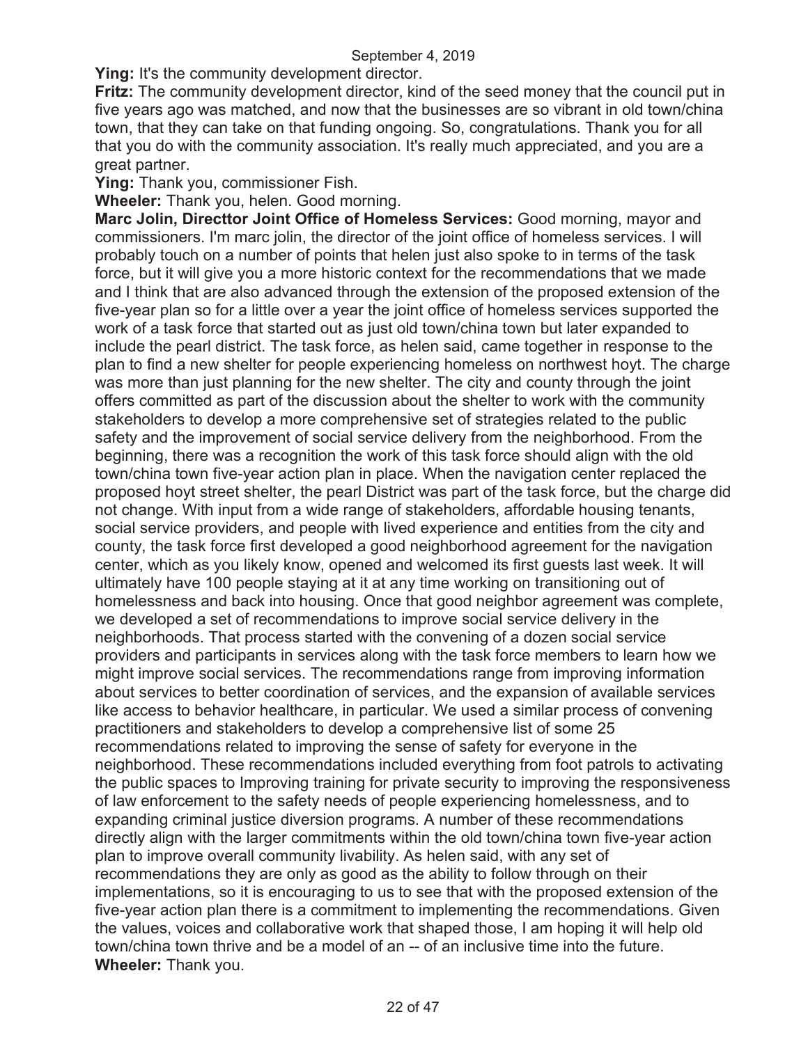**Ying:** It's the community development director.

**Fritz:** The community development director, kind of the seed money that the council put in five years ago was matched, and now that the businesses are so vibrant in old town/china town, that they can take on that funding ongoing. So, congratulations. Thank you for all that you do with the community association. It's really much appreciated, and you are a great partner.

**Ying:** Thank you, commissioner Fish.

**Wheeler:** Thank you, helen. Good morning.

**Marc Jolin, Directtor Joint Office of Homeless Services:** Good morning, mayor and commissioners. I'm marc jolin, the director of the joint office of homeless services. I will probably touch on a number of points that helen just also spoke to in terms of the task force, but it will give you a more historic context for the recommendations that we made and I think that are also advanced through the extension of the proposed extension of the five-year plan so for a little over a year the joint office of homeless services supported the work of a task force that started out as just old town/china town but later expanded to include the pearl district. The task force, as helen said, came together in response to the plan to find a new shelter for people experiencing homeless on northwest hoyt. The charge was more than just planning for the new shelter. The city and county through the joint offers committed as part of the discussion about the shelter to work with the community stakeholders to develop a more comprehensive set of strategies related to the public safety and the improvement of social service delivery from the neighborhood. From the beginning, there was a recognition the work of this task force should align with the old town/china town five-year action plan in place. When the navigation center replaced the proposed hoyt street shelter, the pearl District was part of the task force, but the charge did not change. With input from a wide range of stakeholders, affordable housing tenants, social service providers, and people with lived experience and entities from the city and county, the task force first developed a good neighborhood agreement for the navigation center, which as you likely know, opened and welcomed its first guests last week. It will ultimately have 100 people staying at it at any time working on transitioning out of homelessness and back into housing. Once that good neighbor agreement was complete, we developed a set of recommendations to improve social service delivery in the neighborhoods. That process started with the convening of a dozen social service providers and participants in services along with the task force members to learn how we might improve social services. The recommendations range from improving information about services to better coordination of services, and the expansion of available services like access to behavior healthcare, in particular. We used a similar process of convening practitioners and stakeholders to develop a comprehensive list of some 25 recommendations related to improving the sense of safety for everyone in the neighborhood. These recommendations included everything from foot patrols to activating the public spaces to Improving training for private security to improving the responsiveness of law enforcement to the safety needs of people experiencing homelessness, and to expanding criminal justice diversion programs. A number of these recommendations directly align with the larger commitments within the old town/china town five-year action plan to improve overall community livability. As helen said, with any set of recommendations they are only as good as the ability to follow through on their implementations, so it is encouraging to us to see that with the proposed extension of the five-year action plan there is a commitment to implementing the recommendations. Given the values, voices and collaborative work that shaped those, I am hoping it will help old town/china town thrive and be a model of an -- of an inclusive time into the future.

**Wheeler:** Thank you.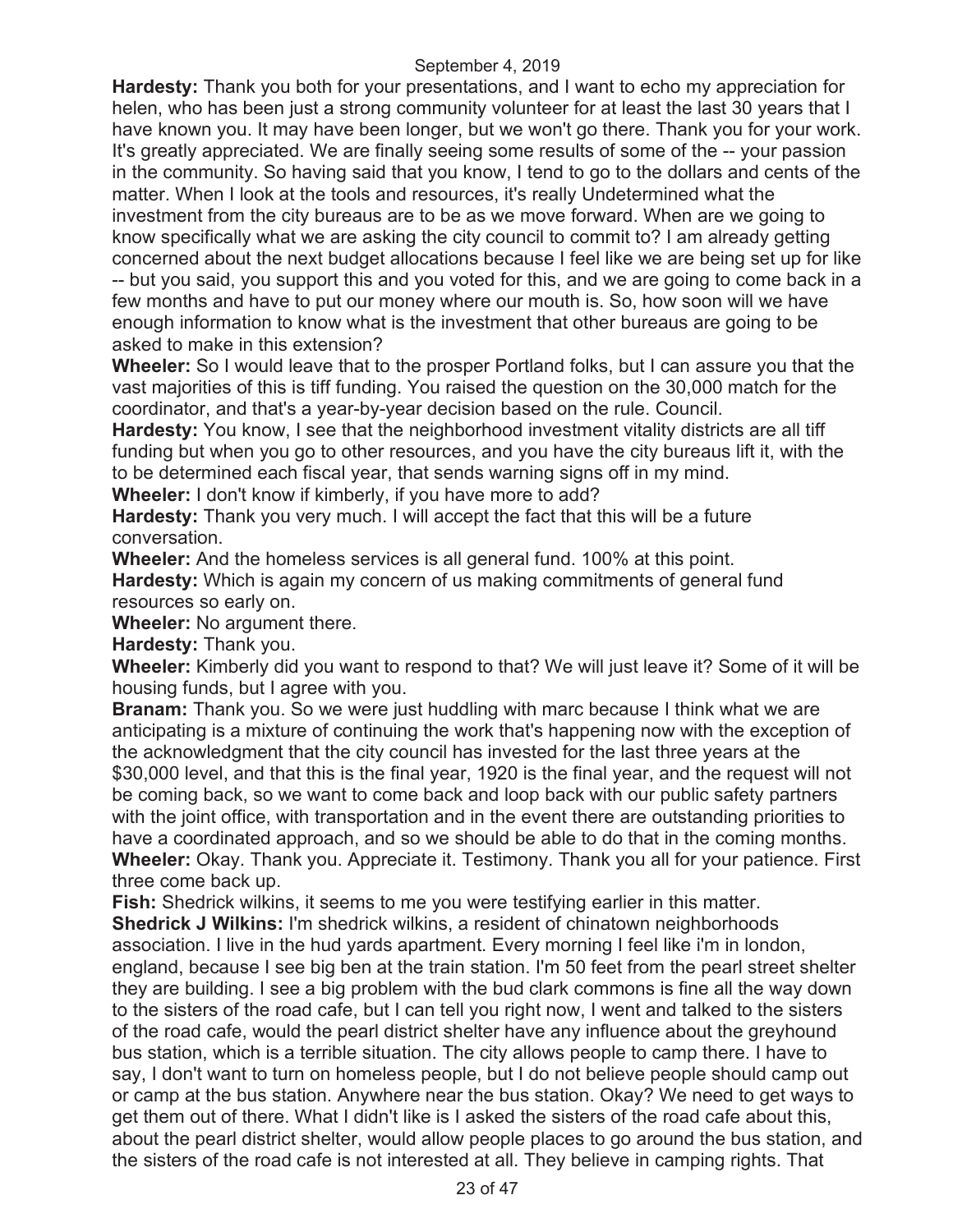**Hardesty:** Thank you both for your presentations, and I want to echo my appreciation for helen, who has been just a strong community volunteer for at least the last 30 years that I have known you. It may have been longer, but we won't go there. Thank you for your work. It's greatly appreciated. We are finally seeing some results of some of the -- your passion in the community. So having said that you know, I tend to go to the dollars and cents of the matter. When I look at the tools and resources, it's really Undetermined what the investment from the city bureaus are to be as we move forward. When are we going to know specifically what we are asking the city council to commit to? I am already getting concerned about the next budget allocations because I feel like we are being set up for like -- but you said, you support this and you voted for this, and we are going to come back in a few months and have to put our money where our mouth is. So, how soon will we have enough information to know what is the investment that other bureaus are going to be asked to make in this extension?

**Wheeler:** So I would leave that to the prosper Portland folks, but I can assure you that the vast majorities of this is tiff funding. You raised the question on the 30,000 match for the coordinator, and that's a year-by-year decision based on the rule. Council.

**Hardesty:** You know, I see that the neighborhood investment vitality districts are all tiff funding but when you go to other resources, and you have the city bureaus lift it, with the to be determined each fiscal year, that sends warning signs off in my mind.

**Wheeler:** I don't know if kimberly, if you have more to add?

**Hardesty:** Thank you very much. I will accept the fact that this will be a future conversation.

**Wheeler:** And the homeless services is all general fund. 100% at this point.

**Hardesty:** Which is again my concern of us making commitments of general fund resources so early on.

**Wheeler:** No argument there.

**Hardesty:** Thank you.

**Wheeler:** Kimberly did you want to respond to that? We will just leave it? Some of it will be housing funds, but I agree with you.

**Branam:** Thank you. So we were just huddling with marc because I think what we are anticipating is a mixture of continuing the work that's happening now with the exception of the acknowledgment that the city council has invested for the last three years at the $30,000 level, and that this is the final year, 1920 is the final year, and the request will not be coming back, so we want to come back and loop back with our public safety partners with the joint office, with transportation and in the event there are outstanding priorities to have a coordinated approach, and so we should be able to do that in the coming months.

**Wheeler:** Okay. Thank you. Appreciate it. Testimony. Thank you all for your patience. First three come back up.

**Fish:** Shedrick wilkins, it seems to me you were testifying earlier in this matter.

**Shedrick J Wilkins:** I'm shedrick wilkins, a resident of chinatown neighborhoods association. I live in the hud yards apartment. Every morning I feel like i'm in london, england, because I see big ben at the train station. I'm 50 feet from the pearl street shelter they are building. I see a big problem with the bud clark commons is fine all the way down to the sisters of the road cafe, but I can tell you right now, I went and talked to the sisters of the road cafe, would the pearl district shelter have any influence about the greyhound bus station, which is a terrible situation. The city allows people to camp there. I have to say, I don't want to turn on homeless people, but I do not believe people should camp out or camp at the bus station. Anywhere near the bus station. Okay? We need to get ways to get them out of there. What I didn't like is I asked the sisters of the road cafe about this, about the pearl district shelter, would allow people places to go around the bus station, and the sisters of the road cafe is not interested at all. They believe in camping rights. That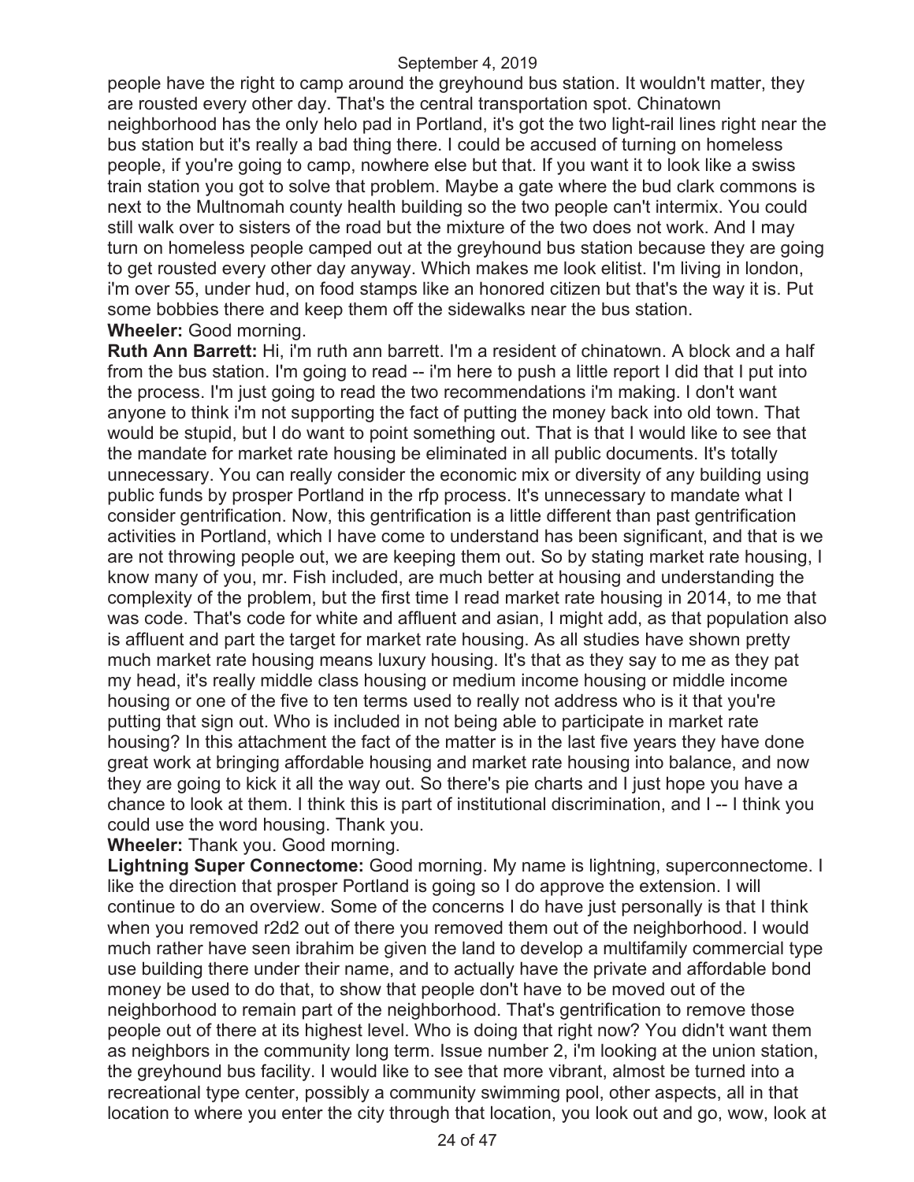people have the right to camp around the greyhound bus station. It wouldn't matter, they are rousted every other day. That's the central transportation spot. Chinatown neighborhood has the only helo pad in Portland, it's got the two light-rail lines right near the bus station but it's really a bad thing there. I could be accused of turning on homeless people, if you're going to camp, nowhere else but that. If you want it to look like a swiss train station you got to solve that problem. Maybe a gate where the bud clark commons is next to the Multnomah county health building so the two people can't intermix. You could still walk over to sisters of the road but the mixture of the two does not work. And I may turn on homeless people camped out at the greyhound bus station because they are going to get rousted every other day anyway. Which makes me look elitist. I'm living in london, i'm over 55, under hud, on food stamps like an honored citizen but that's the way it is. Put some bobbies there and keep them off the sidewalks near the bus station.

**Wheeler:** Good morning.

**Ruth Ann Barrett:** Hi, i'm ruth ann barrett. I'm a resident of chinatown. A block and a half from the bus station. I'm going to read -- i'm here to push a little report I did that I put into the process. I'm just going to read the two recommendations i'm making. I don't want anyone to think i'm not supporting the fact of putting the money back into old town. That would be stupid, but I do want to point something out. That is that I would like to see that the mandate for market rate housing be eliminated in all public documents. It's totally unnecessary. You can really consider the economic mix or diversity of any building using public funds by prosper Portland in the rfp process. It's unnecessary to mandate what I consider gentrification. Now, this gentrification is a little different than past gentrification activities in Portland, which I have come to understand has been significant, and that is we are not throwing people out, we are keeping them out. So by stating market rate housing, I know many of you, mr. Fish included, are much better at housing and understanding the complexity of the problem, but the first time I read market rate housing in 2014, to me that was code. That's code for white and affluent and asian, I might add, as that population also is affluent and part the target for market rate housing. As all studies have shown pretty much market rate housing means luxury housing. It's that as they say to me as they pat my head, it's really middle class housing or medium income housing or middle income housing or one of the five to ten terms used to really not address who is it that you're putting that sign out. Who is included in not being able to participate in market rate housing? In this attachment the fact of the matter is in the last five years they have done great work at bringing affordable housing and market rate housing into balance, and now they are going to kick it all the way out. So there's pie charts and I just hope you have a chance to look at them. I think this is part of institutional discrimination, and I -- I think you could use the word housing. Thank you.

**Wheeler:** Thank you. Good morning.

**Lightning Super Connectome:** Good morning. My name is lightning, superconnectome. I like the direction that prosper Portland is going so I do approve the extension. I will continue to do an overview. Some of the concerns I do have just personally is that I think when you removed r2d2 out of there you removed them out of the neighborhood. I would much rather have seen ibrahim be given the land to develop a multifamily commercial type use building there under their name, and to actually have the private and affordable bond money be used to do that, to show that people don't have to be moved out of the neighborhood to remain part of the neighborhood. That's gentrification to remove those people out of there at its highest level. Who is doing that right now? You didn't want them as neighbors in the community long term. Issue number 2, i'm looking at the union station, the greyhound bus facility. I would like to see that more vibrant, almost be turned into a recreational type center, possibly a community swimming pool, other aspects, all in that location to where you enter the city through that location, you look out and go, wow, look at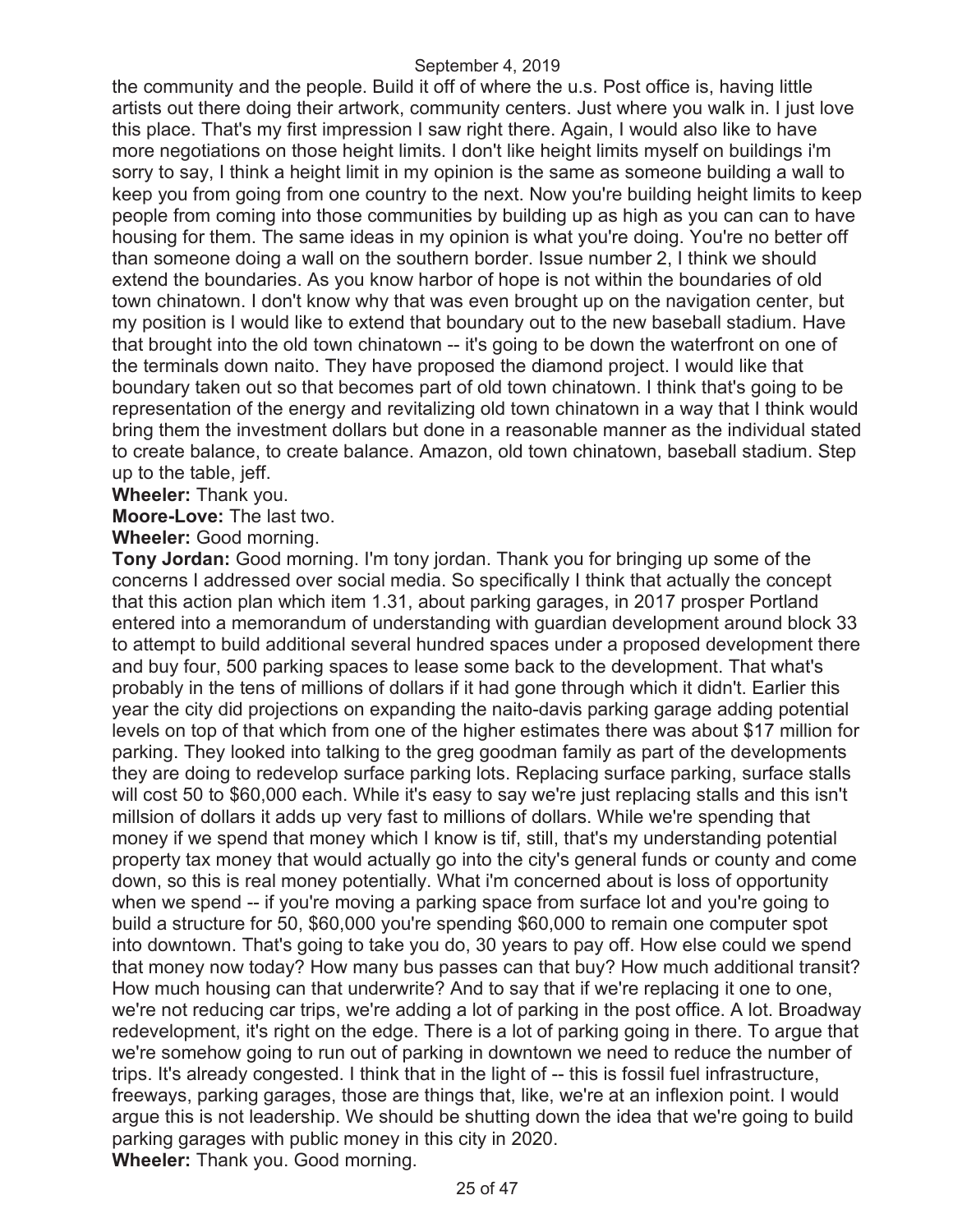the community and the people. Build it off of where the u.s. Post office is, having little artists out there doing their artwork, community centers. Just where you walk in. I just love this place. That's my first impression I saw right there. Again, I would also like to have more negotiations on those height limits. I don't like height limits myself on buildings i'm sorry to say, I think a height limit in my opinion is the same as someone building a wall to keep you from going from one country to the next. Now you're building height limits to keep people from coming into those communities by building up as high as you can can to have housing for them. The same ideas in my opinion is what you're doing. You're no better off than someone doing a wall on the southern border. Issue number 2, I think we should extend the boundaries. As you know harbor of hope is not within the boundaries of old town chinatown. I don't know why that was even brought up on the navigation center, but my position is I would like to extend that boundary out to the new baseball stadium. Have that brought into the old town chinatown -- it's going to be down the waterfront on one of the terminals down naito. They have proposed the diamond project. I would like that boundary taken out so that becomes part of old town chinatown. I think that's going to be representation of the energy and revitalizing old town chinatown in a way that I think would bring them the investment dollars but done in a reasonable manner as the individual stated to create balance, to create balance. Amazon, old town chinatown, baseball stadium. Step up to the table, jeff.

**Wheeler:** Thank you.

**Moore-Love:** The last two.

**Wheeler:** Good morning.

**Tony Jordan:** Good morning. I'm tony jordan. Thank you for bringing up some of the concerns I addressed over social media. So specifically I think that actually the concept that this action plan which item 1.31, about parking garages, in 2017 prosper Portland entered into a memorandum of understanding with guardian development around block 33 to attempt to build additional several hundred spaces under a proposed development there and buy four, 500 parking spaces to lease some back to the development. That what's probably in the tens of millions of dollars if it had gone through which it didn't. Earlier this year the city did projections on expanding the naito-davis parking garage adding potential levels on top of that which from one of the higher estimates there was about $17 million for parking. They looked into talking to the greg goodman family as part of the developments they are doing to redevelop surface parking lots. Replacing surface parking, surface stalls will cost 50 to $60,000 each. While it's easy to say we're just replacing stalls and this isn't millsion of dollars it adds up very fast to millions of dollars. While we're spending that money if we spend that money which I know is tif, still, that's my understanding potential property tax money that would actually go into the city's general funds or county and come down, so this is real money potentially. What i'm concerned about is loss of opportunity when we spend -- if you're moving a parking space from surface lot and you're going to build a structure for 50, $60,000 you're spending $60,000 to remain one computer spot into downtown. That's going to take you do, 30 years to pay off. How else could we spend that money now today? How many bus passes can that buy? How much additional transit? How much housing can that underwrite? And to say that if we're replacing it one to one, we're not reducing car trips, we're adding a lot of parking in the post office. A lot. Broadway redevelopment, it's right on the edge. There is a lot of parking going in there. To argue that we're somehow going to run out of parking in downtown we need to reduce the number of trips. It's already congested. I think that in the light of -- this is fossil fuel infrastructure, freeways, parking garages, those are things that, like, we're at an inflexion point. I would argue this is not leadership. We should be shutting down the idea that we're going to build parking garages with public money in this city in 2020.

**Wheeler:** Thank you. Good morning.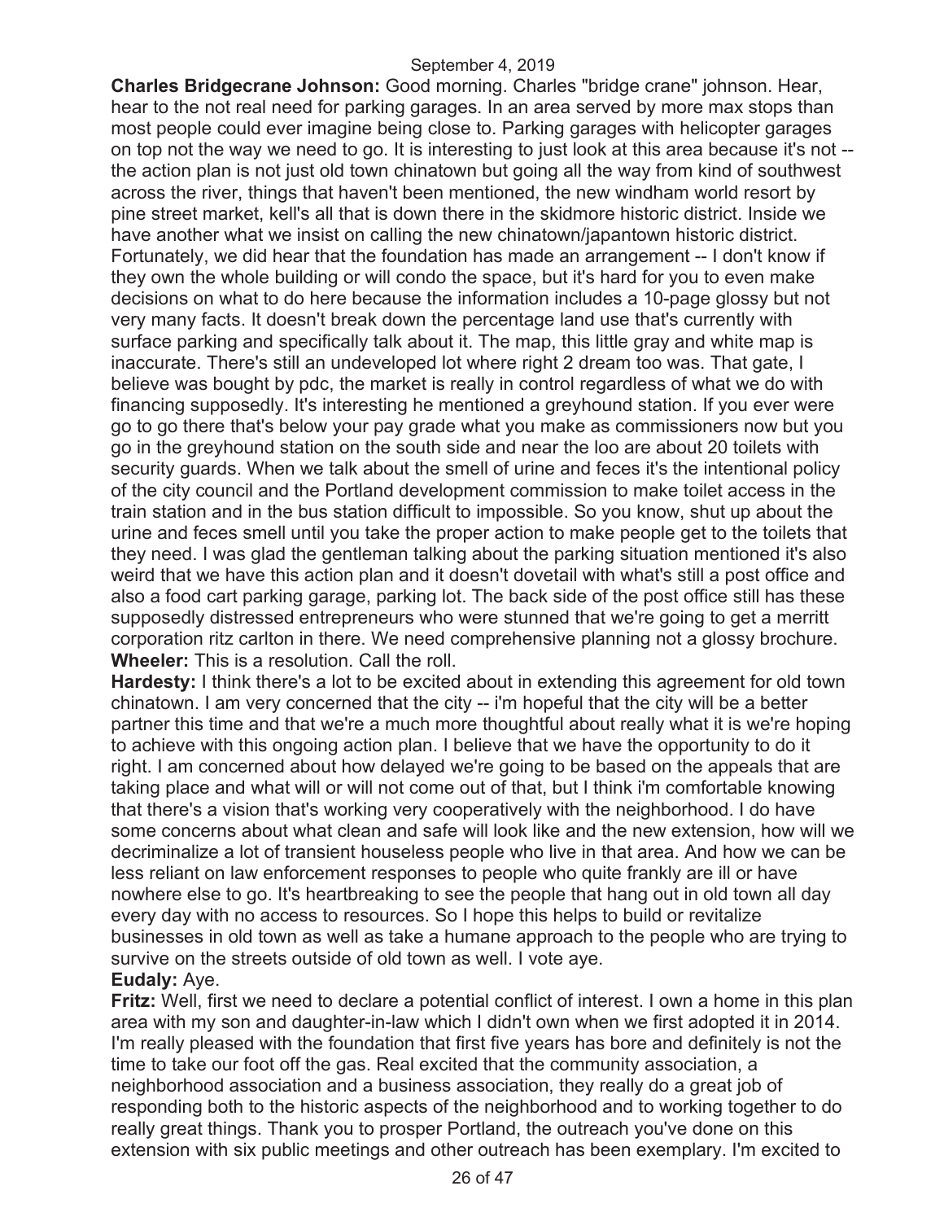**Charles Bridgecrane Johnson:** Good morning. Charles "bridge crane" johnson. Hear, hear to the not real need for parking garages. In an area served by more max stops than most people could ever imagine being close to. Parking garages with helicopter garages on top not the way we need to go. It is interesting to just look at this area because it's not -- the action plan is not just old town chinatown but going all the way from kind of southwest across the river, things that haven't been mentioned, the new windham world resort by pine street market, kell's all that is down there in the skidmore historic district. Inside we have another what we insist on calling the new chinatown/japantown historic district. Fortunately, we did hear that the foundation has made an arrangement -- I don't know if they own the whole building or will condo the space, but it's hard for you to even make decisions on what to do here because the information includes a 10-page glossy but not very many facts. It doesn't break down the percentage land use that's currently with surface parking and specifically talk about it. The map, this little gray and white map is inaccurate. There's still an undeveloped lot where right 2 dream too was. That gate, I believe was bought by pdc, the market is really in control regardless of what we do with financing supposedly. It's interesting he mentioned a greyhound station. If you ever were go to go there that's below your pay grade what you make as commissioners now but you go in the greyhound station on the south side and near the loo are about 20 toilets with security guards. When we talk about the smell of urine and feces it's the intentional policy of the city council and the Portland development commission to make toilet access in the train station and in the bus station difficult to impossible. So you know, shut up about the urine and feces smell until you take the proper action to make people get to the toilets that they need. I was glad the gentleman talking about the parking situation mentioned it's also weird that we have this action plan and it doesn't dovetail with what's still a post office and also a food cart parking garage, parking lot. The back side of the post office still has these supposedly distressed entrepreneurs who were stunned that we're going to get a merritt corporation ritz carlton in there. We need comprehensive planning not a glossy brochure.
**Wheeler:** This is a resolution. Call the roll.
**Hardesty:** I think there's a lot to be excited about in extending this agreement for old town chinatown. I am very concerned that the city -- i'm hopeful that the city will be a better partner this time and that we're a much more thoughtful about really what it is we're hoping to achieve with this ongoing action plan. I believe that we have the opportunity to do it right. I am concerned about how delayed we're going to be based on the appeals that are taking place and what will or will not come out of that, but I think i'm comfortable knowing that there's a vision that's working very cooperatively with the neighborhood. I do have some concerns about what clean and safe will look like and the new extension, how will we decriminalize a lot of transient houseless people who live in that area. And how we can be less reliant on law enforcement responses to people who quite frankly are ill or have nowhere else to go. It's heartbreaking to see the people that hang out in old town all day every day with no access to resources. So I hope this helps to build or revitalize businesses in old town as well as take a humane approach to the people who are trying to survive on the streets outside of old town as well. I vote aye.
**Eudaly:** Aye.
**Fritz:** Well, first we need to declare a potential conflict of interest. I own a home in this plan area with my son and daughter-in-law which I didn't own when we first adopted it in 2014. I'm really pleased with the foundation that first five years has bore and definitely is not the time to take our foot off the gas. Real excited that the community association, a neighborhood association and a business association, they really do a great job of responding both to the historic aspects of the neighborhood and to working together to do really great things. Thank you to prosper Portland, the outreach you've done on this extension with six public meetings and other outreach has been exemplary. I'm excited to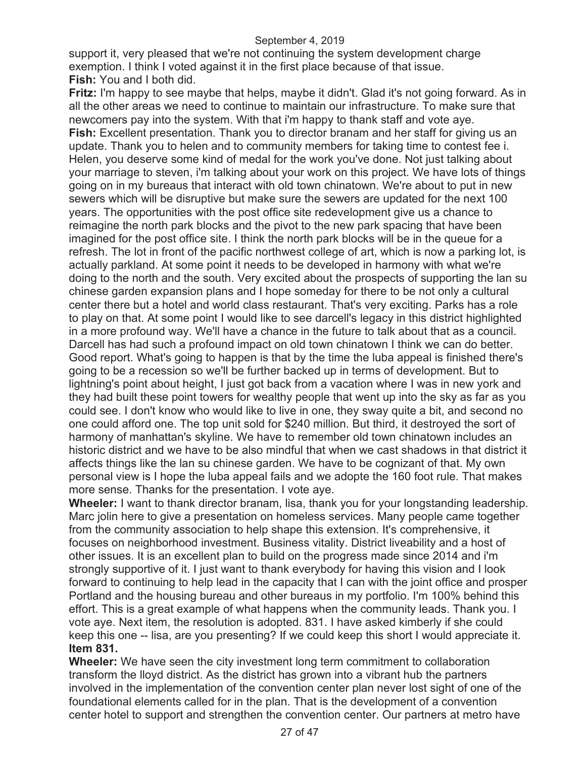support it, very pleased that we're not continuing the system development charge exemption. I think I voted against it in the first place because of that issue.

**Fish:** You and I both did.

**Fritz:** I'm happy to see maybe that helps, maybe it didn't. Glad it's not going forward. As in all the other areas we need to continue to maintain our infrastructure. To make sure that newcomers pay into the system. With that i'm happy to thank staff and vote aye.

**Fish:** Excellent presentation. Thank you to director branam and her staff for giving us an update. Thank you to helen and to community members for taking time to contest fee i. Helen, you deserve some kind of medal for the work you've done. Not just talking about your marriage to steven, i'm talking about your work on this project. We have lots of things going on in my bureaus that interact with old town chinatown. We're about to put in new sewers which will be disruptive but make sure the sewers are updated for the next 100 years. The opportunities with the post office site redevelopment give us a chance to reimagine the north park blocks and the pivot to the new park spacing that have been imagined for the post office site. I think the north park blocks will be in the queue for a refresh. The lot in front of the pacific northwest college of art, which is now a parking lot, is actually parkland. At some point it needs to be developed in harmony with what we're doing to the north and the south. Very excited about the prospects of supporting the lan su chinese garden expansion plans and I hope someday for there to be not only a cultural center there but a hotel and world class restaurant. That's very exciting. Parks has a role to play on that. At some point I would like to see darcell's legacy in this district highlighted in a more profound way. We'll have a chance in the future to talk about that as a council. Darcell has had such a profound impact on old town chinatown I think we can do better. Good report. What's going to happen is that by the time the luba appeal is finished there's going to be a recession so we'll be further backed up in terms of development. But to lightning's point about height, I just got back from a vacation where I was in new york and they had built these point towers for wealthy people that went up into the sky as far as you could see. I don't know who would like to live in one, they sway quite a bit, and second no one could afford one. The top unit sold for $240 million. But third, it destroyed the sort of harmony of manhattan's skyline. We have to remember old town chinatown includes an historic district and we have to be also mindful that when we cast shadows in that district it affects things like the lan su chinese garden. We have to be cognizant of that. My own personal view is I hope the luba appeal fails and we adopte the 160 foot rule. That makes more sense. Thanks for the presentation. I vote aye.

**Wheeler:** I want to thank director branam, lisa, thank you for your longstanding leadership. Marc jolin here to give a presentation on homeless services. Many people came together from the community association to help shape this extension. It's comprehensive, it focuses on neighborhood investment. Business vitality. District liveability and a host of other issues. It is an excellent plan to build on the progress made since 2014 and i'm strongly supportive of it. I just want to thank everybody for having this vision and I look forward to continuing to help lead in the capacity that I can with the joint office and prosper Portland and the housing bureau and other bureaus in my portfolio. I'm 100% behind this effort. This is a great example of what happens when the community leads. Thank you. I vote aye. Next item, the resolution is adopted. 831. I have asked kimberly if she could keep this one -- lisa, are you presenting? If we could keep this short I would appreciate it.

**Item 831.**

**Wheeler:** We have seen the city investment long term commitment to collaboration transform the lloyd district. As the district has grown into a vibrant hub the partners involved in the implementation of the convention center plan never lost sight of one of the foundational elements called for in the plan. That is the development of a convention center hotel to support and strengthen the convention center. Our partners at metro have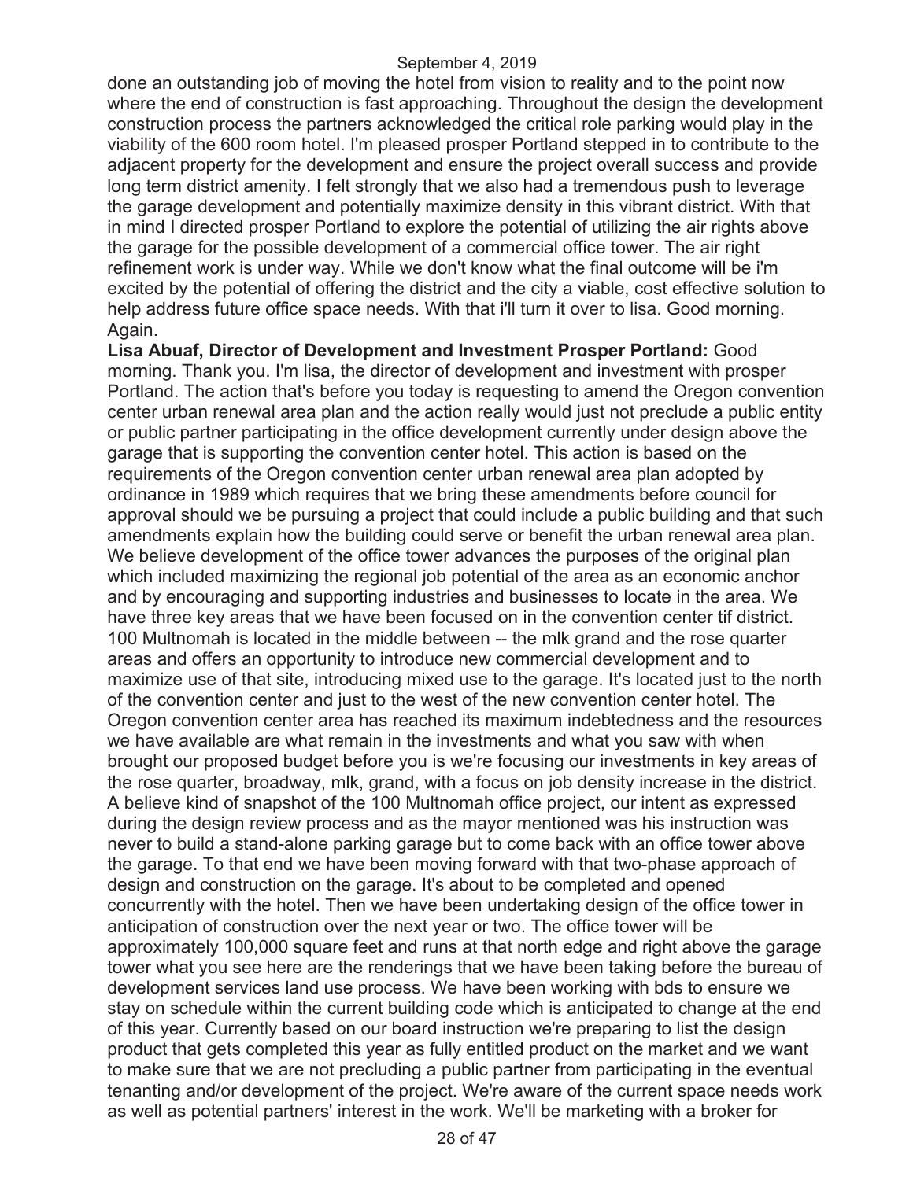done an outstanding job of moving the hotel from vision to reality and to the point now where the end of construction is fast approaching. Throughout the design the development construction process the partners acknowledged the critical role parking would play in the viability of the 600 room hotel. I'm pleased prosper Portland stepped in to contribute to the adjacent property for the development and ensure the project overall success and provide long term district amenity. I felt strongly that we also had a tremendous push to leverage the garage development and potentially maximize density in this vibrant district. With that in mind I directed prosper Portland to explore the potential of utilizing the air rights above the garage for the possible development of a commercial office tower. The air right refinement work is under way. While we don't know what the final outcome will be i'm excited by the potential of offering the district and the city a viable, cost effective solution to help address future office space needs. With that i'll turn it over to lisa. Good morning. Again.

**Lisa Abuaf, Director of Development and Investment Prosper Portland:** Good morning. Thank you. I'm lisa, the director of development and investment with prosper Portland. The action that's before you today is requesting to amend the Oregon convention center urban renewal area plan and the action really would just not preclude a public entity or public partner participating in the office development currently under design above the garage that is supporting the convention center hotel. This action is based on the requirements of the Oregon convention center urban renewal area plan adopted by ordinance in 1989 which requires that we bring these amendments before council for approval should we be pursuing a project that could include a public building and that such amendments explain how the building could serve or benefit the urban renewal area plan. We believe development of the office tower advances the purposes of the original plan which included maximizing the regional job potential of the area as an economic anchor and by encouraging and supporting industries and businesses to locate in the area. We have three key areas that we have been focused on in the convention center tif district. 100 Multnomah is located in the middle between -- the mlk grand and the rose quarter areas and offers an opportunity to introduce new commercial development and to maximize use of that site, introducing mixed use to the garage. It's located just to the north of the convention center and just to the west of the new convention center hotel. The Oregon convention center area has reached its maximum indebtedness and the resources we have available are what remain in the investments and what you saw with when brought our proposed budget before you is we're focusing our investments in key areas of the rose quarter, broadway, mlk, grand, with a focus on job density increase in the district. A believe kind of snapshot of the 100 Multnomah office project, our intent as expressed during the design review process and as the mayor mentioned was his instruction was never to build a stand-alone parking garage but to come back with an office tower above the garage. To that end we have been moving forward with that two-phase approach of design and construction on the garage. It's about to be completed and opened concurrently with the hotel. Then we have been undertaking design of the office tower in anticipation of construction over the next year or two. The office tower will be approximately 100,000 square feet and runs at that north edge and right above the garage tower what you see here are the renderings that we have been taking before the bureau of development services land use process. We have been working with bds to ensure we stay on schedule within the current building code which is anticipated to change at the end of this year. Currently based on our board instruction we're preparing to list the design product that gets completed this year as fully entitled product on the market and we want to make sure that we are not precluding a public partner from participating in the eventual tenanting and/or development of the project. We're aware of the current space needs work as well as potential partners' interest in the work. We'll be marketing with a broker for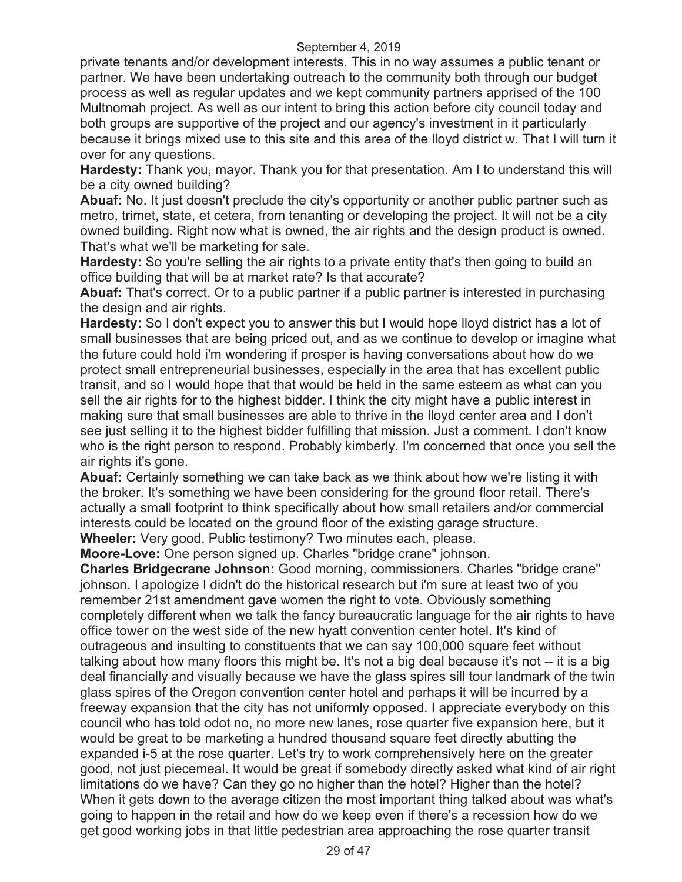private tenants and/or development interests. This in no way assumes a public tenant or partner. We have been undertaking outreach to the community both through our budget process as well as regular updates and we kept community partners apprised of the 100 Multnomah project. As well as our intent to bring this action before city council today and both groups are supportive of the project and our agency's investment in it particularly because it brings mixed use to this site and this area of the lloyd district w. That I will turn it over for any questions.

**Hardesty:** Thank you, mayor. Thank you for that presentation. Am I to understand this will be a city owned building?

**Abuaf:** No. It just doesn't preclude the city's opportunity or another public partner such as metro, trimet, state, et cetera, from tenanting or developing the project. It will not be a city owned building. Right now what is owned, the air rights and the design product is owned. That's what we'll be marketing for sale.

**Hardesty:** So you're selling the air rights to a private entity that's then going to build an office building that will be at market rate? Is that accurate?

**Abuaf:** That's correct. Or to a public partner if a public partner is interested in purchasing the design and air rights.

**Hardesty:** So I don't expect you to answer this but I would hope lloyd district has a lot of small businesses that are being priced out, and as we continue to develop or imagine what the future could hold i'm wondering if prosper is having conversations about how do we protect small entrepreneurial businesses, especially in the area that has excellent public transit, and so I would hope that that would be held in the same esteem as what can you sell the air rights for to the highest bidder. I think the city might have a public interest in making sure that small businesses are able to thrive in the lloyd center area and I don't see just selling it to the highest bidder fulfilling that mission. Just a comment. I don't know who is the right person to respond. Probably kimberly. I'm concerned that once you sell the air rights it's gone.

**Abuaf:** Certainly something we can take back as we think about how we're listing it with the broker. It's something we have been considering for the ground floor retail. There's actually a small footprint to think specifically about how small retailers and/or commercial interests could be located on the ground floor of the existing garage structure.

**Wheeler:** Very good. Public testimony? Two minutes each, please.

**Moore-Love:** One person signed up. Charles "bridge crane" johnson.

**Charles Bridgecrane Johnson:** Good morning, commissioners. Charles "bridge crane" johnson. I apologize I didn't do the historical research but i'm sure at least two of you remember 21st amendment gave women the right to vote. Obviously something completely different when we talk the fancy bureaucratic language for the air rights to have office tower on the west side of the new hyatt convention center hotel. It's kind of outrageous and insulting to constituents that we can say 100,000 square feet without talking about how many floors this might be. It's not a big deal because it's not -- it is a big deal financially and visually because we have the glass spires sill tour landmark of the twin glass spires of the Oregon convention center hotel and perhaps it will be incurred by a freeway expansion that the city has not uniformly opposed. I appreciate everybody on this council who has told odot no, no more new lanes, rose quarter five expansion here, but it would be great to be marketing a hundred thousand square feet directly abutting the expanded i-5 at the rose quarter. Let's try to work comprehensively here on the greater good, not just piecemeal. It would be great if somebody directly asked what kind of air right limitations do we have? Can they go no higher than the hotel? Higher than the hotel? When it gets down to the average citizen the most important thing talked about was what's going to happen in the retail and how do we keep even if there's a recession how do we get good working jobs in that little pedestrian area approaching the rose quarter transit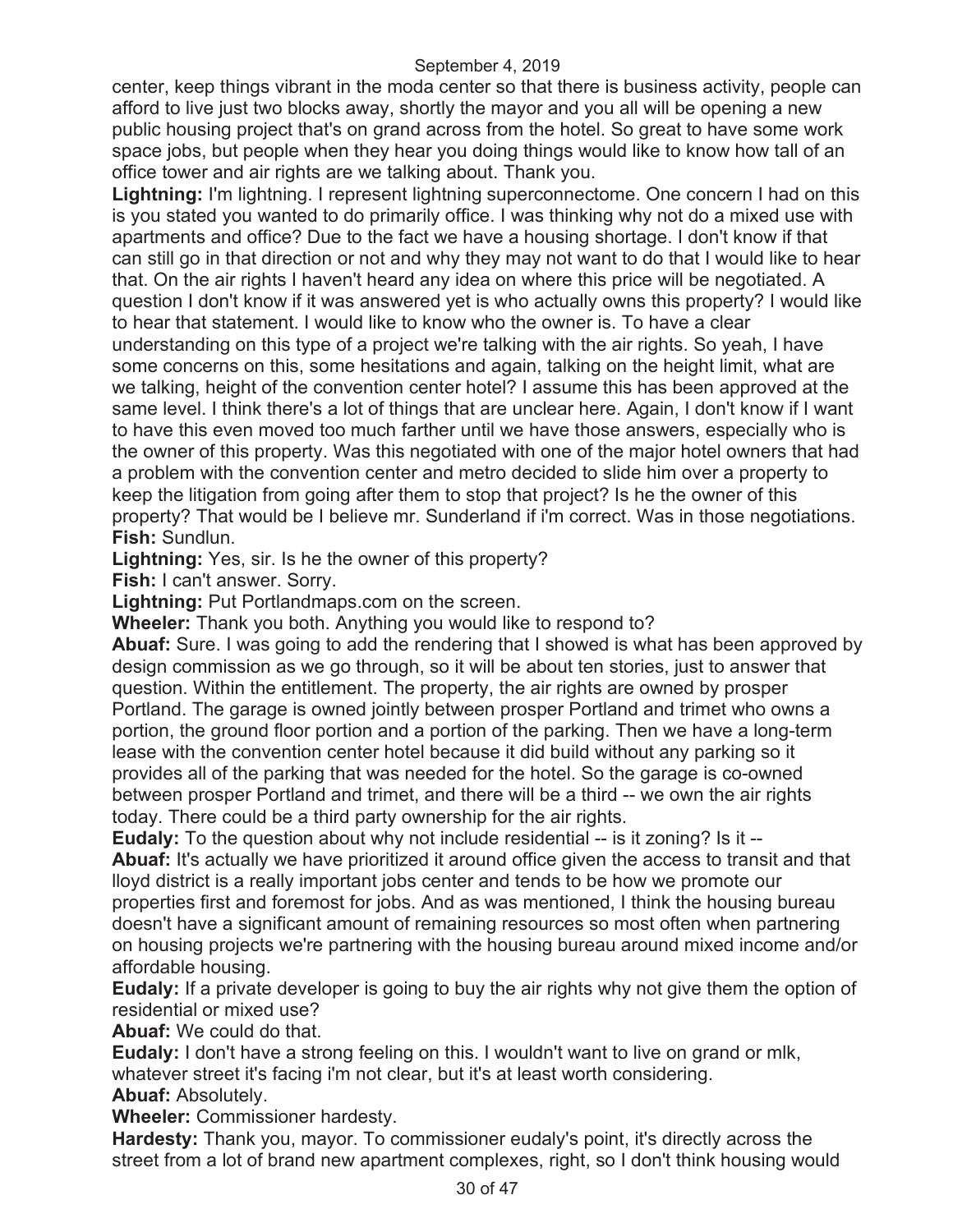center, keep things vibrant in the moda center so that there is business activity, people can afford to live just two blocks away, shortly the mayor and you all will be opening a new public housing project that's on grand across from the hotel. So great to have some work space jobs, but people when they hear you doing things would like to know how tall of an office tower and air rights are we talking about. Thank you.

**Lightning:** I'm lightning. I represent lightning superconnectome. One concern I had on this is you stated you wanted to do primarily office. I was thinking why not do a mixed use with apartments and office? Due to the fact we have a housing shortage. I don't know if that can still go in that direction or not and why they may not want to do that I would like to hear that. On the air rights I haven't heard any idea on where this price will be negotiated. A question I don't know if it was answered yet is who actually owns this property? I would like to hear that statement. I would like to know who the owner is. To have a clear understanding on this type of a project we're talking with the air rights. So yeah, I have some concerns on this, some hesitations and again, talking on the height limit, what are we talking, height of the convention center hotel? I assume this has been approved at the same level. I think there's a lot of things that are unclear here. Again, I don't know if I want to have this even moved too much farther until we have those answers, especially who is the owner of this property. Was this negotiated with one of the major hotel owners that had a problem with the convention center and metro decided to slide him over a property to keep the litigation from going after them to stop that project? Is he the owner of this property? That would be I believe mr. Sunderland if i'm correct. Was in those negotiations.

**Fish:** Sundlun.

**Lightning:** Yes, sir. Is he the owner of this property?

**Fish:** I can't answer. Sorry.

**Lightning:** Put Portlandmaps.com on the screen.

**Wheeler:** Thank you both. Anything you would like to respond to?

**Abuaf:** Sure. I was going to add the rendering that I showed is what has been approved by design commission as we go through, so it will be about ten stories, just to answer that question. Within the entitlement. The property, the air rights are owned by prosper Portland. The garage is owned jointly between prosper Portland and trimet who owns a portion, the ground floor portion and a portion of the parking. Then we have a long-term lease with the convention center hotel because it did build without any parking so it provides all of the parking that was needed for the hotel. So the garage is co-owned between prosper Portland and trimet, and there will be a third -- we own the air rights today. There could be a third party ownership for the air rights.

**Eudaly:** To the question about why not include residential -- is it zoning? Is it --

**Abuaf:** It's actually we have prioritized it around office given the access to transit and that lloyd district is a really important jobs center and tends to be how we promote our properties first and foremost for jobs. And as was mentioned, I think the housing bureau doesn't have a significant amount of remaining resources so most often when partnering on housing projects we're partnering with the housing bureau around mixed income and/or affordable housing.

**Eudaly:** If a private developer is going to buy the air rights why not give them the option of residential or mixed use?

**Abuaf:** We could do that.

**Eudaly:** I don't have a strong feeling on this. I wouldn't want to live on grand or mlk, whatever street it's facing i'm not clear, but it's at least worth considering.

**Abuaf:** Absolutely.

**Wheeler:** Commissioner hardesty.

**Hardesty:** Thank you, mayor. To commissioner eudaly's point, it's directly across the street from a lot of brand new apartment complexes, right, so I don't think housing would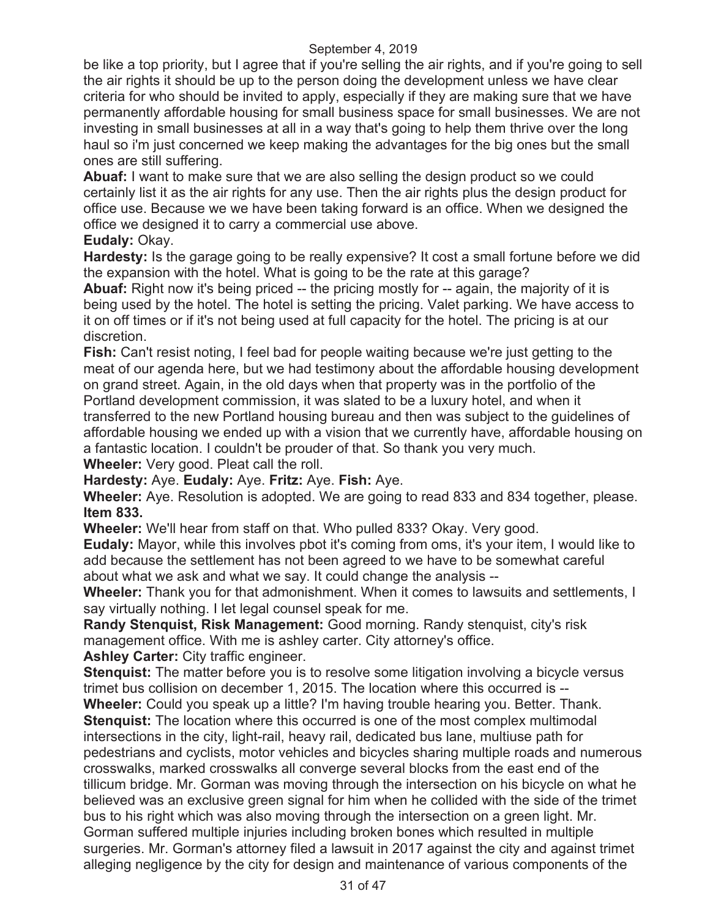be like a top priority, but I agree that if you're selling the air rights, and if you're going to sell the air rights it should be up to the person doing the development unless we have clear criteria for who should be invited to apply, especially if they are making sure that we have permanently affordable housing for small business space for small businesses. We are not investing in small businesses at all in a way that's going to help them thrive over the long haul so i'm just concerned we keep making the advantages for the big ones but the small ones are still suffering.

**Abuaf:** I want to make sure that we are also selling the design product so we could certainly list it as the air rights for any use. Then the air rights plus the design product for office use. Because we we have been taking forward is an office. When we designed the office we designed it to carry a commercial use above.

**Eudaly:** Okay.

**Hardesty:** Is the garage going to be really expensive? It cost a small fortune before we did the expansion with the hotel. What is going to be the rate at this garage?

**Abuaf:** Right now it's being priced -- the pricing mostly for -- again, the majority of it is being used by the hotel. The hotel is setting the pricing. Valet parking. We have access to it on off times or if it's not being used at full capacity for the hotel. The pricing is at our discretion.

**Fish:** Can't resist noting, I feel bad for people waiting because we're just getting to the meat of our agenda here, but we had testimony about the affordable housing development on grand street. Again, in the old days when that property was in the portfolio of the Portland development commission, it was slated to be a luxury hotel, and when it transferred to the new Portland housing bureau and then was subject to the guidelines of affordable housing we ended up with a vision that we currently have, affordable housing on a fantastic location. I couldn't be prouder of that. So thank you very much.

**Wheeler:** Very good. Pleat call the roll.

**Hardesty:** Aye. **Eudaly:** Aye. **Fritz:** Aye. **Fish:** Aye.

**Wheeler:** Aye. Resolution is adopted. We are going to read 833 and 834 together, please.

**Item 833.**

**Wheeler:** We'll hear from staff on that. Who pulled 833? Okay. Very good.

**Eudaly:** Mayor, while this involves pbot it's coming from oms, it's your item, I would like to add because the settlement has not been agreed to we have to be somewhat careful about what we ask and what we say. It could change the analysis --

**Wheeler:** Thank you for that admonishment. When it comes to lawsuits and settlements, I say virtually nothing. I let legal counsel speak for me.

**Randy Stenquist, Risk Management:** Good morning. Randy stenquist, city's risk management office. With me is ashley carter. City attorney's office.

**Ashley Carter:** City traffic engineer.

**Stenquist:** The matter before you is to resolve some litigation involving a bicycle versus trimet bus collision on december 1, 2015. The location where this occurred is --

**Wheeler:** Could you speak up a little? I'm having trouble hearing you. Better. Thank.

**Stenquist:** The location where this occurred is one of the most complex multimodal intersections in the city, light-rail, heavy rail, dedicated bus lane, multiuse path for pedestrians and cyclists, motor vehicles and bicycles sharing multiple roads and numerous crosswalks, marked crosswalks all converge several blocks from the east end of the tillicum bridge. Mr. Gorman was moving through the intersection on his bicycle on what he believed was an exclusive green signal for him when he collided with the side of the trimet bus to his right which was also moving through the intersection on a green light. Mr. Gorman suffered multiple injuries including broken bones which resulted in multiple surgeries. Mr. Gorman's attorney filed a lawsuit in 2017 against the city and against trimet alleging negligence by the city for design and maintenance of various components of the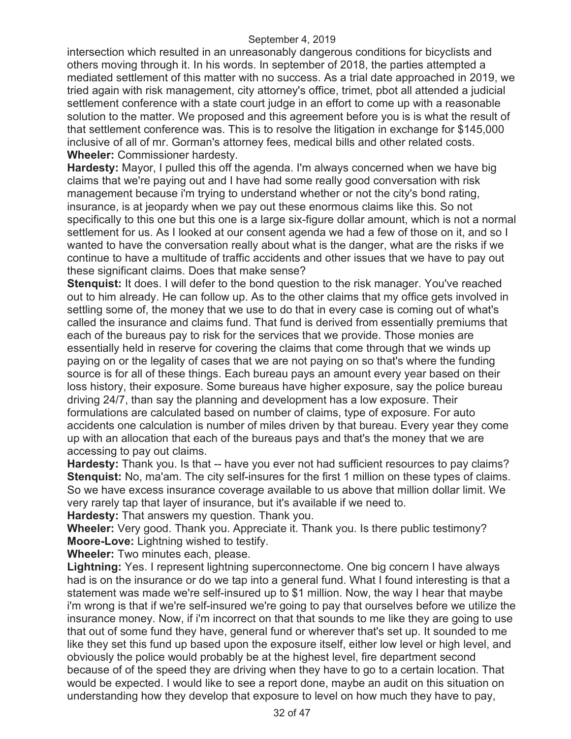intersection which resulted in an unreasonably dangerous conditions for bicyclists and others moving through it. In his words. In september of 2018, the parties attempted a mediated settlement of this matter with no success. As a trial date approached in 2019, we tried again with risk management, city attorney's office, trimet, pbot all attended a judicial settlement conference with a state court judge in an effort to come up with a reasonable solution to the matter. We proposed and this agreement before you is is what the result of that settlement conference was. This is to resolve the litigation in exchange for $145,000 inclusive of all of mr. Gorman's attorney fees, medical bills and other related costs.
**Wheeler:** Commissioner hardesty.
**Hardesty:** Mayor, I pulled this off the agenda. I'm always concerned when we have big claims that we're paying out and I have had some really good conversation with risk management because i'm trying to understand whether or not the city's bond rating, insurance, is at jeopardy when we pay out these enormous claims like this. So not specifically to this one but this one is a large six-figure dollar amount, which is not a normal settlement for us. As I looked at our consent agenda we had a few of those on it, and so I wanted to have the conversation really about what is the danger, what are the risks if we continue to have a multitude of traffic accidents and other issues that we have to pay out these significant claims. Does that make sense?
**Stenquist:** It does. I will defer to the bond question to the risk manager. You've reached out to him already. He can follow up. As to the other claims that my office gets involved in settling some of, the money that we use to do that in every case is coming out of what's called the insurance and claims fund. That fund is derived from essentially premiums that each of the bureaus pay to risk for the services that we provide. Those monies are essentially held in reserve for covering the claims that come through that we winds up paying on or the legality of cases that we are not paying on so that's where the funding source is for all of these things. Each bureau pays an amount every year based on their loss history, their exposure. Some bureaus have higher exposure, say the police bureau driving 24/7, than say the planning and development has a low exposure. Their formulations are calculated based on number of claims, type of exposure. For auto accidents one calculation is number of miles driven by that bureau. Every year they come up with an allocation that each of the bureaus pays and that's the money that we are accessing to pay out claims.
**Hardesty:** Thank you. Is that -- have you ever not had sufficient resources to pay claims?
**Stenquist:** No, ma'am. The city self-insures for the first 1 million on these types of claims. So we have excess insurance coverage available to us above that million dollar limit. We very rarely tap that layer of insurance, but it's available if we need to.
**Hardesty:** That answers my question. Thank you.
**Wheeler:** Very good. Thank you. Appreciate it. Thank you. Is there public testimony?
**Moore-Love:** Lightning wished to testify.
**Wheeler:** Two minutes each, please.
**Lightning:** Yes. I represent lightning superconnectome. One big concern I have always had is on the insurance or do we tap into a general fund. What I found interesting is that a statement was made we're self-insured up to $1 million. Now, the way I hear that maybe i'm wrong is that if we're self-insured we're going to pay that ourselves before we utilize the insurance money. Now, if i'm incorrect on that that sounds to me like they are going to use that out of some fund they have, general fund or wherever that's set up. It sounded to me like they set this fund up based upon the exposure itself, either low level or high level, and obviously the police would probably be at the highest level, fire department second because of of the speed they are driving when they have to go to a certain location. That would be expected. I would like to see a report done, maybe an audit on this situation on understanding how they develop that exposure to level on how much they have to pay,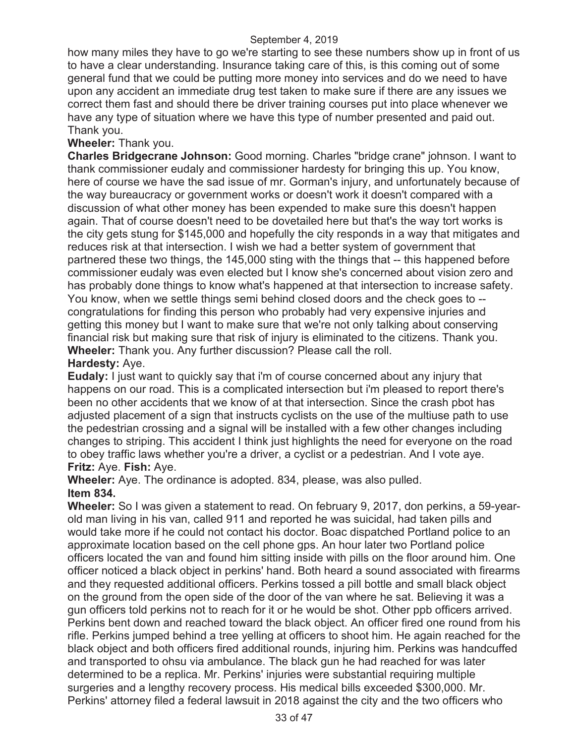how many miles they have to go we're starting to see these numbers show up in front of us to have a clear understanding. Insurance taking care of this, is this coming out of some general fund that we could be putting more money into services and do we need to have upon any accident an immediate drug test taken to make sure if there are any issues we correct them fast and should there be driver training courses put into place whenever we have any type of situation where we have this type of number presented and paid out. Thank you.

**Wheeler:** Thank you.

**Charles Bridgecrane Johnson:** Good morning. Charles "bridge crane" johnson. I want to thank commissioner eudaly and commissioner hardesty for bringing this up. You know, here of course we have the sad issue of mr. Gorman's injury, and unfortunately because of the way bureaucracy or government works or doesn't work it doesn't compared with a discussion of what other money has been expended to make sure this doesn't happen again. That of course doesn't need to be dovetailed here but that's the way tort works is the city gets stung for $145,000 and hopefully the city responds in a way that mitigates and reduces risk at that intersection. I wish we had a better system of government that partnered these two things, the 145,000 sting with the things that -- this happened before commissioner eudaly was even elected but I know she's concerned about vision zero and has probably done things to know what's happened at that intersection to increase safety. You know, when we settle things semi behind closed doors and the check goes to -- congratulations for finding this person who probably had very expensive injuries and getting this money but I want to make sure that we're not only talking about conserving financial risk but making sure that risk of injury is eliminated to the citizens. Thank you.

**Wheeler:** Thank you. Any further discussion? Please call the roll.

**Hardesty:** Aye.

**Eudaly:** I just want to quickly say that i'm of course concerned about any injury that happens on our road. This is a complicated intersection but i'm pleased to report there's been no other accidents that we know of at that intersection. Since the crash pbot has adjusted placement of a sign that instructs cyclists on the use of the multiuse path to use the pedestrian crossing and a signal will be installed with a few other changes including changes to striping. This accident I think just highlights the need for everyone on the road to obey traffic laws whether you're a driver, a cyclist or a pedestrian. And I vote aye.

**Fritz:** Aye. **Fish:** Aye.

**Wheeler:** Aye. The ordinance is adopted. 834, please, was also pulled.

**Item 834.**

**Wheeler:** So I was given a statement to read. On february 9, 2017, don perkins, a 59-year-old man living in his van, called 911 and reported he was suicidal, had taken pills and would take more if he could not contact his doctor. Boac dispatched Portland police to an approximate location based on the cell phone gps. An hour later two Portland police officers located the van and found him sitting inside with pills on the floor around him. One officer noticed a black object in perkins' hand. Both heard a sound associated with firearms and they requested additional officers. Perkins tossed a pill bottle and small black object on the ground from the open side of the door of the van where he sat. Believing it was a gun officers told perkins not to reach for it or he would be shot. Other ppb officers arrived. Perkins bent down and reached toward the black object. An officer fired one round from his rifle. Perkins jumped behind a tree yelling at officers to shoot him. He again reached for the black object and both officers fired additional rounds, injuring him. Perkins was handcuffed and transported to ohsu via ambulance. The black gun he had reached for was later determined to be a replica. Mr. Perkins' injuries were substantial requiring multiple surgeries and a lengthy recovery process. His medical bills exceeded $300,000. Mr. Perkins' attorney filed a federal lawsuit in 2018 against the city and the two officers who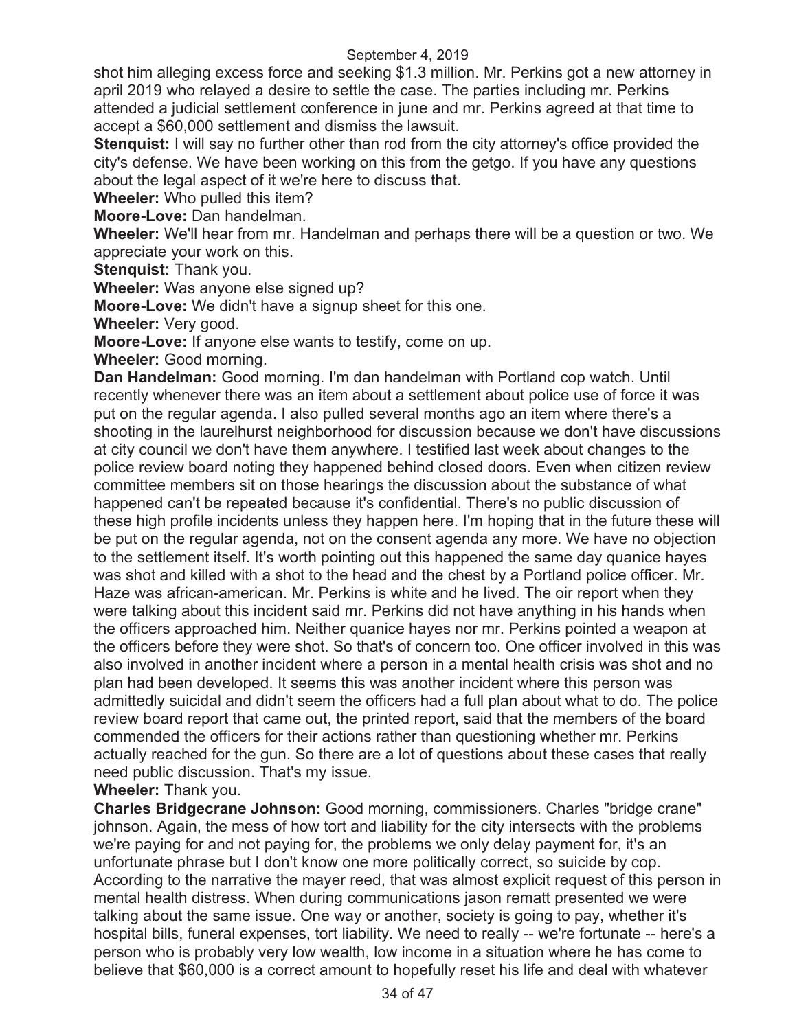shot him alleging excess force and seeking $1.3 million. Mr. Perkins got a new attorney in april 2019 who relayed a desire to settle the case. The parties including mr. Perkins attended a judicial settlement conference in june and mr. Perkins agreed at that time to accept a $60,000 settlement and dismiss the lawsuit.

**Stenquist:** I will say no further other than rod from the city attorney's office provided the city's defense. We have been working on this from the getgo. If you have any questions about the legal aspect of it we're here to discuss that.

**Wheeler:** Who pulled this item?

**Moore-Love:** Dan handelman.

**Wheeler:** We'll hear from mr. Handelman and perhaps there will be a question or two. We appreciate your work on this.

**Stenquist:** Thank you.

**Wheeler:** Was anyone else signed up?

**Moore-Love:** We didn't have a signup sheet for this one.

**Wheeler:** Very good.

**Moore-Love:** If anyone else wants to testify, come on up.

**Wheeler:** Good morning.

**Dan Handelman:** Good morning. I'm dan handelman with Portland cop watch. Until recently whenever there was an item about a settlement about police use of force it was put on the regular agenda. I also pulled several months ago an item where there's a shooting in the laurelhurst neighborhood for discussion because we don't have discussions at city council we don't have them anywhere. I testified last week about changes to the police review board noting they happened behind closed doors. Even when citizen review committee members sit on those hearings the discussion about the substance of what happened can't be repeated because it's confidential. There's no public discussion of these high profile incidents unless they happen here. I'm hoping that in the future these will be put on the regular agenda, not on the consent agenda any more. We have no objection to the settlement itself. It's worth pointing out this happened the same day quanice hayes was shot and killed with a shot to the head and the chest by a Portland police officer. Mr. Haze was african-american. Mr. Perkins is white and he lived. The oir report when they were talking about this incident said mr. Perkins did not have anything in his hands when the officers approached him. Neither quanice hayes nor mr. Perkins pointed a weapon at the officers before they were shot. So that's of concern too. One officer involved in this was also involved in another incident where a person in a mental health crisis was shot and no plan had been developed. It seems this was another incident where this person was admittedly suicidal and didn't seem the officers had a full plan about what to do. The police review board report that came out, the printed report, said that the members of the board commended the officers for their actions rather than questioning whether mr. Perkins actually reached for the gun. So there are a lot of questions about these cases that really need public discussion. That's my issue.

**Wheeler:** Thank you.

**Charles Bridgecrane Johnson:** Good morning, commissioners. Charles "bridge crane" johnson. Again, the mess of how tort and liability for the city intersects with the problems we're paying for and not paying for, the problems we only delay payment for, it's an unfortunate phrase but I don't know one more politically correct, so suicide by cop. According to the narrative the mayer reed, that was almost explicit request of this person in mental health distress. When during communications jason rematt presented we were talking about the same issue. One way or another, society is going to pay, whether it's hospital bills, funeral expenses, tort liability. We need to really -- we're fortunate -- here's a person who is probably very low wealth, low income in a situation where he has come to believe that $60,000 is a correct amount to hopefully reset his life and deal with whatever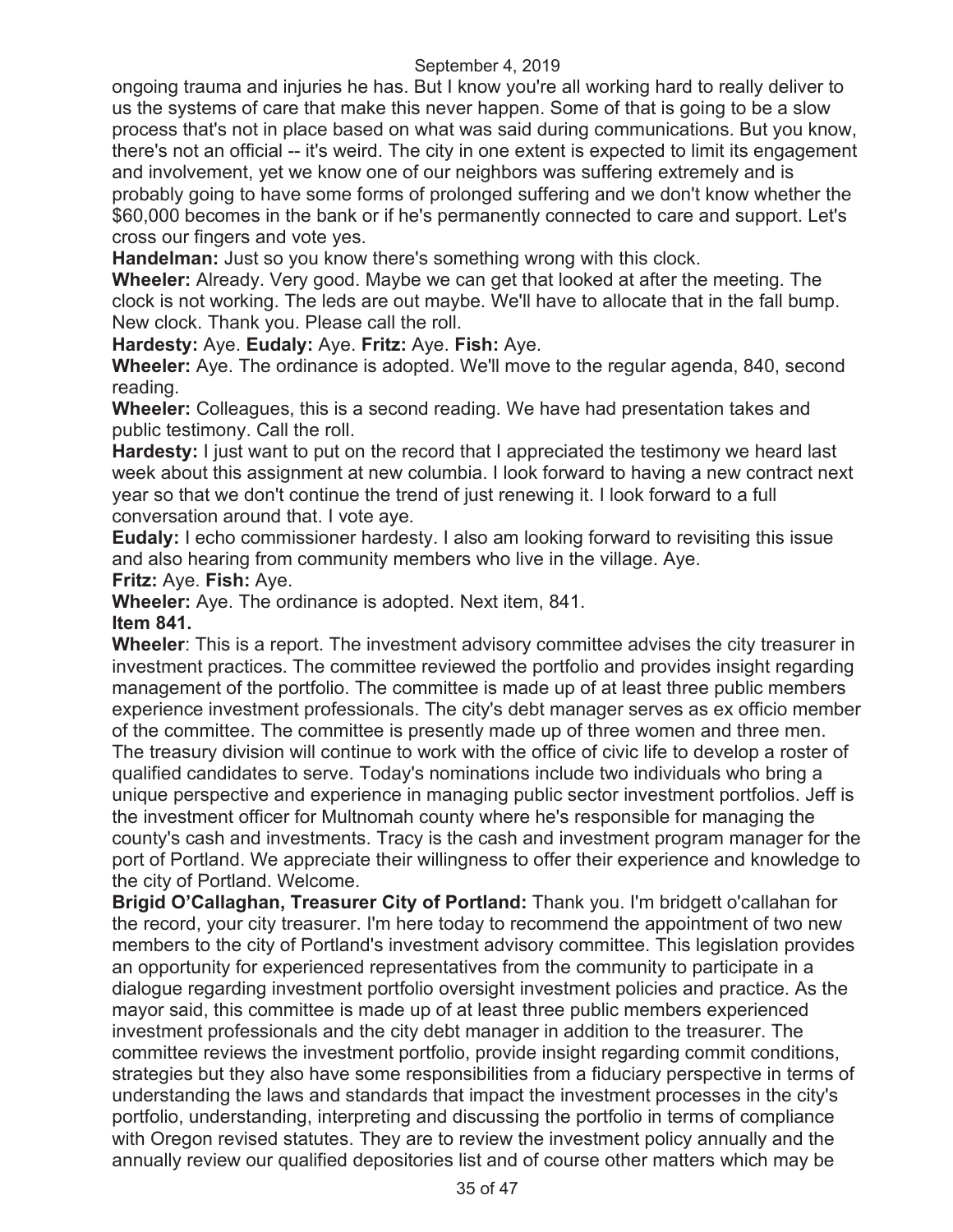ongoing trauma and injuries he has. But I know you're all working hard to really deliver to us the systems of care that make this never happen. Some of that is going to be a slow process that's not in place based on what was said during communications. But you know, there's not an official -- it's weird. The city in one extent is expected to limit its engagement and involvement, yet we know one of our neighbors was suffering extremely and is probably going to have some forms of prolonged suffering and we don't know whether the $60,000 becomes in the bank or if he's permanently connected to care and support. Let's cross our fingers and vote yes.

**Handelman:** Just so you know there's something wrong with this clock.

**Wheeler:** Already. Very good. Maybe we can get that looked at after the meeting. The clock is not working. The leds are out maybe. We'll have to allocate that in the fall bump. New clock. Thank you. Please call the roll.

**Hardesty:** Aye. **Eudaly:** Aye. **Fritz:** Aye. **Fish:** Aye.

**Wheeler:** Aye. The ordinance is adopted. We'll move to the regular agenda, 840, second reading.

**Wheeler:** Colleagues, this is a second reading. We have had presentation takes and public testimony. Call the roll.

**Hardesty:** I just want to put on the record that I appreciated the testimony we heard last week about this assignment at new columbia. I look forward to having a new contract next year so that we don't continue the trend of just renewing it. I look forward to a full conversation around that. I vote aye.

**Eudaly:** I echo commissioner hardesty. I also am looking forward to revisiting this issue and also hearing from community members who live in the village. Aye.

**Fritz:** Aye. **Fish:** Aye.

**Wheeler:** Aye. The ordinance is adopted. Next item, 841.

**Item 841.**

**Wheeler**: This is a report. The investment advisory committee advises the city treasurer in investment practices. The committee reviewed the portfolio and provides insight regarding management of the portfolio. The committee is made up of at least three public members experience investment professionals. The city's debt manager serves as ex officio member of the committee. The committee is presently made up of three women and three men. The treasury division will continue to work with the office of civic life to develop a roster of qualified candidates to serve. Today's nominations include two individuals who bring a unique perspective and experience in managing public sector investment portfolios. Jeff is the investment officer for Multnomah county where he's responsible for managing the county's cash and investments. Tracy is the cash and investment program manager for the port of Portland. We appreciate their willingness to offer their experience and knowledge to the city of Portland. Welcome.

**Brigid O'Callaghan, Treasurer City of Portland:** Thank you. I'm bridgett o'callahan for the record, your city treasurer. I'm here today to recommend the appointment of two new members to the city of Portland's investment advisory committee. This legislation provides an opportunity for experienced representatives from the community to participate in a dialogue regarding investment portfolio oversight investment policies and practice. As the mayor said, this committee is made up of at least three public members experienced investment professionals and the city debt manager in addition to the treasurer. The committee reviews the investment portfolio, provide insight regarding commit conditions, strategies but they also have some responsibilities from a fiduciary perspective in terms of understanding the laws and standards that impact the investment processes in the city's portfolio, understanding, interpreting and discussing the portfolio in terms of compliance with Oregon revised statutes. They are to review the investment policy annually and the annually review our qualified depositories list and of course other matters which may be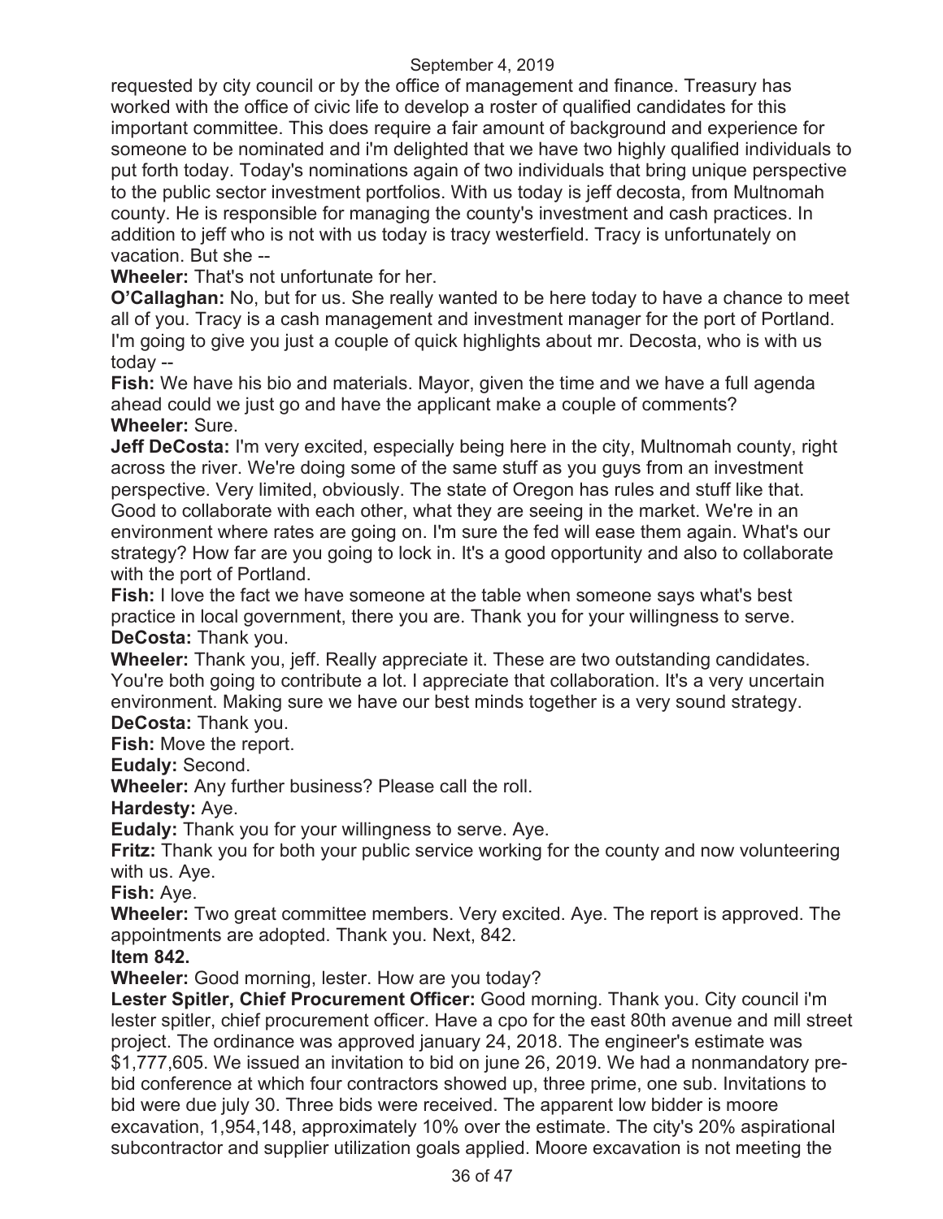requested by city council or by the office of management and finance. Treasury has worked with the office of civic life to develop a roster of qualified candidates for this important committee. This does require a fair amount of background and experience for someone to be nominated and i'm delighted that we have two highly qualified individuals to put forth today. Today's nominations again of two individuals that bring unique perspective to the public sector investment portfolios. With us today is jeff decosta, from Multnomah county. He is responsible for managing the county's investment and cash practices. In addition to jeff who is not with us today is tracy westerfield. Tracy is unfortunately on vacation. But she --

**Wheeler:** That's not unfortunate for her.

**O'Callaghan:** No, but for us. She really wanted to be here today to have a chance to meet all of you. Tracy is a cash management and investment manager for the port of Portland. I'm going to give you just a couple of quick highlights about mr. Decosta, who is with us today --

**Fish:** We have his bio and materials. Mayor, given the time and we have a full agenda ahead could we just go and have the applicant make a couple of comments?

**Wheeler:** Sure.

**Jeff DeCosta:** I'm very excited, especially being here in the city, Multnomah county, right across the river. We're doing some of the same stuff as you guys from an investment perspective. Very limited, obviously. The state of Oregon has rules and stuff like that. Good to collaborate with each other, what they are seeing in the market. We're in an environment where rates are going on. I'm sure the fed will ease them again. What's our strategy? How far are you going to lock in. It's a good opportunity and also to collaborate with the port of Portland.

**Fish:** I love the fact we have someone at the table when someone says what's best practice in local government, there you are. Thank you for your willingness to serve.

**DeCosta:** Thank you.

**Wheeler:** Thank you, jeff. Really appreciate it. These are two outstanding candidates. You're both going to contribute a lot. I appreciate that collaboration. It's a very uncertain environment. Making sure we have our best minds together is a very sound strategy.

**DeCosta:** Thank you.

**Fish:** Move the report.

**Eudaly:** Second.

**Wheeler:** Any further business? Please call the roll.

**Hardesty:** Aye.

**Eudaly:** Thank you for your willingness to serve. Aye.

**Fritz:** Thank you for both your public service working for the county and now volunteering with us. Aye.

**Fish:** Aye.

**Wheeler:** Two great committee members. Very excited. Aye. The report is approved. The appointments are adopted. Thank you. Next, 842.

**Item 842.**

**Wheeler:** Good morning, lester. How are you today?

**Lester Spitler, Chief Procurement Officer:** Good morning. Thank you. City council i'm lester spitler, chief procurement officer. Have a cpo for the east 80th avenue and mill street project. The ordinance was approved january 24, 2018. The engineer's estimate was $1,777,605. We issued an invitation to bid on june 26, 2019. We had a nonmandatory pre-bid conference at which four contractors showed up, three prime, one sub. Invitations to bid were due july 30. Three bids were received. The apparent low bidder is moore excavation, 1,954,148, approximately 10% over the estimate. The city's 20% aspirational subcontractor and supplier utilization goals applied. Moore excavation is not meeting the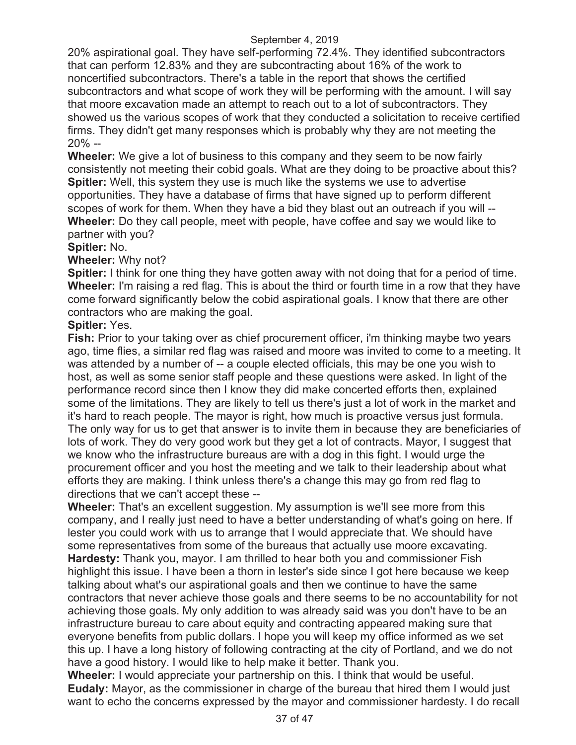20% aspirational goal. They have self-performing 72.4%. They identified subcontractors that can perform 12.83% and they are subcontracting about 16% of the work to noncertified subcontractors. There's a table in the report that shows the certified subcontractors and what scope of work they will be performing with the amount. I will say that moore excavation made an attempt to reach out to a lot of subcontractors. They showed us the various scopes of work that they conducted a solicitation to receive certified firms. They didn't get many responses which is probably why they are not meeting the 20% --

**Wheeler:** We give a lot of business to this company and they seem to be now fairly consistently not meeting their cobid goals. What are they doing to be proactive about this?

**Spitler:** Well, this system they use is much like the systems we use to advertise opportunities. They have a database of firms that have signed up to perform different scopes of work for them. When they have a bid they blast out an outreach if you will --

**Wheeler:** Do they call people, meet with people, have coffee and say we would like to partner with you?

**Spitler:** No.

**Wheeler:** Why not?

**Spitler:** I think for one thing they have gotten away with not doing that for a period of time.

**Wheeler:** I'm raising a red flag. This is about the third or fourth time in a row that they have come forward significantly below the cobid aspirational goals. I know that there are other contractors who are making the goal.

**Spitler:** Yes.

**Fish:** Prior to your taking over as chief procurement officer, i'm thinking maybe two years ago, time flies, a similar red flag was raised and moore was invited to come to a meeting. It was attended by a number of -- a couple elected officials, this may be one you wish to host, as well as some senior staff people and these questions were asked. In light of the performance record since then I know they did make concerted efforts then, explained some of the limitations. They are likely to tell us there's just a lot of work in the market and it's hard to reach people. The mayor is right, how much is proactive versus just formula. The only way for us to get that answer is to invite them in because they are beneficiaries of lots of work. They do very good work but they get a lot of contracts. Mayor, I suggest that we know who the infrastructure bureaus are with a dog in this fight. I would urge the procurement officer and you host the meeting and we talk to their leadership about what efforts they are making. I think unless there's a change this may go from red flag to directions that we can't accept these --

**Wheeler:** That's an excellent suggestion. My assumption is we'll see more from this company, and I really just need to have a better understanding of what's going on here. If lester you could work with us to arrange that I would appreciate that. We should have some representatives from some of the bureaus that actually use moore excavating.

**Hardesty:** Thank you, mayor. I am thrilled to hear both you and commissioner Fish highlight this issue. I have been a thorn in lester's side since I got here because we keep talking about what's our aspirational goals and then we continue to have the same contractors that never achieve those goals and there seems to be no accountability for not achieving those goals. My only addition to was already said was you don't have to be an infrastructure bureau to care about equity and contracting appeared making sure that everyone benefits from public dollars. I hope you will keep my office informed as we set this up. I have a long history of following contracting at the city of Portland, and we do not have a good history. I would like to help make it better. Thank you.

**Wheeler:** I would appreciate your partnership on this. I think that would be useful.

**Eudaly:** Mayor, as the commissioner in charge of the bureau that hired them I would just want to echo the concerns expressed by the mayor and commissioner hardesty. I do recall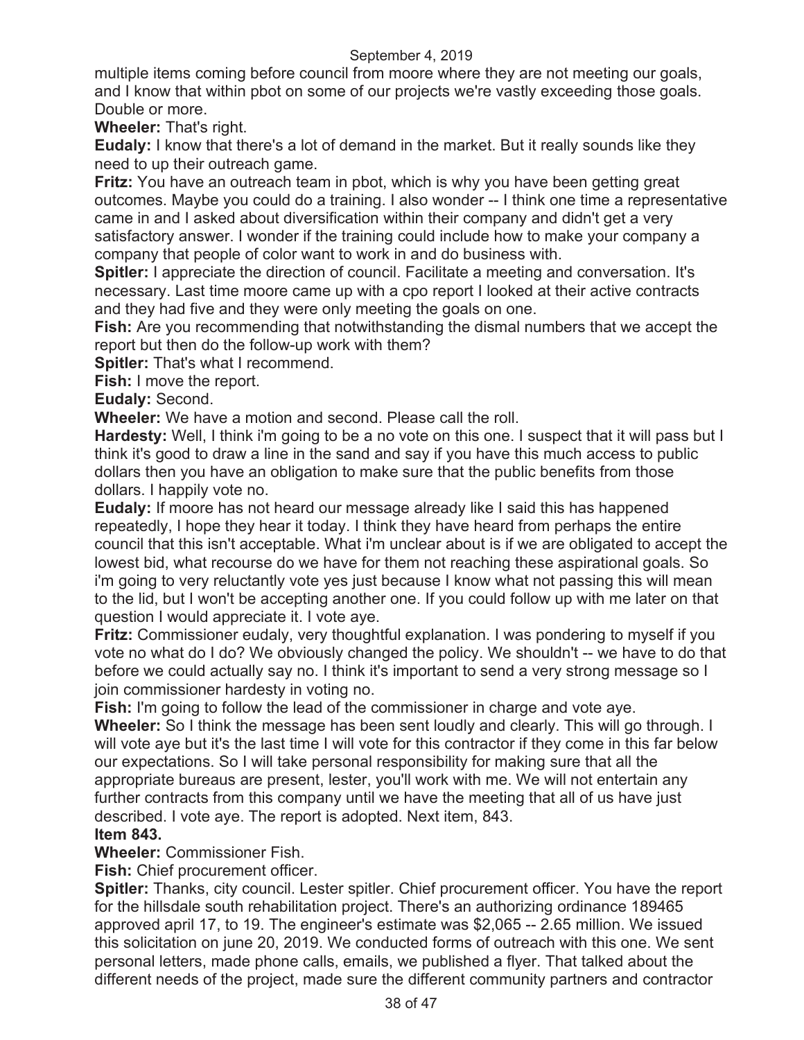multiple items coming before council from moore where they are not meeting our goals, and I know that within pbot on some of our projects we're vastly exceeding those goals. Double or more.

**Wheeler:** That's right.

**Eudaly:** I know that there's a lot of demand in the market. But it really sounds like they need to up their outreach game.

**Fritz:** You have an outreach team in pbot, which is why you have been getting great outcomes. Maybe you could do a training. I also wonder -- I think one time a representative came in and I asked about diversification within their company and didn't get a very satisfactory answer. I wonder if the training could include how to make your company a company that people of color want to work in and do business with.

**Spitler:** I appreciate the direction of council. Facilitate a meeting and conversation. It's necessary. Last time moore came up with a cpo report I looked at their active contracts and they had five and they were only meeting the goals on one.

**Fish:** Are you recommending that notwithstanding the dismal numbers that we accept the report but then do the follow-up work with them?

**Spitler:** That's what I recommend.

**Fish:** I move the report.

**Eudaly:** Second.

**Wheeler:** We have a motion and second. Please call the roll.

**Hardesty:** Well, I think i'm going to be a no vote on this one. I suspect that it will pass but I think it's good to draw a line in the sand and say if you have this much access to public dollars then you have an obligation to make sure that the public benefits from those dollars. I happily vote no.

**Eudaly:** If moore has not heard our message already like I said this has happened repeatedly, I hope they hear it today. I think they have heard from perhaps the entire council that this isn't acceptable. What i'm unclear about is if we are obligated to accept the lowest bid, what recourse do we have for them not reaching these aspirational goals. So i'm going to very reluctantly vote yes just because I know what not passing this will mean to the lid, but I won't be accepting another one. If you could follow up with me later on that question I would appreciate it. I vote aye.

**Fritz:** Commissioner eudaly, very thoughtful explanation. I was pondering to myself if you vote no what do I do? We obviously changed the policy. We shouldn't -- we have to do that before we could actually say no. I think it's important to send a very strong message so I join commissioner hardesty in voting no.

**Fish:** I'm going to follow the lead of the commissioner in charge and vote aye.

**Wheeler:** So I think the message has been sent loudly and clearly. This will go through. I will vote aye but it's the last time I will vote for this contractor if they come in this far below our expectations. So I will take personal responsibility for making sure that all the appropriate bureaus are present, lester, you'll work with me. We will not entertain any further contracts from this company until we have the meeting that all of us have just described. I vote aye. The report is adopted. Next item, 843.

**Item 843.**

**Wheeler:** Commissioner Fish.

**Fish:** Chief procurement officer.

**Spitler:** Thanks, city council. Lester spitler. Chief procurement officer. You have the report for the hillsdale south rehabilitation project. There's an authorizing ordinance 189465 approved april 17, to 19. The engineer's estimate was $2,065 -- 2.65 million. We issued this solicitation on june 20, 2019. We conducted forms of outreach with this one. We sent personal letters, made phone calls, emails, we published a flyer. That talked about the different needs of the project, made sure the different community partners and contractor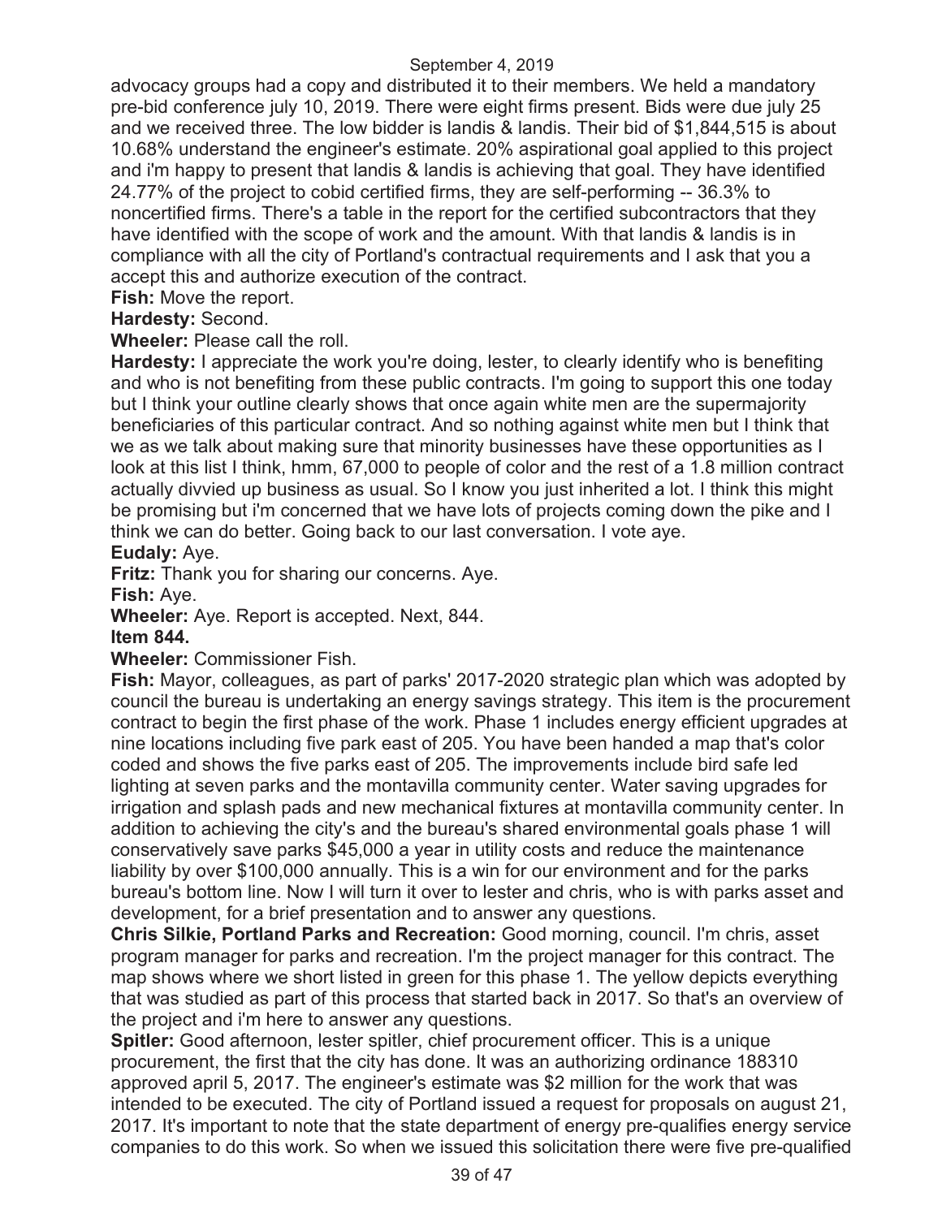advocacy groups had a copy and distributed it to their members. We held a mandatory pre-bid conference july 10, 2019. There were eight firms present. Bids were due july 25 and we received three. The low bidder is landis & landis. Their bid of $1,844,515 is about 10.68% understand the engineer's estimate. 20% aspirational goal applied to this project and i'm happy to present that landis & landis is achieving that goal. They have identified 24.77% of the project to cobid certified firms, they are self-performing -- 36.3% to noncertified firms. There's a table in the report for the certified subcontractors that they have identified with the scope of work and the amount. With that landis & landis is in compliance with all the city of Portland's contractual requirements and I ask that you a accept this and authorize execution of the contract.

**Fish:** Move the report.

**Hardesty:** Second.

**Wheeler:** Please call the roll.

**Hardesty:** I appreciate the work you're doing, lester, to clearly identify who is benefiting and who is not benefiting from these public contracts. I'm going to support this one today but I think your outline clearly shows that once again white men are the supermajority beneficiaries of this particular contract. And so nothing against white men but I think that we as we talk about making sure that minority businesses have these opportunities as I look at this list I think, hmm, 67,000 to people of color and the rest of a 1.8 million contract actually divvied up business as usual. So I know you just inherited a lot. I think this might be promising but i'm concerned that we have lots of projects coming down the pike and I think we can do better. Going back to our last conversation. I vote aye.

**Eudaly:** Aye.

**Fritz:** Thank you for sharing our concerns. Aye.

**Fish:** Aye.

**Wheeler:** Aye. Report is accepted. Next, 844.

**Item 844.**

**Wheeler:** Commissioner Fish.

**Fish:** Mayor, colleagues, as part of parks' 2017-2020 strategic plan which was adopted by council the bureau is undertaking an energy savings strategy. This item is the procurement contract to begin the first phase of the work. Phase 1 includes energy efficient upgrades at nine locations including five park east of 205. You have been handed a map that's color coded and shows the five parks east of 205. The improvements include bird safe led lighting at seven parks and the montavilla community center. Water saving upgrades for irrigation and splash pads and new mechanical fixtures at montavilla community center. In addition to achieving the city's and the bureau's shared environmental goals phase 1 will conservatively save parks $45,000 a year in utility costs and reduce the maintenance liability by over $100,000 annually. This is a win for our environment and for the parks bureau's bottom line. Now I will turn it over to lester and chris, who is with parks asset and development, for a brief presentation and to answer any questions.

**Chris Silkie, Portland Parks and Recreation:** Good morning, council. I'm chris, asset program manager for parks and recreation. I'm the project manager for this contract. The map shows where we short listed in green for this phase 1. The yellow depicts everything that was studied as part of this process that started back in 2017. So that's an overview of the project and i'm here to answer any questions.

**Spitler:** Good afternoon, lester spitler, chief procurement officer. This is a unique procurement, the first that the city has done. It was an authorizing ordinance 188310 approved april 5, 2017. The engineer's estimate was $2 million for the work that was intended to be executed. The city of Portland issued a request for proposals on august 21, 2017. It's important to note that the state department of energy pre-qualifies energy service companies to do this work. So when we issued this solicitation there were five pre-qualified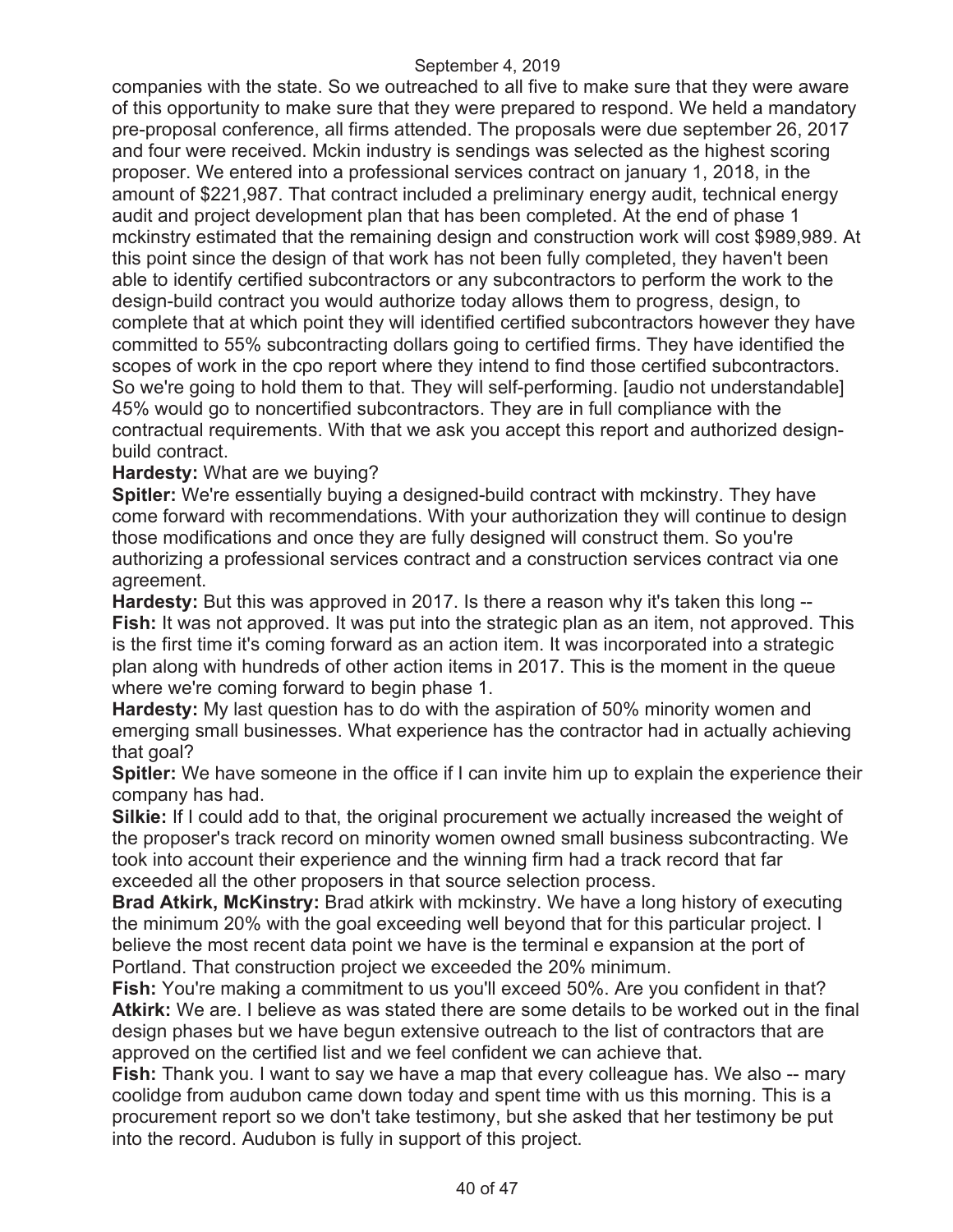companies with the state. So we outreached to all five to make sure that they were aware of this opportunity to make sure that they were prepared to respond. We held a mandatory pre-proposal conference, all firms attended. The proposals were due september 26, 2017 and four were received. Mckin industry is sendings was selected as the highest scoring proposer. We entered into a professional services contract on january 1, 2018, in the amount of $221,987. That contract included a preliminary energy audit, technical energy audit and project development plan that has been completed. At the end of phase 1 mckinstry estimated that the remaining design and construction work will cost $989,989. At this point since the design of that work has not been fully completed, they haven't been able to identify certified subcontractors or any subcontractors to perform the work to the design-build contract you would authorize today allows them to progress, design, to complete that at which point they will identified certified subcontractors however they have committed to 55% subcontracting dollars going to certified firms. They have identified the scopes of work in the cpo report where they intend to find those certified subcontractors. So we're going to hold them to that. They will self-performing. [audio not understandable] 45% would go to noncertified subcontractors. They are in full compliance with the contractual requirements. With that we ask you accept this report and authorized design-build contract.

**Hardesty:** What are we buying?

**Spitler:** We're essentially buying a designed-build contract with mckinstry. They have come forward with recommendations. With your authorization they will continue to design those modifications and once they are fully designed will construct them. So you're authorizing a professional services contract and a construction services contract via one agreement.

**Hardesty:** But this was approved in 2017. Is there a reason why it's taken this long --

**Fish:** It was not approved. It was put into the strategic plan as an item, not approved. This is the first time it's coming forward as an action item. It was incorporated into a strategic plan along with hundreds of other action items in 2017. This is the moment in the queue where we're coming forward to begin phase 1.

**Hardesty:** My last question has to do with the aspiration of 50% minority women and emerging small businesses. What experience has the contractor had in actually achieving that goal?

**Spitler:** We have someone in the office if I can invite him up to explain the experience their company has had.

**Silkie:** If I could add to that, the original procurement we actually increased the weight of the proposer's track record on minority women owned small business subcontracting. We took into account their experience and the winning firm had a track record that far exceeded all the other proposers in that source selection process.

**Brad Atkirk, McKinstry:** Brad atkirk with mckinstry. We have a long history of executing the minimum 20% with the goal exceeding well beyond that for this particular project. I believe the most recent data point we have is the terminal e expansion at the port of Portland. That construction project we exceeded the 20% minimum.

**Fish:** You're making a commitment to us you'll exceed 50%. Are you confident in that?

**Atkirk:** We are. I believe as was stated there are some details to be worked out in the final design phases but we have begun extensive outreach to the list of contractors that are approved on the certified list and we feel confident we can achieve that.

**Fish:** Thank you. I want to say we have a map that every colleague has. We also -- mary coolidge from audubon came down today and spent time with us this morning. This is a procurement report so we don't take testimony, but she asked that her testimony be put into the record. Audubon is fully in support of this project.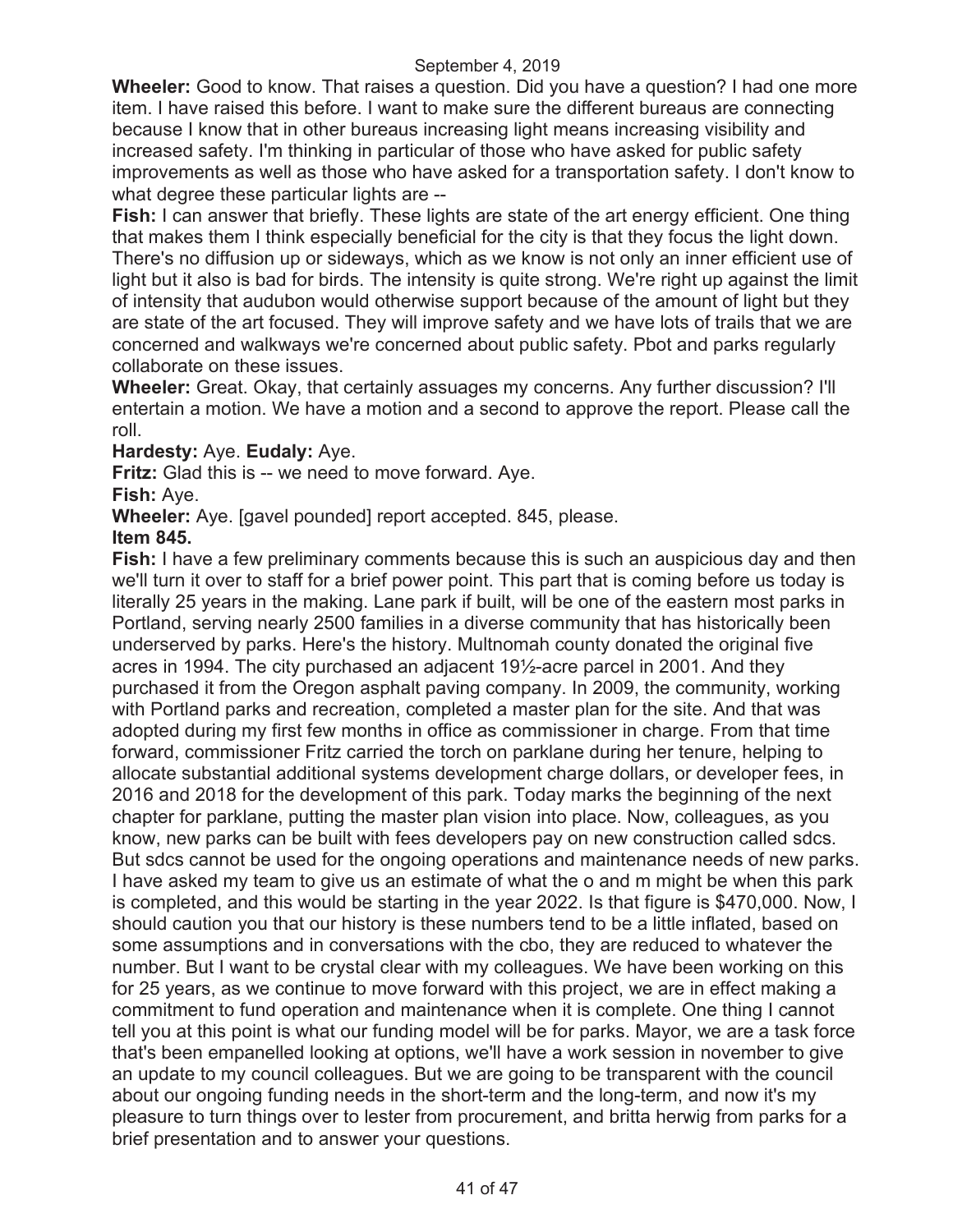**Wheeler:** Good to know. That raises a question. Did you have a question? I had one more item. I have raised this before. I want to make sure the different bureaus are connecting because I know that in other bureaus increasing light means increasing visibility and increased safety. I'm thinking in particular of those who have asked for public safety improvements as well as those who have asked for a transportation safety. I don't know to what degree these particular lights are --

**Fish:** I can answer that briefly. These lights are state of the art energy efficient. One thing that makes them I think especially beneficial for the city is that they focus the light down. There's no diffusion up or sideways, which as we know is not only an inner efficient use of light but it also is bad for birds. The intensity is quite strong. We're right up against the limit of intensity that audubon would otherwise support because of the amount of light but they are state of the art focused. They will improve safety and we have lots of trails that we are concerned and walkways we're concerned about public safety. Pbot and parks regularly collaborate on these issues.

**Wheeler:** Great. Okay, that certainly assuages my concerns. Any further discussion? I'll entertain a motion. We have a motion and a second to approve the report. Please call the roll.

**Hardesty:** Aye. **Eudaly:** Aye.

**Fritz:** Glad this is -- we need to move forward. Aye.

**Fish:** Aye.

**Wheeler:** Aye. [gavel pounded] report accepted. 845, please.

**Item 845.**

**Fish:** I have a few preliminary comments because this is such an auspicious day and then we'll turn it over to staff for a brief power point. This part that is coming before us today is literally 25 years in the making. Lane park if built, will be one of the eastern most parks in Portland, serving nearly 2500 families in a diverse community that has historically been underserved by parks. Here's the history. Multnomah county donated the original five acres in 1994. The city purchased an adjacent 19½-acre parcel in 2001. And they purchased it from the Oregon asphalt paving company. In 2009, the community, working with Portland parks and recreation, completed a master plan for the site. And that was adopted during my first few months in office as commissioner in charge. From that time forward, commissioner Fritz carried the torch on parklane during her tenure, helping to allocate substantial additional systems development charge dollars, or developer fees, in 2016 and 2018 for the development of this park. Today marks the beginning of the next chapter for parklane, putting the master plan vision into place. Now, colleagues, as you know, new parks can be built with fees developers pay on new construction called sdcs. But sdcs cannot be used for the ongoing operations and maintenance needs of new parks. I have asked my team to give us an estimate of what the o and m might be when this park is completed, and this would be starting in the year 2022. Is that figure is $470,000. Now, I should caution you that our history is these numbers tend to be a little inflated, based on some assumptions and in conversations with the cbo, they are reduced to whatever the number. But I want to be crystal clear with my colleagues. We have been working on this for 25 years, as we continue to move forward with this project, we are in effect making a commitment to fund operation and maintenance when it is complete. One thing I cannot tell you at this point is what our funding model will be for parks. Mayor, we are a task force that's been empanelled looking at options, we'll have a work session in november to give an update to my council colleagues. But we are going to be transparent with the council about our ongoing funding needs in the short-term and the long-term, and now it's my pleasure to turn things over to lester from procurement, and britta herwig from parks for a brief presentation and to answer your questions.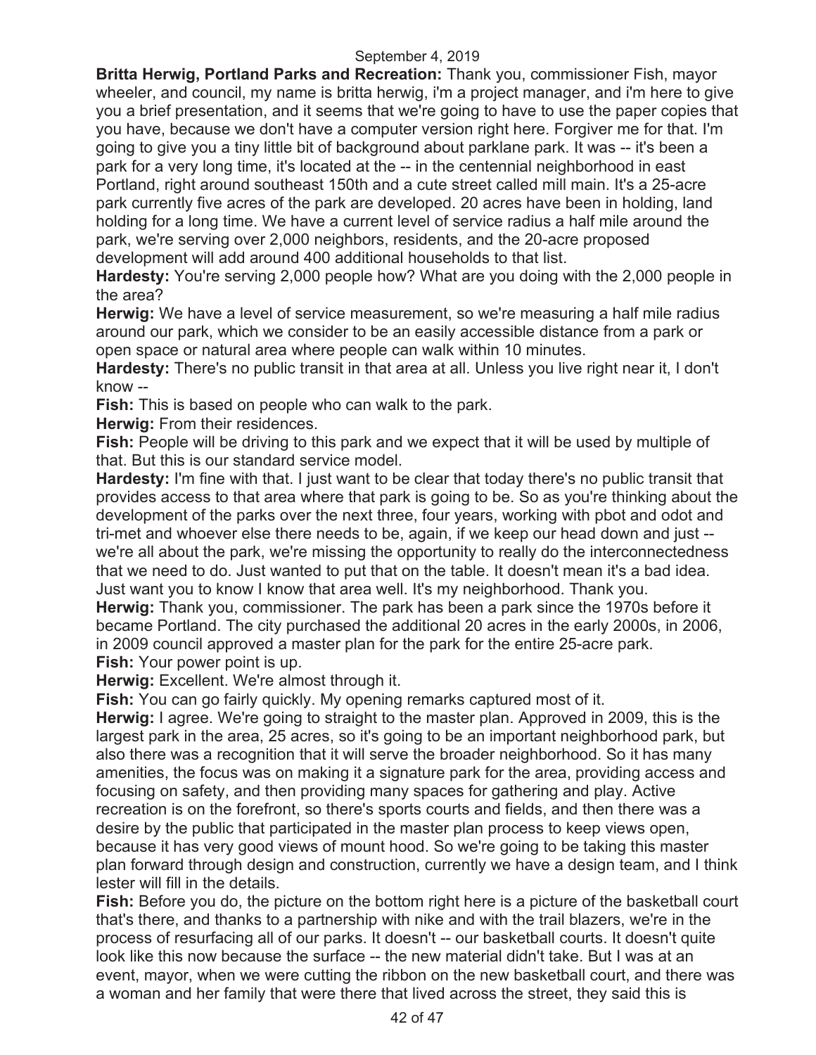**Britta Herwig, Portland Parks and Recreation:** Thank you, commissioner Fish, mayor wheeler, and council, my name is britta herwig, i'm a project manager, and i'm here to give you a brief presentation, and it seems that we're going to have to use the paper copies that you have, because we don't have a computer version right here. Forgive me for that. I'm going to give you a tiny little bit of background about parklane park. It was -- it's been a park for a very long time, it's located at the -- in the centennial neighborhood in east Portland, right around southeast 150th and a cute street called mill main. It's a 25-acre park currently five acres of the park are developed. 20 acres have been in holding, land holding for a long time. We have a current level of service radius a half mile around the park, we're serving over 2,000 neighbors, residents, and the 20-acre proposed development will add around 400 additional households to that list.

**Hardesty:** You're serving 2,000 people how? What are you doing with the 2,000 people in the area?

**Herwig:** We have a level of service measurement, so we're measuring a half mile radius around our park, which we consider to be an easily accessible distance from a park or open space or natural area where people can walk within 10 minutes.

**Hardesty:** There's no public transit in that area at all. Unless you live right near it, I don't know --

**Fish:** This is based on people who can walk to the park.

**Herwig:** From their residences.

**Fish:** People will be driving to this park and we expect that it will be used by multiple of that. But this is our standard service model.

**Hardesty:** I'm fine with that. I just want to be clear that today there's no public transit that provides access to that area where that park is going to be. So as you're thinking about the development of the parks over the next three, four years, working with pbot and odot and tri-met and whoever else there needs to be, again, if we keep our head down and just -- we're all about the park, we're missing the opportunity to really do the interconnectedness that we need to do. Just wanted to put that on the table. It doesn't mean it's a bad idea. Just want you to know I know that area well. It's my neighborhood. Thank you.

**Herwig:** Thank you, commissioner. The park has been a park since the 1970s before it became Portland. The city purchased the additional 20 acres in the early 2000s, in 2006, in 2009 council approved a master plan for the park for the entire 25-acre park.

**Fish:** Your power point is up.

**Herwig:** Excellent. We're almost through it.

**Fish:** You can go fairly quickly. My opening remarks captured most of it.

**Herwig:** I agree. We're going to straight to the master plan. Approved in 2009, this is the largest park in the area, 25 acres, so it's going to be an important neighborhood park, but also there was a recognition that it will serve the broader neighborhood. So it has many amenities, the focus was on making it a signature park for the area, providing access and focusing on safety, and then providing many spaces for gathering and play. Active recreation is on the forefront, so there's sports courts and fields, and then there was a desire by the public that participated in the master plan process to keep views open, because it has very good views of mount hood. So we're going to be taking this master plan forward through design and construction, currently we have a design team, and I think lester will fill in the details.

**Fish:** Before you do, the picture on the bottom right here is a picture of the basketball court that's there, and thanks to a partnership with nike and with the trail blazers, we're in the process of resurfacing all of our parks. It doesn't -- our basketball courts. It doesn't quite look like this now because the surface -- the new material didn't take. But I was at an event, mayor, when we were cutting the ribbon on the new basketball court, and there was a woman and her family that were there that lived across the street, they said this is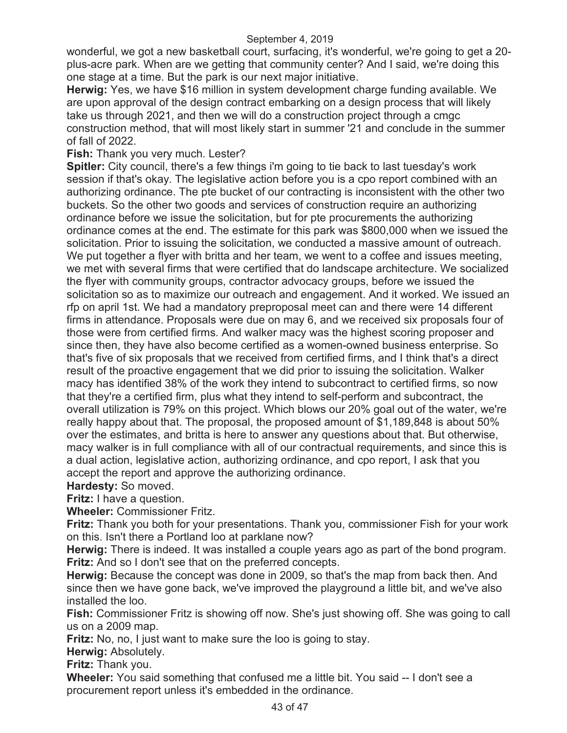wonderful, we got a new basketball court, surfacing, it's wonderful, we're going to get a 20-plus-acre park. When are we getting that community center? And I said, we're doing this one stage at a time. But the park is our next major initiative.

**Herwig:** Yes, we have $16 million in system development charge funding available. We are upon approval of the design contract embarking on a design process that will likely take us through 2021, and then we will do a construction project through a cmgc construction method, that will most likely start in summer '21 and conclude in the summer of fall of 2022.

**Fish:** Thank you very much. Lester?

**Spitler:** City council, there's a few things i'm going to tie back to last tuesday's work session if that's okay. The legislative action before you is a cpo report combined with an authorizing ordinance. The pte bucket of our contracting is inconsistent with the other two buckets. So the other two goods and services of construction require an authorizing ordinance before we issue the solicitation, but for pte procurements the authorizing ordinance comes at the end. The estimate for this park was $800,000 when we issued the solicitation. Prior to issuing the solicitation, we conducted a massive amount of outreach. We put together a flyer with britta and her team, we went to a coffee and issues meeting, we met with several firms that were certified that do landscape architecture. We socialized the flyer with community groups, contractor advocacy groups, before we issued the solicitation so as to maximize our outreach and engagement. And it worked. We issued an rfp on april 1st. We had a mandatory preproposal meet can and there were 14 different firms in attendance. Proposals were due on may 6, and we received six proposals four of those were from certified firms. And walker macy was the highest scoring proposer and since then, they have also become certified as a women-owned business enterprise. So that's five of six proposals that we received from certified firms, and I think that's a direct result of the proactive engagement that we did prior to issuing the solicitation. Walker macy has identified 38% of the work they intend to subcontract to certified firms, so now that they're a certified firm, plus what they intend to self-perform and subcontract, the overall utilization is 79% on this project. Which blows our 20% goal out of the water, we're really happy about that. The proposal, the proposed amount of $1,189,848 is about 50% over the estimates, and britta is here to answer any questions about that. But otherwise, macy walker is in full compliance with all of our contractual requirements, and since this is a dual action, legislative action, authorizing ordinance, and cpo report, I ask that you accept the report and approve the authorizing ordinance.

**Hardesty:** So moved.

**Fritz:** I have a question.

**Wheeler:** Commissioner Fritz.

**Fritz:** Thank you both for your presentations. Thank you, commissioner Fish for your work on this. Isn't there a Portland loo at parklane now?

**Herwig:** There is indeed. It was installed a couple years ago as part of the bond program.

**Fritz:** And so I don't see that on the preferred concepts.

**Herwig:** Because the concept was done in 2009, so that's the map from back then. And since then we have gone back, we've improved the playground a little bit, and we've also installed the loo.

**Fish:** Commissioner Fritz is showing off now. She's just showing off. She was going to call us on a 2009 map.

**Fritz:** No, no, I just want to make sure the loo is going to stay.

**Herwig:** Absolutely.

**Fritz:** Thank you.

**Wheeler:** You said something that confused me a little bit. You said -- I don't see a procurement report unless it's embedded in the ordinance.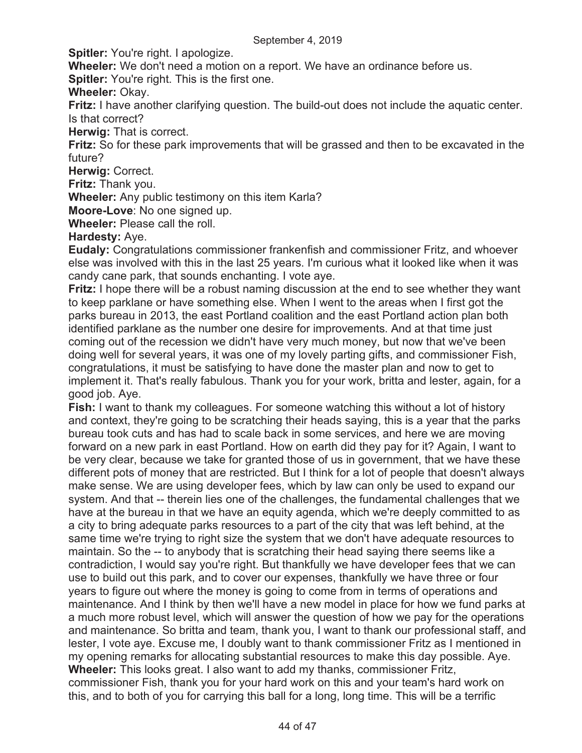**Spitler:** You're right. I apologize.

**Wheeler:** We don't need a motion on a report. We have an ordinance before us.

**Spitler:** You're right. This is the first one.

**Wheeler:** Okay.

**Fritz:** I have another clarifying question. The build-out does not include the aquatic center. Is that correct?

**Herwig:** That is correct.

**Fritz:** So for these park improvements that will be grassed and then to be excavated in the future?

**Herwig:** Correct.

**Fritz:** Thank you.

**Wheeler:** Any public testimony on this item Karla?

**Moore-Love**: No one signed up.

**Wheeler:** Please call the roll.

**Hardesty:** Aye.

**Eudaly:** Congratulations commissioner frankenfish and commissioner Fritz, and whoever else was involved with this in the last 25 years. I'm curious what it looked like when it was candy cane park, that sounds enchanting. I vote aye.

**Fritz:** I hope there will be a robust naming discussion at the end to see whether they want to keep parklane or have something else. When I went to the areas when I first got the parks bureau in 2013, the east Portland coalition and the east Portland action plan both identified parklane as the number one desire for improvements. And at that time just coming out of the recession we didn't have very much money, but now that we've been doing well for several years, it was one of my lovely parting gifts, and commissioner Fish, congratulations, it must be satisfying to have done the master plan and now to get to implement it. That's really fabulous. Thank you for your work, britta and lester, again, for a good job. Aye.

**Fish:** I want to thank my colleagues. For someone watching this without a lot of history and context, they're going to be scratching their heads saying, this is a year that the parks bureau took cuts and has had to scale back in some services, and here we are moving forward on a new park in east Portland. How on earth did they pay for it? Again, I want to be very clear, because we take for granted those of us in government, that we have these different pots of money that are restricted. But I think for a lot of people that doesn't always make sense. We are using developer fees, which by law can only be used to expand our system. And that -- therein lies one of the challenges, the fundamental challenges that we have at the bureau in that we have an equity agenda, which we're deeply committed to as a city to bring adequate parks resources to a part of the city that was left behind, at the same time we're trying to right size the system that we don't have adequate resources to maintain. So the -- to anybody that is scratching their head saying there seems like a contradiction, I would say you're right. But thankfully we have developer fees that we can use to build out this park, and to cover our expenses, thankfully we have three or four years to figure out where the money is going to come from in terms of operations and maintenance. And I think by then we'll have a new model in place for how we fund parks at a much more robust level, which will answer the question of how we pay for the operations and maintenance. So britta and team, thank you, I want to thank our professional staff, and lester, I vote aye. Excuse me, I doubly want to thank commissioner Fritz as I mentioned in my opening remarks for allocating substantial resources to make this day possible. Aye.

**Wheeler:** This looks great. I also want to add my thanks, commissioner Fritz, commissioner Fish, thank you for your hard work on this and your team's hard work on this, and to both of you for carrying this ball for a long, long time. This will be a terrific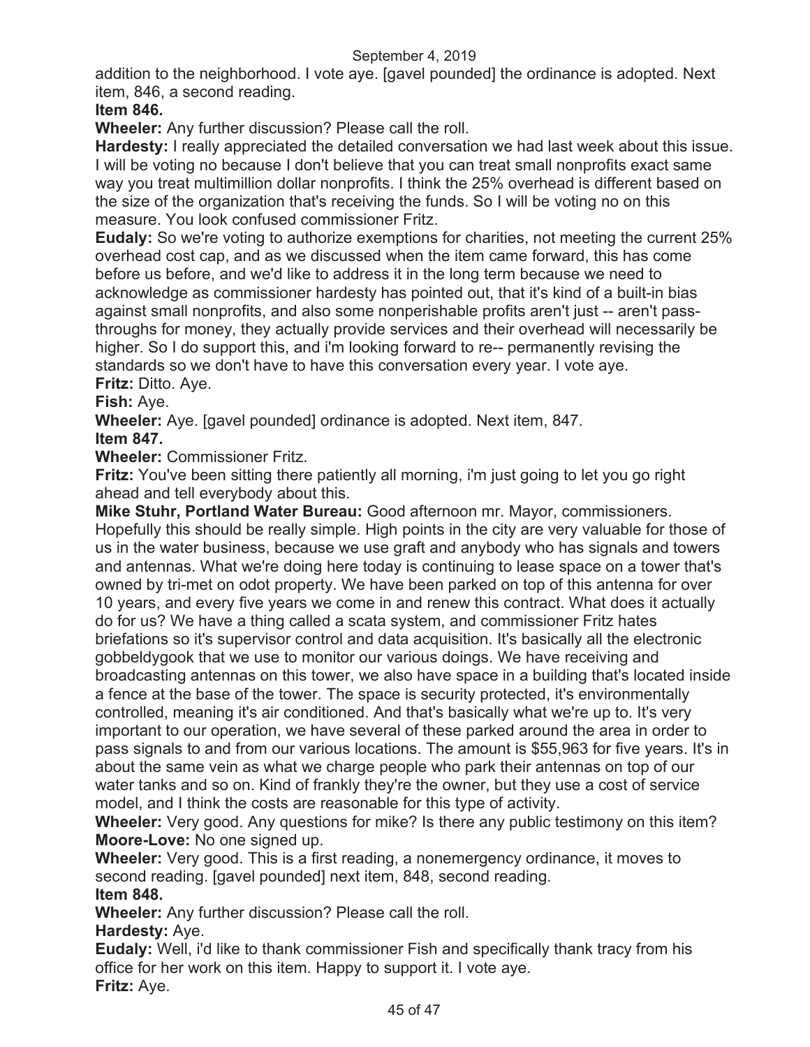addition to the neighborhood. I vote aye. [gavel pounded] the ordinance is adopted. Next item, 846, a second reading.

**Item 846.**

**Wheeler:** Any further discussion? Please call the roll.

**Hardesty:** I really appreciated the detailed conversation we had last week about this issue. I will be voting no because I don't believe that you can treat small nonprofits exact same way you treat multimillion dollar nonprofits. I think the 25% overhead is different based on the size of the organization that's receiving the funds. So I will be voting no on this measure. You look confused commissioner Fritz.

**Eudaly:** So we're voting to authorize exemptions for charities, not meeting the current 25% overhead cost cap, and as we discussed when the item came forward, this has come before us before, and we'd like to address it in the long term because we need to acknowledge as commissioner hardesty has pointed out, that it's kind of a built-in bias against small nonprofits, and also some nonperishable profits aren't just -- aren't pass-throughs for money, they actually provide services and their overhead will necessarily be higher. So I do support this, and i'm looking forward to re-- permanently revising the standards so we don't have to have this conversation every year. I vote aye.

**Fritz:** Ditto. Aye.

**Fish:** Aye.

**Wheeler:** Aye. [gavel pounded] ordinance is adopted. Next item, 847.

**Item 847.**

**Wheeler:** Commissioner Fritz.

**Fritz:** You've been sitting there patiently all morning, i'm just going to let you go right ahead and tell everybody about this.

**Mike Stuhr, Portland Water Bureau:** Good afternoon mr. Mayor, commissioners. Hopefully this should be really simple. High points in the city are very valuable for those of us in the water business, because we use graft and anybody who has signals and towers and antennas. What we're doing here today is continuing to lease space on a tower that's owned by tri-met on odot property. We have been parked on top of this antenna for over 10 years, and every five years we come in and renew this contract. What does it actually do for us? We have a thing called a scata system, and commissioner Fritz hates briefations so it's supervisor control and data acquisition. It's basically all the electronic gobbeldygook that we use to monitor our various doings. We have receiving and broadcasting antennas on this tower, we also have space in a building that's located inside a fence at the base of the tower. The space is security protected, it's environmentally controlled, meaning it's air conditioned. And that's basically what we're up to. It's very important to our operation, we have several of these parked around the area in order to pass signals to and from our various locations. The amount is $55,963 for five years. It's in about the same vein as what we charge people who park their antennas on top of our water tanks and so on. Kind of frankly they're the owner, but they use a cost of service model, and I think the costs are reasonable for this type of activity.

**Wheeler:** Very good. Any questions for mike? Is there any public testimony on this item?

**Moore-Love:** No one signed up.

**Wheeler:** Very good. This is a first reading, a nonemergency ordinance, it moves to second reading. [gavel pounded] next item, 848, second reading.

**Item 848.**

**Wheeler:** Any further discussion? Please call the roll.

**Hardesty:** Aye.

**Eudaly:** Well, i'd like to thank commissioner Fish and specifically thank tracy from his office for her work on this item. Happy to support it. I vote aye.

**Fritz:** Aye.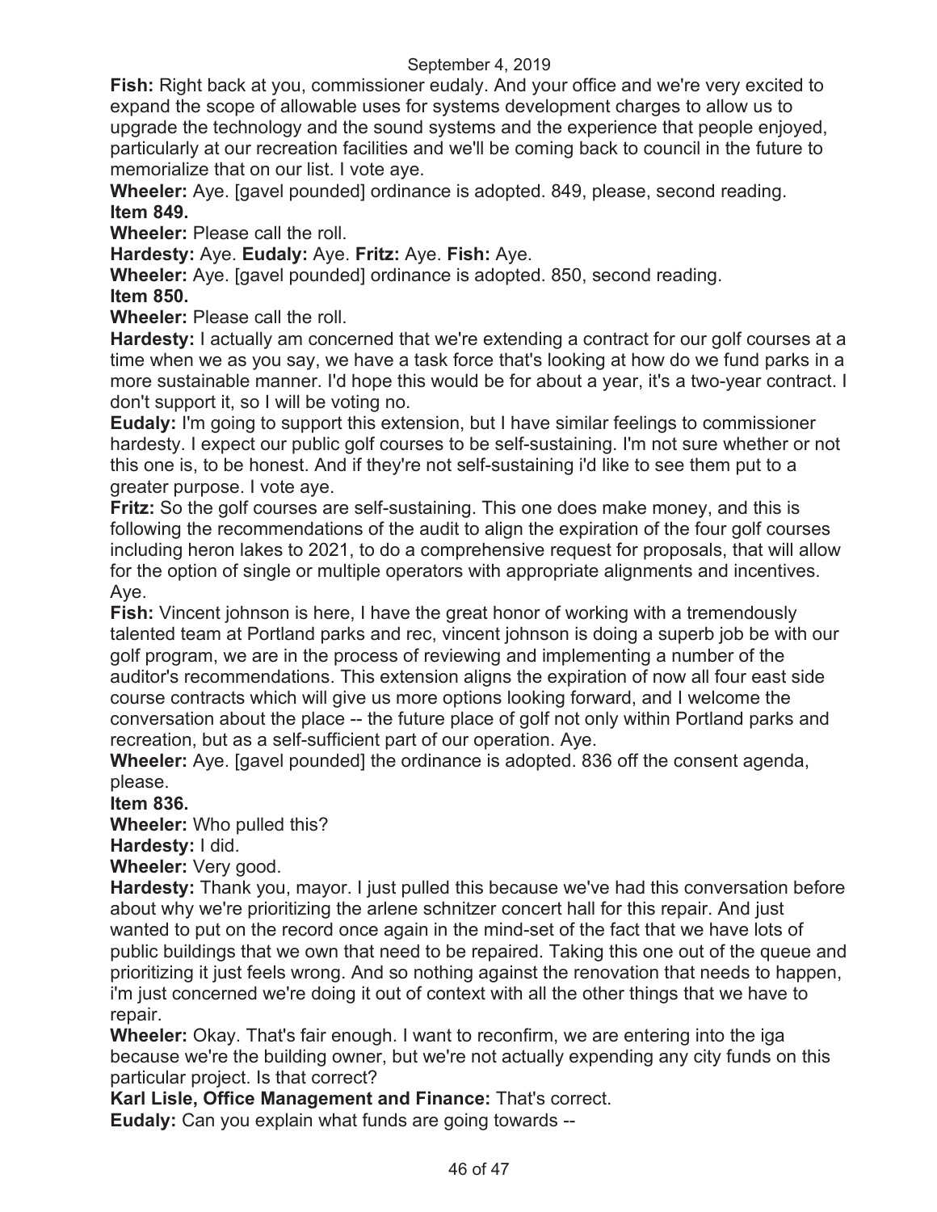**Fish:** Right back at you, commissioner eudaly. And your office and we're very excited to expand the scope of allowable uses for systems development charges to allow us to upgrade the technology and the sound systems and the experience that people enjoyed, particularly at our recreation facilities and we'll be coming back to council in the future to memorialize that on our list. I vote aye.

**Wheeler:** Aye. [gavel pounded] ordinance is adopted. 849, please, second reading.

**Item 849.**

**Wheeler:** Please call the roll.

**Hardesty:** Aye. **Eudaly:** Aye. **Fritz:** Aye. **Fish:** Aye.

**Wheeler:** Aye. [gavel pounded] ordinance is adopted. 850, second reading.

**Item 850.**

**Wheeler:** Please call the roll.

**Hardesty:** I actually am concerned that we're extending a contract for our golf courses at a time when we as you say, we have a task force that's looking at how do we fund parks in a more sustainable manner. I'd hope this would be for about a year, it's a two-year contract. I don't support it, so I will be voting no.

**Eudaly:** I'm going to support this extension, but I have similar feelings to commissioner hardesty. I expect our public golf courses to be self-sustaining. I'm not sure whether or not this one is, to be honest. And if they're not self-sustaining i'd like to see them put to a greater purpose. I vote aye.

**Fritz:** So the golf courses are self-sustaining. This one does make money, and this is following the recommendations of the audit to align the expiration of the four golf courses including heron lakes to 2021, to do a comprehensive request for proposals, that will allow for the option of single or multiple operators with appropriate alignments and incentives. Aye.

**Fish:** Vincent johnson is here, I have the great honor of working with a tremendously talented team at Portland parks and rec, vincent johnson is doing a superb job be with our golf program, we are in the process of reviewing and implementing a number of the auditor's recommendations. This extension aligns the expiration of now all four east side course contracts which will give us more options looking forward, and I welcome the conversation about the place -- the future place of golf not only within Portland parks and recreation, but as a self-sufficient part of our operation. Aye.

**Wheeler:** Aye. [gavel pounded] the ordinance is adopted. 836 off the consent agenda, please.

**Item 836.**

**Wheeler:** Who pulled this?

**Hardesty:** I did.

**Wheeler:** Very good.

**Hardesty:** Thank you, mayor. I just pulled this because we've had this conversation before about why we're prioritizing the arlene schnitzer concert hall for this repair. And just wanted to put on the record once again in the mind-set of the fact that we have lots of public buildings that we own that need to be repaired. Taking this one out of the queue and prioritizing it just feels wrong. And so nothing against the renovation that needs to happen, i'm just concerned we're doing it out of context with all the other things that we have to repair.

**Wheeler:** Okay. That's fair enough. I want to reconfirm, we are entering into the iga because we're the building owner, but we're not actually expending any city funds on this particular project. Is that correct?

**Karl Lisle, Office Management and Finance:** That's correct.

**Eudaly:** Can you explain what funds are going towards --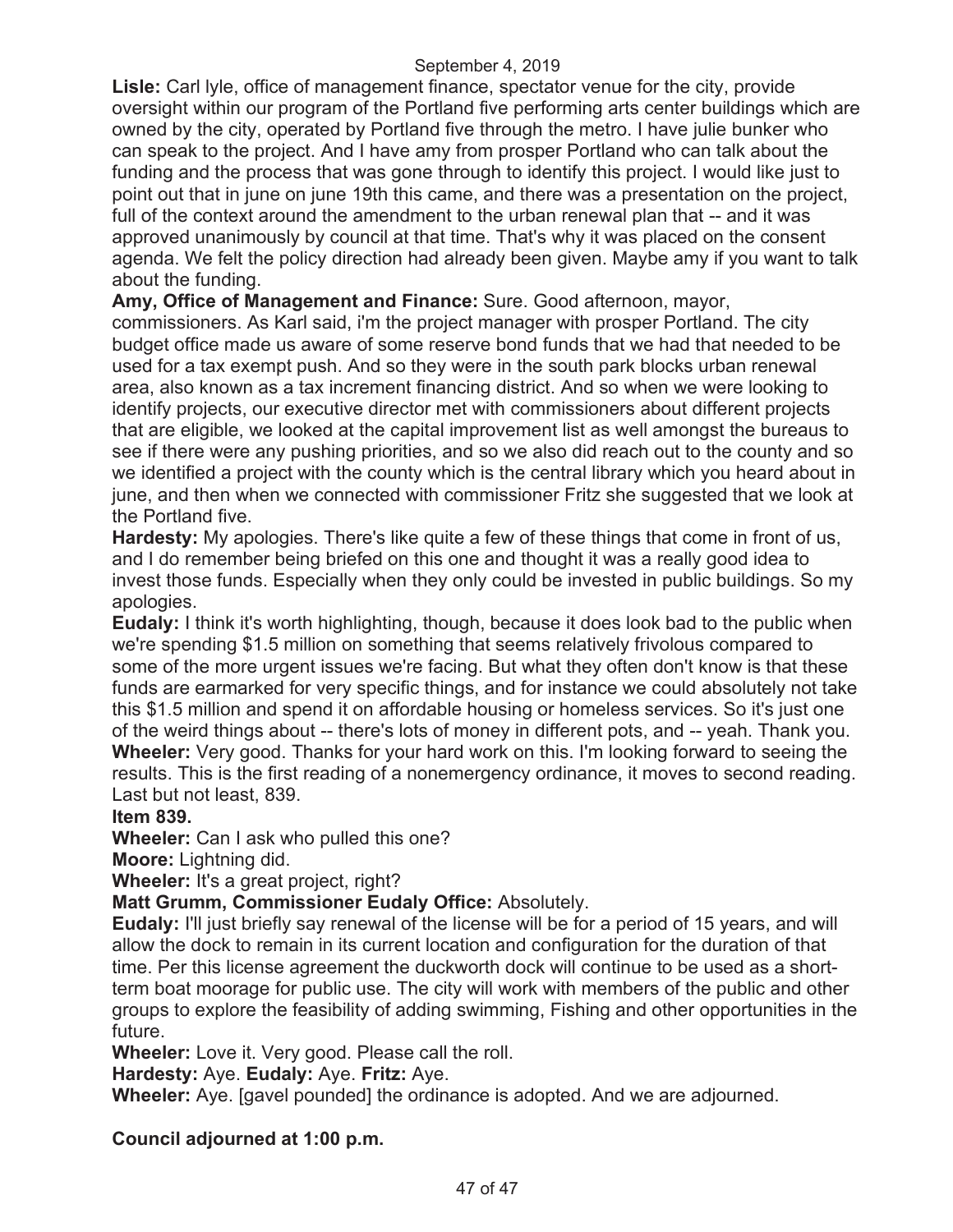**Lisle:** Carl lyle, office of management finance, spectator venue for the city, provide oversight within our program of the Portland five performing arts center buildings which are owned by the city, operated by Portland five through the metro. I have julie bunker who can speak to the project. And I have amy from prosper Portland who can talk about the funding and the process that was gone through to identify this project. I would like just to point out that in june on june 19th this came, and there was a presentation on the project, full of the context around the amendment to the urban renewal plan that -- and it was approved unanimously by council at that time. That's why it was placed on the consent agenda. We felt the policy direction had already been given. Maybe amy if you want to talk about the funding.

**Amy, Office of Management and Finance:** Sure. Good afternoon, mayor, commissioners. As Karl said, i'm the project manager with prosper Portland. The city budget office made us aware of some reserve bond funds that we had that needed to be used for a tax exempt push. And so they were in the south park blocks urban renewal area, also known as a tax increment financing district. And so when we were looking to identify projects, our executive director met with commissioners about different projects that are eligible, we looked at the capital improvement list as well amongst the bureaus to see if there were any pushing priorities, and so we also did reach out to the county and so we identified a project with the county which is the central library which you heard about in june, and then when we connected with commissioner Fritz she suggested that we look at the Portland five.

**Hardesty:** My apologies. There's like quite a few of these things that come in front of us, and I do remember being briefed on this one and thought it was a really good idea to invest those funds. Especially when they only could be invested in public buildings. So my apologies.

**Eudaly:** I think it's worth highlighting, though, because it does look bad to the public when we're spending $1.5 million on something that seems relatively frivolous compared to some of the more urgent issues we're facing. But what they often don't know is that these funds are earmarked for very specific things, and for instance we could absolutely not take this $1.5 million and spend it on affordable housing or homeless services. So it's just one of the weird things about -- there's lots of money in different pots, and -- yeah. Thank you.

**Wheeler:** Very good. Thanks for your hard work on this. I'm looking forward to seeing the results. This is the first reading of a nonemergency ordinance, it moves to second reading. Last but not least, 839.

**Item 839.**

**Wheeler:** Can I ask who pulled this one?

**Moore:** Lightning did.

**Wheeler:** It's a great project, right?

**Matt Grumm, Commissioner Eudaly Office:** Absolutely.

**Eudaly:** I'll just briefly say renewal of the license will be for a period of 15 years, and will allow the dock to remain in its current location and configuration for the duration of that time. Per this license agreement the duckworth dock will continue to be used as a short-term boat moorage for public use. The city will work with members of the public and other groups to explore the feasibility of adding swimming, Fishing and other opportunities in the future.

**Wheeler:** Love it. Very good. Please call the roll.

**Hardesty:** Aye. **Eudaly:** Aye. **Fritz:** Aye.

**Wheeler:** Aye. [gavel pounded] the ordinance is adopted. And we are adjourned.

**Council adjourned at 1:00 p.m.**